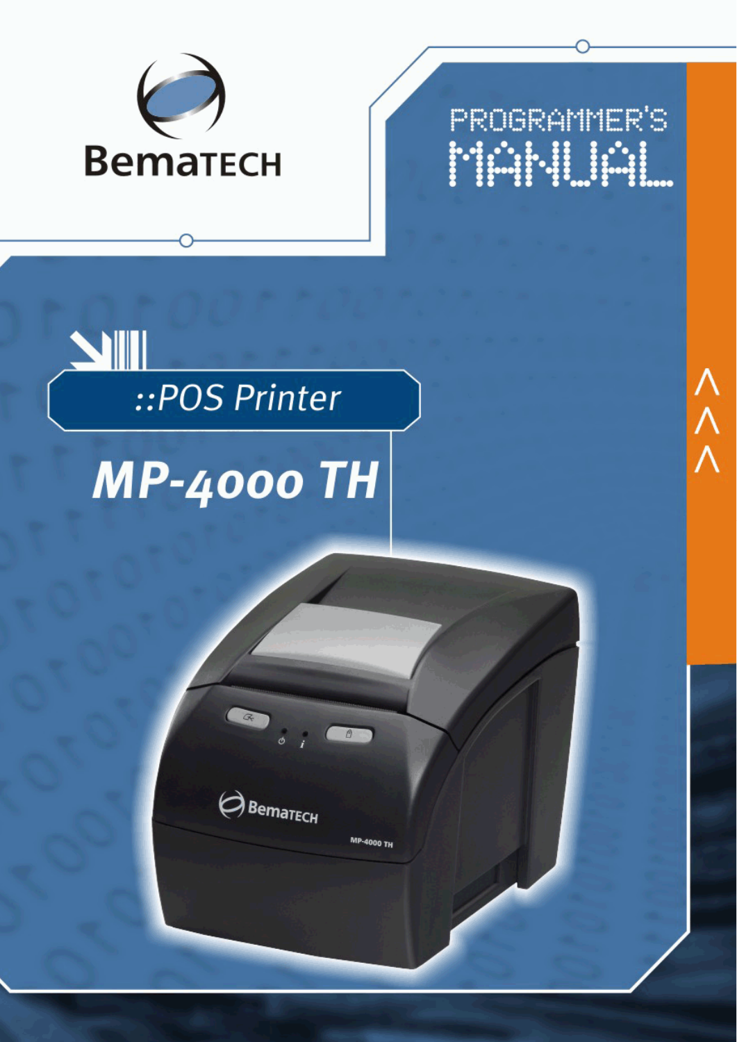BemaTECH

# PROGRAMMER'S MANUAL

## ::POS Printer

# MP-4000 TH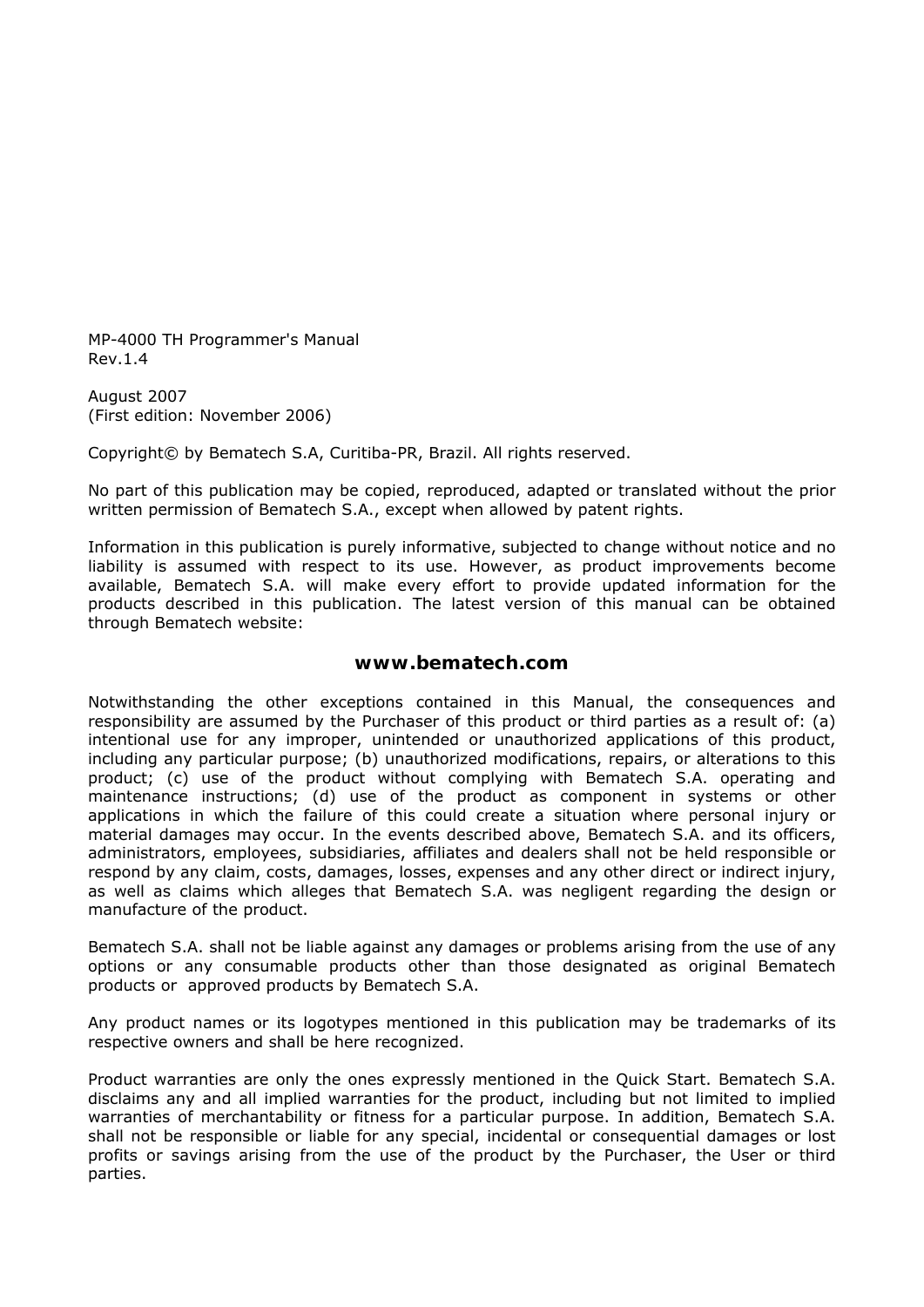MP-4000 TH Programmer's Manual
Rev.1.4

August 2007
(First edition: November 2006)

Copyright© by Bematech S.A, Curitiba-PR, Brazil. All rights reserved.

No part of this publication may be copied, reproduced, adapted or translated without the prior written permission of Bematech S.A., except when allowed by patent rights.

Information in this publication is purely informative, subjected to change without notice and no liability is assumed with respect to its use. However, as product improvements become available, Bematech S.A. will make every effort to provide updated information for the products described in this publication. The latest version of this manual can be obtained through Bematech website:

**www.bematech.com**

Notwithstanding the other exceptions contained in this Manual, the consequences and responsibility are assumed by the Purchaser of this product or third parties as a result of: (a) intentional use for any improper, unintended or unauthorized applications of this product, including any particular purpose; (b) unauthorized modifications, repairs, or alterations to this product; (c) use of the product without complying with Bematech S.A. operating and maintenance instructions; (d) use of the product as component in systems or other applications in which the failure of this could create a situation where personal injury or material damages may occur. In the events described above, Bematech S.A. and its officers, administrators, employees, subsidiaries, affiliates and dealers shall not be held responsible or respond by any claim, costs, damages, losses, expenses and any other direct or indirect injury, as well as claims which alleges that Bematech S.A. was negligent regarding the design or manufacture of the product.

Bematech S.A. shall not be liable against any damages or problems arising from the use of any options or any consumable products other than those designated as original Bematech products or approved products by Bematech S.A.

Any product names or its logotypes mentioned in this publication may be trademarks of its respective owners and shall be here recognized.

Product warranties are only the ones expressly mentioned in the Quick Start. Bematech S.A. disclaims any and all implied warranties for the product, including but not limited to implied warranties of merchantability or fitness for a particular purpose. In addition, Bematech S.A. shall not be responsible or liable for any special, incidental or consequential damages or lost profits or savings arising from the use of the product by the Purchaser, the User or third parties.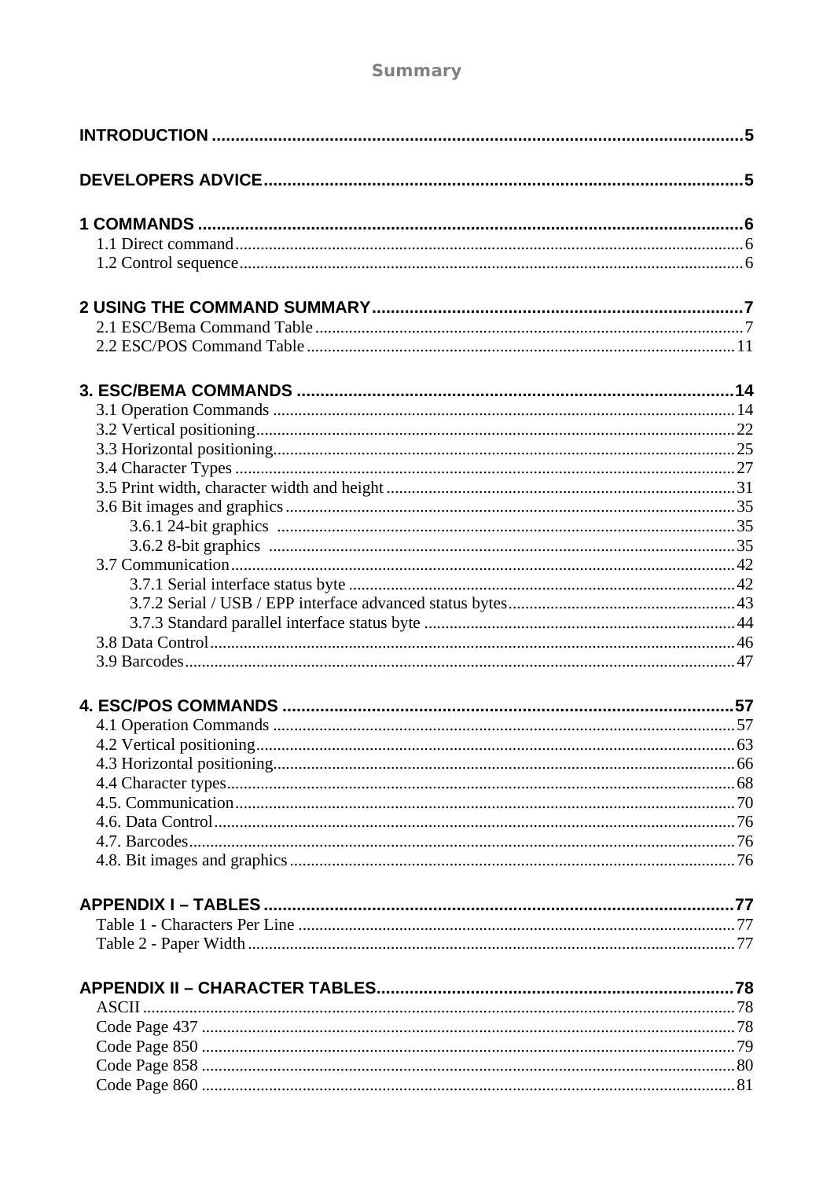# Summary

**INTRODUCTION** ........................................................ 5

**DEVELOPERS ADVICE** ........................................................ 5

**1 COMMANDS** ........................................................ 6

- 1.1 Direct command ........................................................ 6
- 1.2 Control sequence ........................................................ 6

**2 USING THE COMMAND SUMMARY** ........................................................ 7

- 2.1 ESC/Bema Command Table ........................................................ 7
- 2.2 ESC/POS Command Table ........................................................ 11

**3. ESC/BEMA COMMANDS** ........................................................ 14

- 3.1 Operation Commands ........................................................ 14
- 3.2 Vertical positioning ........................................................ 22
- 3.3 Horizontal positioning ........................................................ 25
- 3.4 Character Types ........................................................ 27
- 3.5 Print width, character width and height ........................................................ 31
- 3.6 Bit images and graphics ........................................................ 35
  - 3.6.1 24-bit graphics ........................................................ 35
  - 3.6.2 8-bit graphics ........................................................ 35
- 3.7 Communication ........................................................ 42
  - 3.7.1 Serial interface status byte ........................................................ 42
  - 3.7.2 Serial / USB / EPP interface advanced status bytes ........................................................ 43
  - 3.7.3 Standard parallel interface status byte ........................................................ 44
- 3.8 Data Control ........................................................ 46
- 3.9 Barcodes ........................................................ 47

**4. ESC/POS COMMANDS** ........................................................ 57

- 4.1 Operation Commands ........................................................ 57
- 4.2 Vertical positioning ........................................................ 63
- 4.3 Horizontal positioning ........................................................ 66
- 4.4 Character types ........................................................ 68
- 4.5. Communication ........................................................ 70
- 4.6. Data Control ........................................................ 76
- 4.7. Barcodes ........................................................ 76
- 4.8. Bit images and graphics ........................................................ 76

**APPENDIX I – TABLES** ........................................................ 77

- Table 1 - Characters Per Line ........................................................ 77
- Table 2 - Paper Width ........................................................ 77

**APPENDIX II – CHARACTER TABLES** ........................................................ 78

- ASCII ........................................................ 78
- Code Page 437 ........................................................ 78
- Code Page 850 ........................................................ 79
- Code Page 858 ........................................................ 80
- Code Page 860 ........................................................ 81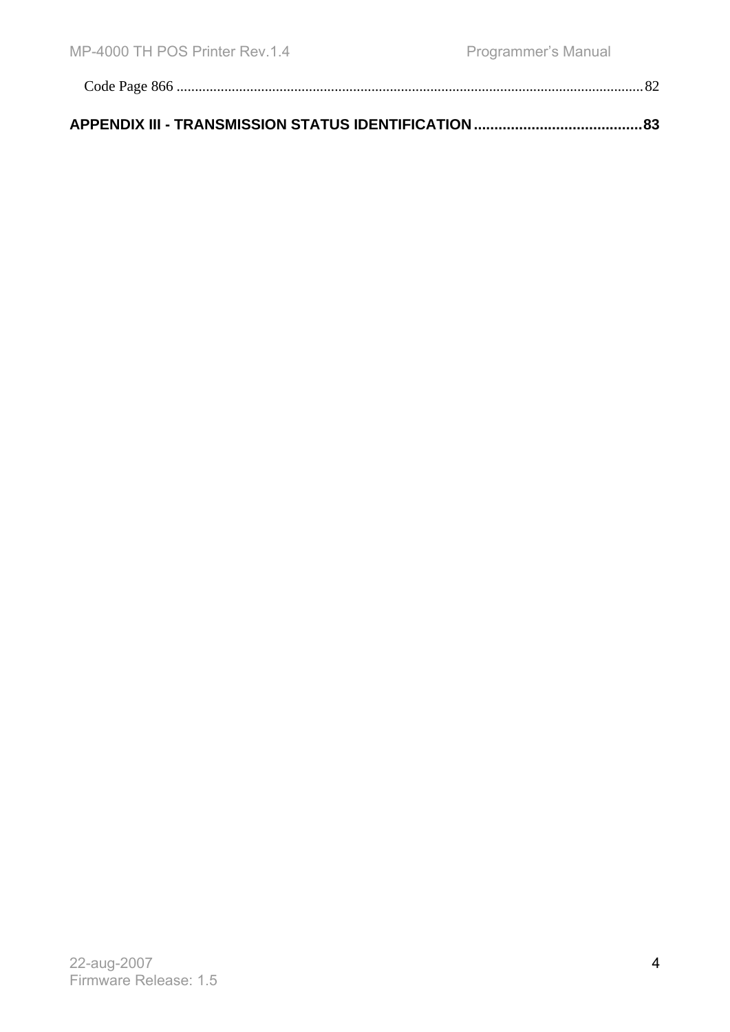Code Page 866 .......................................................................................................................... 82

**APPENDIX III - TRANSMISSION STATUS IDENTIFICATION ........................................ 83**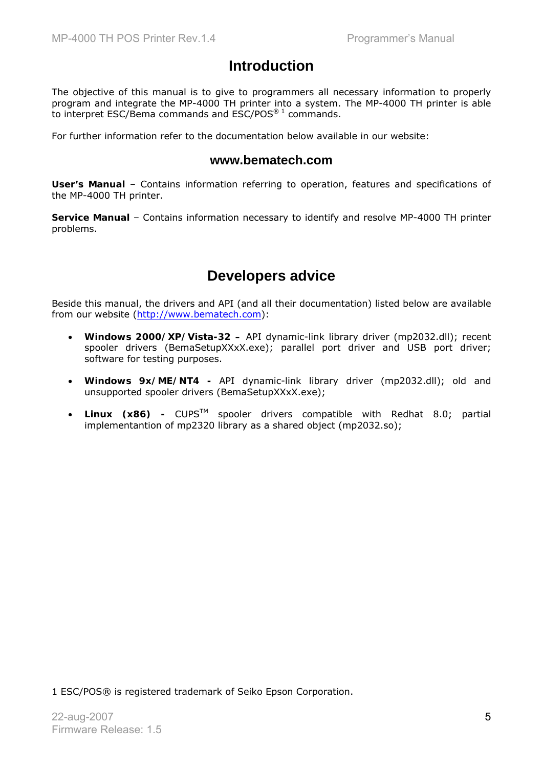# Introduction

The objective of this manual is to give to programmers all necessary information to properly program and integrate the MP-4000 TH printer into a system. The MP-4000 TH printer is able to interpret ESC/Bema commands and ESC/POS® [1] commands.

For further information refer to the documentation below available in our website:

### www.bematech.com

**User's Manual** – Contains information referring to operation, features and specifications of the MP-4000 TH printer.

**Service Manual** – Contains information necessary to identify and resolve MP-4000 TH printer problems.

# Developers advice

Beside this manual, the drivers and API (and all their documentation) listed below are available from our website (http://www.bematech.com):

- **Windows 2000/XP/Vista-32 –** API dynamic-link library driver (mp2032.dll); recent spooler drivers (BemaSetupXXxX.exe); parallel port driver and USB port driver; software for testing purposes.
- **Windows 9x/ME/NT4 -** API dynamic-link library driver (mp2032.dll); old and unsupported spooler drivers (BemaSetupXXxX.exe);
- **Linux (x86) -** CUPS™ spooler drivers compatible with Redhat 8.0; partial implementantion of mp2320 library as a shared object (mp2032.so);

1 ESC/POS® is registered trademark of Seiko Epson Corporation.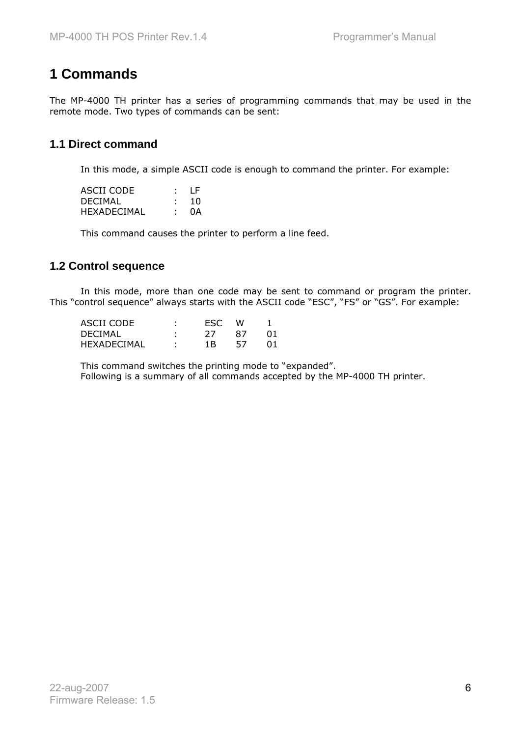# 1 Commands

The MP-4000 TH printer has a series of programming commands that may be used in the remote mode. Two types of commands can be sent:

## 1.1 Direct command

In this mode, a simple ASCII code is enough to command the printer. For example:

| | | |
|---|---|---|
| ASCII CODE | : | LF |
| DECIMAL | : | 10 |
| HEXADECIMAL | : | 0A |

This command causes the printer to perform a line feed.

## 1.2 Control sequence

In this mode, more than one code may be sent to command or program the printer. This “control sequence” always starts with the ASCII code “ESC”, “FS” or “GS”. For example:

| | | | | |
|---|---|---|---|---|
| ASCII CODE | : | ESC | W | 1 |
| DECIMAL | : | 27 | 87 | 01 |
| HEXADECIMAL | : | 1B | 57 | 01 |

This command switches the printing mode to “expanded”.
Following is a summary of all commands accepted by the MP-4000 TH printer.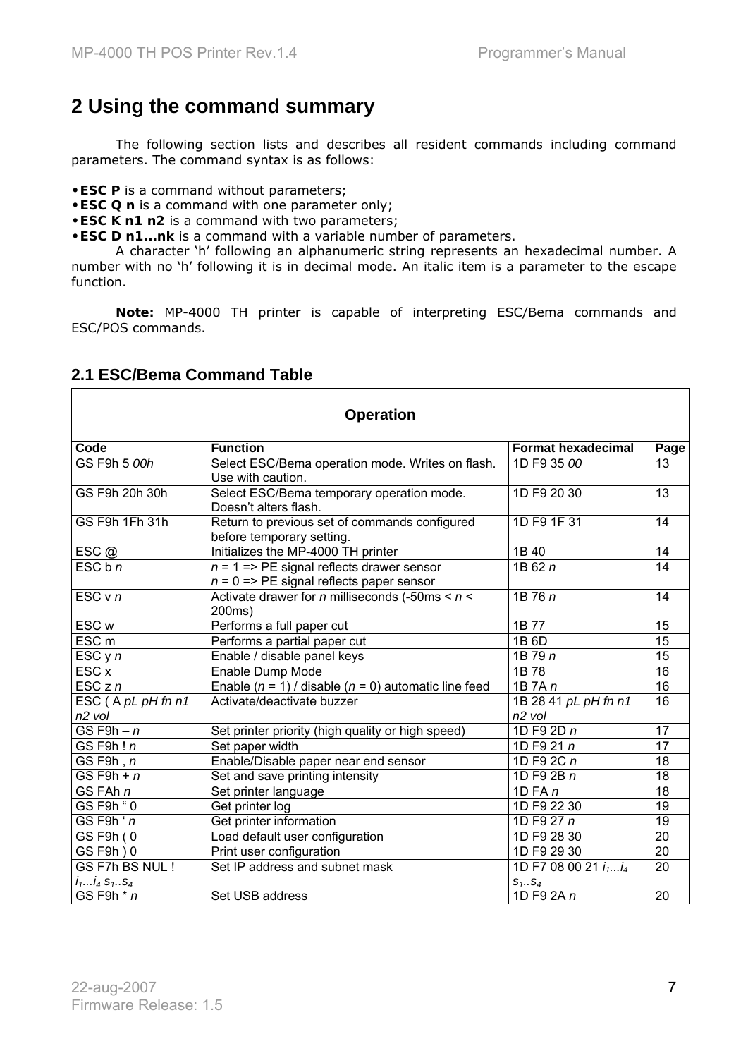# 2 Using the command summary

The following section lists and describes all resident commands including command parameters. The command syntax is as follows:

- **ESC P** is a command without parameters;
- **ESC Q n** is a command with one parameter only;
- **ESC K n1 n2** is a command with two parameters;
- **ESC D n1...nk** is a command with a variable number of parameters.

A character 'h' following an alphanumeric string represents an hexadecimal number. A number with no 'h' following it is in decimal mode. An italic item is a parameter to the escape function.

**Note:** MP-4000 TH printer is capable of interpreting ESC/Bema commands and ESC/POS commands.

## 2.1 ESC/Bema Command Table

| **Operation** | | | |
|---|---|---|---|
| **Code** | **Function** | **Format hexadecimal** | **Page** |
| GS F9h 5 *00h* | Select ESC/Bema operation mode. Writes on flash. Use with caution. | 1D F9 35 *00* | 13 |
| GS F9h 20h 30h | Select ESC/Bema temporary operation mode. Doesn't alters flash. | 1D F9 20 30 | 13 |
| GS F9h 1Fh 31h | Return to previous set of commands configured before temporary setting. | 1D F9 1F 31 | 14 |
| ESC @ | Initializes the MP-4000 TH printer | 1B 40 | 14 |
| ESC b *n* | *n* = 1 => PE signal reflects drawer sensor<br>*n* = 0 => PE signal reflects paper sensor | 1B 62 *n* | 14 |
| ESC v *n* | Activate drawer for *n* milliseconds (-50ms < *n* < 200ms) | 1B 76 *n* | 14 |
| ESC w | Performs a full paper cut | 1B 77 | 15 |
| ESC m | Performs a partial paper cut | 1B 6D | 15 |
| ESC y *n* | Enable / disable panel keys | 1B 79 *n* | 15 |
| ESC x | Enable Dump Mode | 1B 78 | 16 |
| ESC z *n* | Enable (*n* = 1) / disable (*n* = 0) automatic line feed | 1B 7A *n* | 16 |
| ESC ( A *pL pH fn n1 n2 vol* | Activate/deactivate buzzer | 1B 28 41 *pL pH fn n1 n2 vol* | 16 |
| GS F9h – *n* | Set printer priority (high quality or high speed) | 1D F9 2D *n* | 17 |
| GS F9h ! *n* | Set paper width | 1D F9 21 *n* | 17 |
| GS F9h , *n* | Enable/Disable paper near end sensor | 1D F9 2C *n* | 18 |
| GS F9h + *n* | Set and save printing intensity | 1D F9 2B *n* | 18 |
| GS FAh *n* | Set printer language | 1D FA *n* | 18 |
| GS F9h " 0 | Get printer log | 1D F9 22 30 | 19 |
| GS F9h ' *n* | Get printer information | 1D F9 27 *n* | 19 |
| GS F9h ( 0 | Load default user configuration | 1D F9 28 30 | 20 |
| GS F9h ) 0 | Print user configuration | 1D F9 29 30 | 20 |
| GS F7h BS NUL ! $i_1...i_4$ $s_1..s_4$ | Set IP address and subnet mask | 1D F7 08 00 21 $i_1...i_4$ $s_1..s_4$ | 20 |
| GS F9h * *n* | Set USB address | 1D F9 2A *n* | 20 |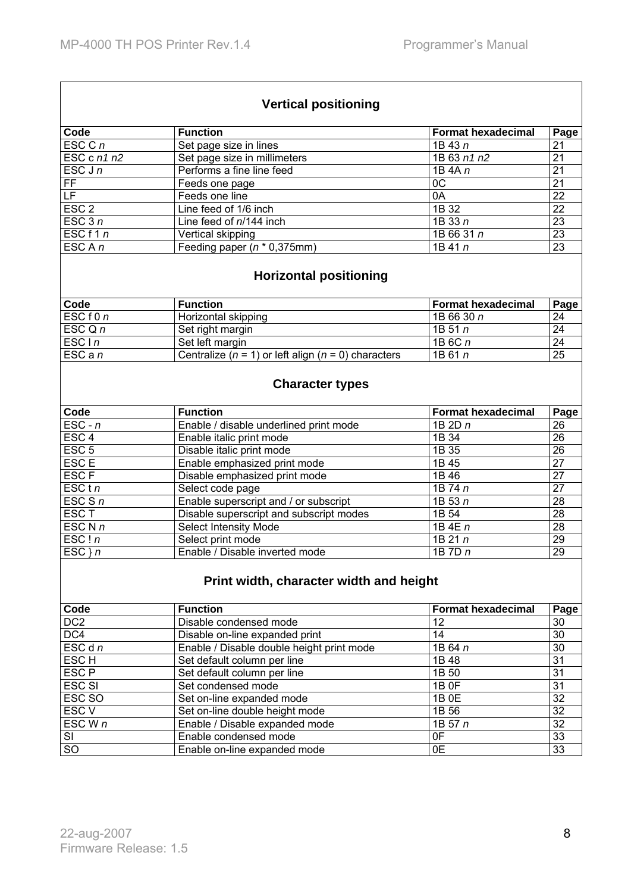## Vertical positioning

| Code | Function | Format hexadecimal | Page |
|---|---|---|---|
| ESC C *n* | Set page size in lines | 1B 43 *n* | 21 |
| ESC c *n1 n2* | Set page size in millimeters | 1B 63 *n1 n2* | 21 |
| ESC J *n* | Performs a fine line feed | 1B 4A *n* | 21 |
| FF | Feeds one page | 0C | 21 |
| LF | Feeds one line | 0A | 22 |
| ESC 2 | Line feed of 1/6 inch | 1B 32 | 22 |
| ESC 3 *n* | Line feed of *n*/144 inch | 1B 33 *n* | 23 |
| ESC f 1 *n* | Vertical skipping | 1B 66 31 *n* | 23 |
| ESC A *n* | Feeding paper (*n* * 0,375mm) | 1B 41 *n* | 23 |

## Horizontal positioning

| Code | Function | Format hexadecimal | Page |
|---|---|---|---|
| ESC f 0 *n* | Horizontal skipping | 1B 66 30 *n* | 24 |
| ESC Q *n* | Set right margin | 1B 51 *n* | 24 |
| ESC l *n* | Set left margin | 1B 6C *n* | 24 |
| ESC a *n* | Centralize (*n* = 1) or left align (*n* = 0) characters | 1B 61 *n* | 25 |

## Character types

| Code | Function | Format hexadecimal | Page |
|---|---|---|---|
| ESC - *n* | Enable / disable underlined print mode | 1B 2D *n* | 26 |
| ESC 4 | Enable italic print mode | 1B 34 | 26 |
| ESC 5 | Disable italic print mode | 1B 35 | 26 |
| ESC E | Enable emphasized print mode | 1B 45 | 27 |
| ESC F | Disable emphasized print mode | 1B 46 | 27 |
| ESC t *n* | Select code page | 1B 74 *n* | 27 |
| ESC S *n* | Enable superscript and / or subscript | 1B 53 *n* | 28 |
| ESC T | Disable superscript and subscript modes | 1B 54 | 28 |
| ESC N *n* | Select Intensity Mode | 1B 4E *n* | 28 |
| ESC ! *n* | Select print mode | 1B 21 *n* | 29 |
| ESC } *n* | Enable / Disable inverted mode | 1B 7D *n* | 29 |

## Print width, character width and height

| Code | Function | Format hexadecimal | Page |
|---|---|---|---|
| DC2 | Disable condensed mode | 12 | 30 |
| DC4 | Disable on-line expanded print | 14 | 30 |
| ESC d *n* | Enable / Disable double height print mode | 1B 64 *n* | 30 |
| ESC H | Set default column per line | 1B 48 | 31 |
| ESC P | Set default column per line | 1B 50 | 31 |
| ESC SI | Set condensed mode | 1B 0F | 31 |
| ESC SO | Set on-line expanded mode | 1B 0E | 32 |
| ESC V | Set on-line double height mode | 1B 56 | 32 |
| ESC W *n* | Enable / Disable expanded mode | 1B 57 *n* | 32 |
| SI | Enable condensed mode | 0F | 33 |
| SO | Enable on-line expanded mode | 0E | 33 |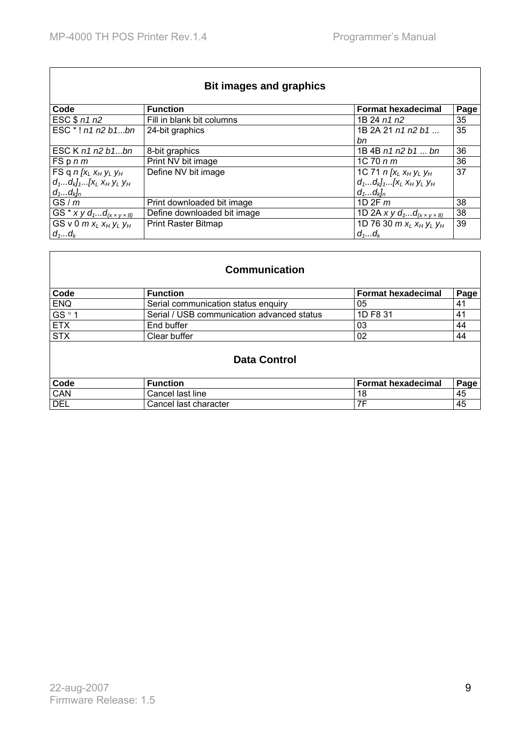### Bit images and graphics

| Code | Function | Format hexadecimal | Page |
|---|---|---|---|
| ESC $ *n1 n2* | Fill in blank bit columns | 1B 24 *n1 n2* | 35 |
| ESC * ! *n1 n2 b1...bn* | 24-bit graphics | 1B 2A 21 *n1 n2 b1 ... bn* | 35 |
| ESC K *n1 n2 b1...bn* | 8-bit graphics | 1B 4B *n1 n2 b1 ... bn* | 36 |
| FS p *n m* | Print NV bit image | 1C 70 *n m* | 36 |
| FS q *n* $[x_L\ x_H\ y_L\ y_H\ d_1...d_k]_1...[x_L\ x_H\ y_L\ y_H\ d_1...d_k]_n$ | Define NV bit image | 1C 71 *n* $[x_L\ x_H\ y_L\ y_H\ d_1...d_k]_1...[x_L\ x_H\ y_L\ y_H\ d_1...d_k]_n$ | 37 |
| GS / *m* | Print downloaded bit image | 1D 2F *m* | 38 |
| GS * *x y* $d_1...d_{(x \times y \times 8)}$ | Define downloaded bit image | 1D 2A *x y* $d_1...d_{(x \times y \times 8)}$ | 38 |
| GS v 0 *m* $x_L\ x_H\ y_L\ y_H\ d_1...d_k$ | Print Raster Bitmap | 1D 76 30 *m* $x_L\ x_H\ y_L\ y_H\ d_1...d_k$ | 39 |

### Communication

| Code | Function | Format hexadecimal | Page |
|---|---|---|---|
| ENQ | Serial communication status enquiry | 05 | 41 |
| GS ° 1 | Serial / USB communication advanced status | 1D F8 31 | 41 |
| ETX | End buffer | 03 | 44 |
| STX | Clear buffer | 02 | 44 |

### Data Control

| Code | Function | Format hexadecimal | Page |
|---|---|---|---|
| CAN | Cancel last line | 18 | 45 |
| DEL | Cancel last character | 7F | 45 |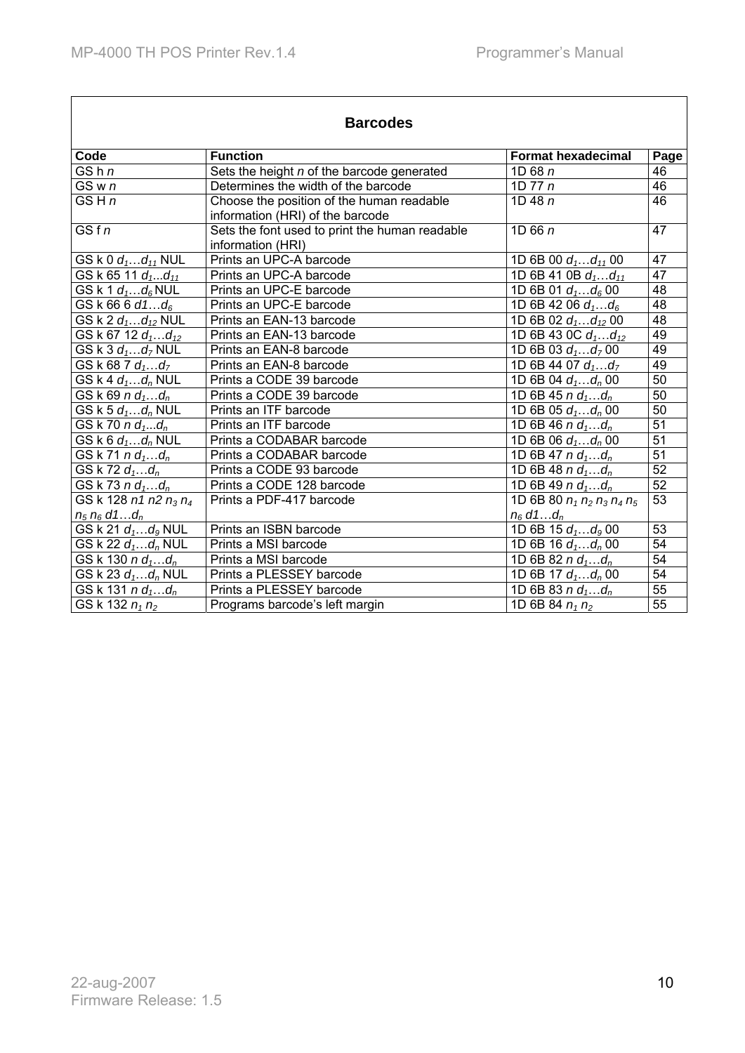## Barcodes

| Code | Function | Format hexadecimal | Page |
|---|---|---|---|
| GS h *n* | Sets the height *n* of the barcode generated | 1D 68 *n* | 46 |
| GS w *n* | Determines the width of the barcode | 1D 77 *n* | 46 |
| GS H *n* | Choose the position of the human readable information (HRI) of the barcode | 1D 48 *n* | 46 |
| GS f *n* | Sets the font used to print the human readable information (HRI) | 1D 66 *n* | 47 |
| GS k 0 $d_1…d_{11}$ NUL | Prints an UPC-A barcode | 1D 6B 00 $d_1…d_{11}$ 00 | 47 |
| GS k 65 11 $d_1...d_{11}$ | Prints an UPC-A barcode | 1D 6B 41 0B $d_1…d_{11}$ | 47 |
| GS k 1 $d_1…d_6$ NUL | Prints an UPC-E barcode | 1D 6B 01 $d_1…d_6$ 00 | 48 |
| GS k 66 6 $d1…d_6$ | Prints an UPC-E barcode | 1D 6B 42 06 $d_1…d_6$ | 48 |
| GS k 2 $d_1…d_{12}$ NUL | Prints an EAN-13 barcode | 1D 6B 02 $d_1…d_{12}$ 00 | 48 |
| GS k 67 12 $d_1…d_{12}$ | Prints an EAN-13 barcode | 1D 6B 43 0C $d_1…d_{12}$ | 49 |
| GS k 3 $d_1…d_7$ NUL | Prints an EAN-8 barcode | 1D 6B 03 $d_1…d_7$ 00 | 49 |
| GS k 68 7 $d_1…d_7$ | Prints an EAN-8 barcode | 1D 6B 44 07 $d_1…d_7$ | 49 |
| GS k 4 $d_1…d_n$ NUL | Prints a CODE 39 barcode | 1D 6B 04 $d_1…d_n$ 00 | 50 |
| GS k 69 $n$ $d_1…d_n$ | Prints a CODE 39 barcode | 1D 6B 45 $n$ $d_1…d_n$ | 50 |
| GS k 5 $d_1…d_n$ NUL | Prints an ITF barcode | 1D 6B 05 $d_1…d_n$ 00 | 50 |
| GS k 70 $n$ $d_1...d_n$ | Prints an ITF barcode | 1D 6B 46 $n$ $d_1…d_n$ | 51 |
| GS k 6 $d_1…d_n$ NUL | Prints a CODABAR barcode | 1D 6B 06 $d_1…d_n$ 00 | 51 |
| GS k 71 $n$ $d_1…d_n$ | Prints a CODABAR barcode | 1D 6B 47 $n$ $d_1…d_n$ | 51 |
| GS k 72 $d_1…d_n$ | Prints a CODE 93 barcode | 1D 6B 48 $n$ $d_1…d_n$ | 52 |
| GS k 73 $n$ $d_1…d_n$ | Prints a CODE 128 barcode | 1D 6B 49 $n$ $d_1…d_n$ | 52 |
| GS k 128 $n1$ $n2$ $n_3$ $n_4$ $n_5$ $n_6$ $d1…d_n$ | Prints a PDF-417 barcode | 1D 6B 80 $n_1$ $n_2$ $n_3$ $n_4$ $n_5$ $n_6$ $d1…d_n$ | 53 |
| GS k 21 $d_1…d_9$ NUL | Prints an ISBN barcode | 1D 6B 15 $d_1…d_9$ 00 | 53 |
| GS k 22 $d_1…d_n$ NUL | Prints a MSI barcode | 1D 6B 16 $d_1…d_n$ 00 | 54 |
| GS k 130 $n$ $d_1…d_n$ | Prints a MSI barcode | 1D 6B 82 $n$ $d_1…d_n$ | 54 |
| GS k 23 $d_1…d_n$ NUL | Prints a PLESSEY barcode | 1D 6B 17 $d_1…d_n$ 00 | 54 |
| GS k 131 $n$ $d_1…d_n$ | Prints a PLESSEY barcode | 1D 6B 83 $n$ $d_1…d_n$ | 55 |
| GS k 132 $n_1$ $n_2$ | Programs barcode's left margin | 1D 6B 84 $n_1$ $n_2$ | 55 |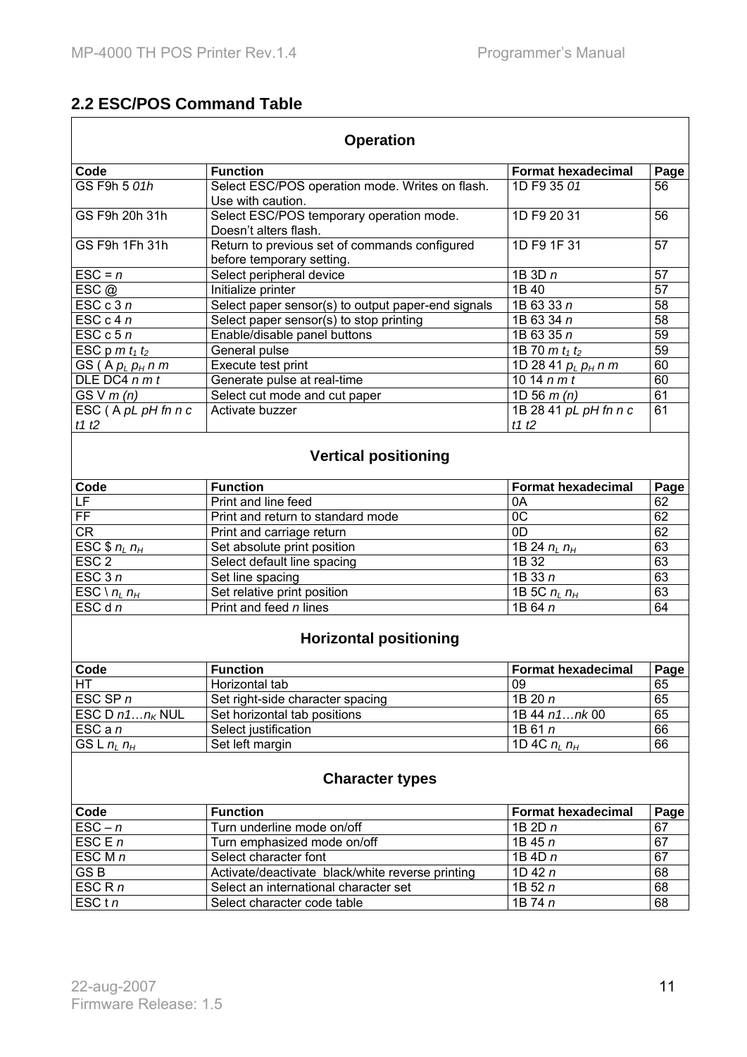## 2.2 ESC/POS Command Table

### Operation

| Code | Function | Format hexadecimal | Page |
|---|---|---|---|
| GS F9h 5 *01h* | Select ESC/POS operation mode. Writes on flash. Use with caution. | 1D F9 35 *01* | 56 |
| GS F9h 20h 31h | Select ESC/POS temporary operation mode. Doesn't alters flash. | 1D F9 20 31 | 56 |
| GS F9h 1Fh 31h | Return to previous set of commands configured before temporary setting. | 1D F9 1F 31 | 57 |
| ESC = *n* | Select peripheral device | 1B 3D *n* | 57 |
| ESC @ | Initialize printer | 1B 40 | 57 |
| ESC c 3 *n* | Select paper sensor(s) to output paper-end signals | 1B 63 33 *n* | 58 |
| ESC c 4 *n* | Select paper sensor(s) to stop printing | 1B 63 34 *n* | 58 |
| ESC c 5 *n* | Enable/disable panel buttons | 1B 63 35 *n* | 59 |
| ESC p $m$ $t_1$ $t_2$ | General pulse | 1B 70 $m$ $t_1$ $t_2$ | 59 |
| GS ( A $p_L$ $p_H$ $n$ $m$ | Execute test print | 1D 28 41 $p_L$ $p_H$ $n$ $m$ | 60 |
| DLE DC4 *n m t* | Generate pulse at real-time | 10 14 *n m t* | 60 |
| GS V *m (n)* | Select cut mode and cut paper | 1D 56 *m (n)* | 61 |
| ESC ( A *pL pH fn n c t1 t2* | Activate buzzer | 1B 28 41 *pL pH fn n c t1 t2* | 61 |

### Vertical positioning

| Code | Function | Format hexadecimal | Page |
|---|---|---|---|
| LF | Print and line feed | 0A | 62 |
| FF | Print and return to standard mode | 0C | 62 |
| CR | Print and carriage return | 0D | 62 |
| ESC $ $n_L$ $n_H$ | Set absolute print position | 1B 24 $n_L$ $n_H$ | 63 |
| ESC 2 | Select default line spacing | 1B 32 | 63 |
| ESC 3 *n* | Set line spacing | 1B 33 *n* | 63 |
| ESC \ $n_L$ $n_H$ | Set relative print position | 1B 5C $n_L$ $n_H$ | 63 |
| ESC d *n* | Print and feed *n* lines | 1B 64 *n* | 64 |

### Horizontal positioning

| Code | Function | Format hexadecimal | Page |
|---|---|---|---|
| HT | Horizontal tab | 09 | 65 |
| ESC SP *n* | Set right-side character spacing | 1B 20 *n* | 65 |
| ESC D $n1 \ldots n_K$ NUL | Set horizontal tab positions | 1B 44 *n1…nk* 00 | 65 |
| ESC a *n* | Select justification | 1B 61 *n* | 66 |
| GS L $n_L$ $n_H$ | Set left margin | 1D 4C $n_L$ $n_H$ | 66 |

### Character types

| Code | Function | Format hexadecimal | Page |
|---|---|---|---|
| ESC – *n* | Turn underline mode on/off | 1B 2D *n* | 67 |
| ESC E *n* | Turn emphasized mode on/off | 1B 45 *n* | 67 |
| ESC M *n* | Select character font | 1B 4D *n* | 67 |
| GS B | Activate/deactivate black/white reverse printing | 1D 42 *n* | 68 |
| ESC R *n* | Select an international character set | 1B 52 *n* | 68 |
| ESC t *n* | Select character code table | 1B 74 *n* | 68 |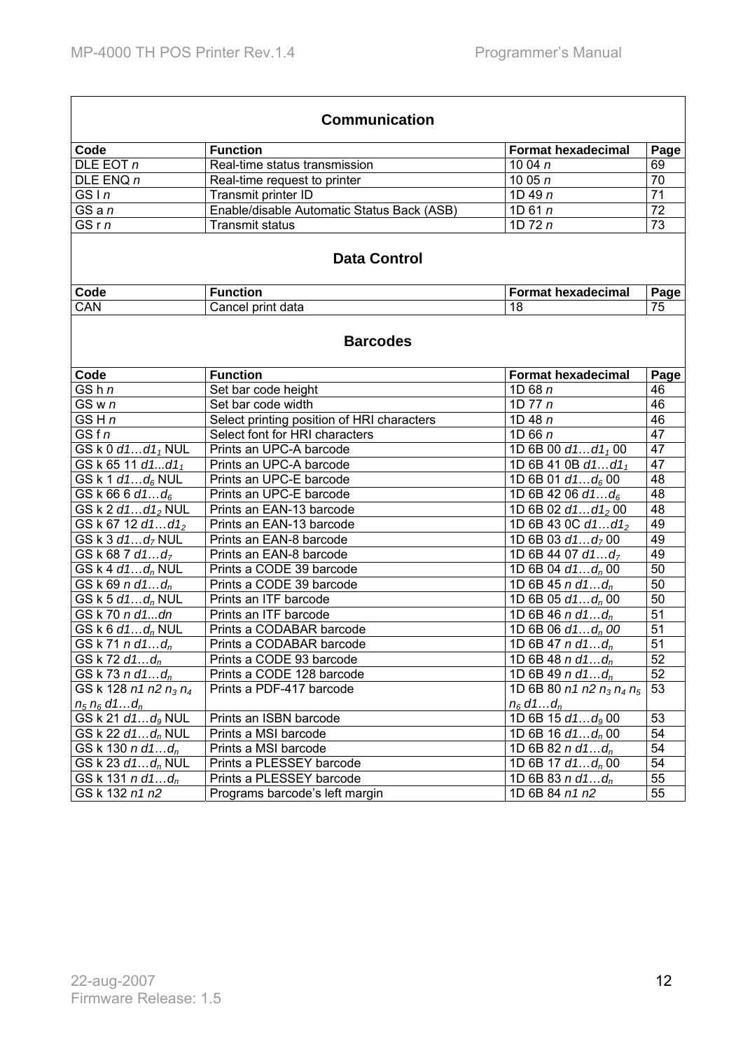## Communication

| Code | Function | Format hexadecimal | Page |
|---|---|---|---|
| DLE EOT *n* | Real-time status transmission | 10 04 *n* | 69 |
| DLE ENQ *n* | Real-time request to printer | 10 05 *n* | 70 |
| GS I *n* | Transmit printer ID | 1D 49 *n* | 71 |
| GS a *n* | Enable/disable Automatic Status Back (ASB) | 1D 61 *n* | 72 |
| GS r *n* | Transmit status | 1D 72 *n* | 73 |

## Data Control

| Code | Function | Format hexadecimal | Page |
|---|---|---|---|
| CAN | Cancel print data | 18 | 75 |

## Barcodes

| Code | Function | Format hexadecimal | Page |
|---|---|---|---|
| GS h *n* | Set bar code height | 1D 68 *n* | 46 |
| GS w *n* | Set bar code width | 1D 77 *n* | 46 |
| GS H *n* | Select printing position of HRI characters | 1D 48 *n* | 46 |
| GS f *n* | Select font for HRI characters | 1D 66 *n* | 47 |
| GS k 0 $d1…d1_1$ NUL | Prints an UPC-A barcode | 1D 6B 00 $d1…d1_1$ 00 | 47 |
| GS k 65 11 $d1...d1_1$ | Prints an UPC-A barcode | 1D 6B 41 0B $d1…d1_1$ | 47 |
| GS k 1 $d1…d_6$ NUL | Prints an UPC-E barcode | 1D 6B 01 $d1…d_6$ 00 | 48 |
| GS k 66 6 $d1…d_6$ | Prints an UPC-E barcode | 1D 6B 42 06 $d1…d_6$ | 48 |
| GS k 2 $d1…d1_2$ NUL | Prints an EAN-13 barcode | 1D 6B 02 $d1…d1_2$ 00 | 48 |
| GS k 67 12 $d1…d1_2$ | Prints an EAN-13 barcode | 1D 6B 43 0C $d1…d1_2$ | 49 |
| GS k 3 $d1…d_7$ NUL | Prints an EAN-8 barcode | 1D 6B 03 $d1…d_7$ 00 | 49 |
| GS k 68 7 $d1…d_7$ | Prints an EAN-8 barcode | 1D 6B 44 07 $d1…d_7$ | 49 |
| GS k 4 $d1…d_n$ NUL | Prints a CODE 39 barcode | 1D 6B 04 $d1…d_n$ 00 | 50 |
| GS k 69 $n$ $d1…d_n$ | Prints a CODE 39 barcode | 1D 6B 45 $n$ $d1…d_n$ | 50 |
| GS k 5 $d1…d_n$ NUL | Prints an ITF barcode | 1D 6B 05 $d1…d_n$ 00 | 50 |
| GS k 70 $n$ *d1...dn* | Prints an ITF barcode | 1D 6B 46 $n$ $d1…d_n$ | 51 |
| GS k 6 $d1…d_n$ NUL | Prints a CODABAR barcode | 1D 6B 06 $d1…d_n$ *00* | 51 |
| GS k 71 $n$ $d1…d_n$ | Prints a CODABAR barcode | 1D 6B 47 $n$ $d1…d_n$ | 51 |
| GS k 72 $d1…d_n$ | Prints a CODE 93 barcode | 1D 6B 48 $n$ $d1…d_n$ | 52 |
| GS k 73 $n$ $d1…d_n$ | Prints a CODE 128 barcode | 1D 6B 49 $n$ $d1…d_n$ | 52 |
| GS k 128 $n1$ $n2$ $n_3$ $n_4$ $n_5$ $n_6$ $d1…d_n$ | Prints a PDF-417 barcode | 1D 6B 80 $n1$ $n2$ $n_3$ $n_4$ $n_5$ $n_6$ $d1…d_n$ | 53 |
| GS k 21 $d1…d_9$ NUL | Prints an ISBN barcode | 1D 6B 15 $d1…d_9$ 00 | 53 |
| GS k 22 $d1…d_n$ NUL | Prints a MSI barcode | 1D 6B 16 $d1…d_n$ 00 | 54 |
| GS k 130 $n$ $d1…d_n$ | Prints a MSI barcode | 1D 6B 82 $n$ $d1…d_n$ | 54 |
| GS k 23 $d1…d_n$ NUL | Prints a PLESSEY barcode | 1D 6B 17 $d1…d_n$ 00 | 54 |
| GS k 131 $n$ $d1…d_n$ | Prints a PLESSEY barcode | 1D 6B 83 $n$ $d1…d_n$ | 55 |
| GS k 132 $n1$ $n2$ | Programs barcode's left margin | 1D 6B 84 $n1$ $n2$ | 55 |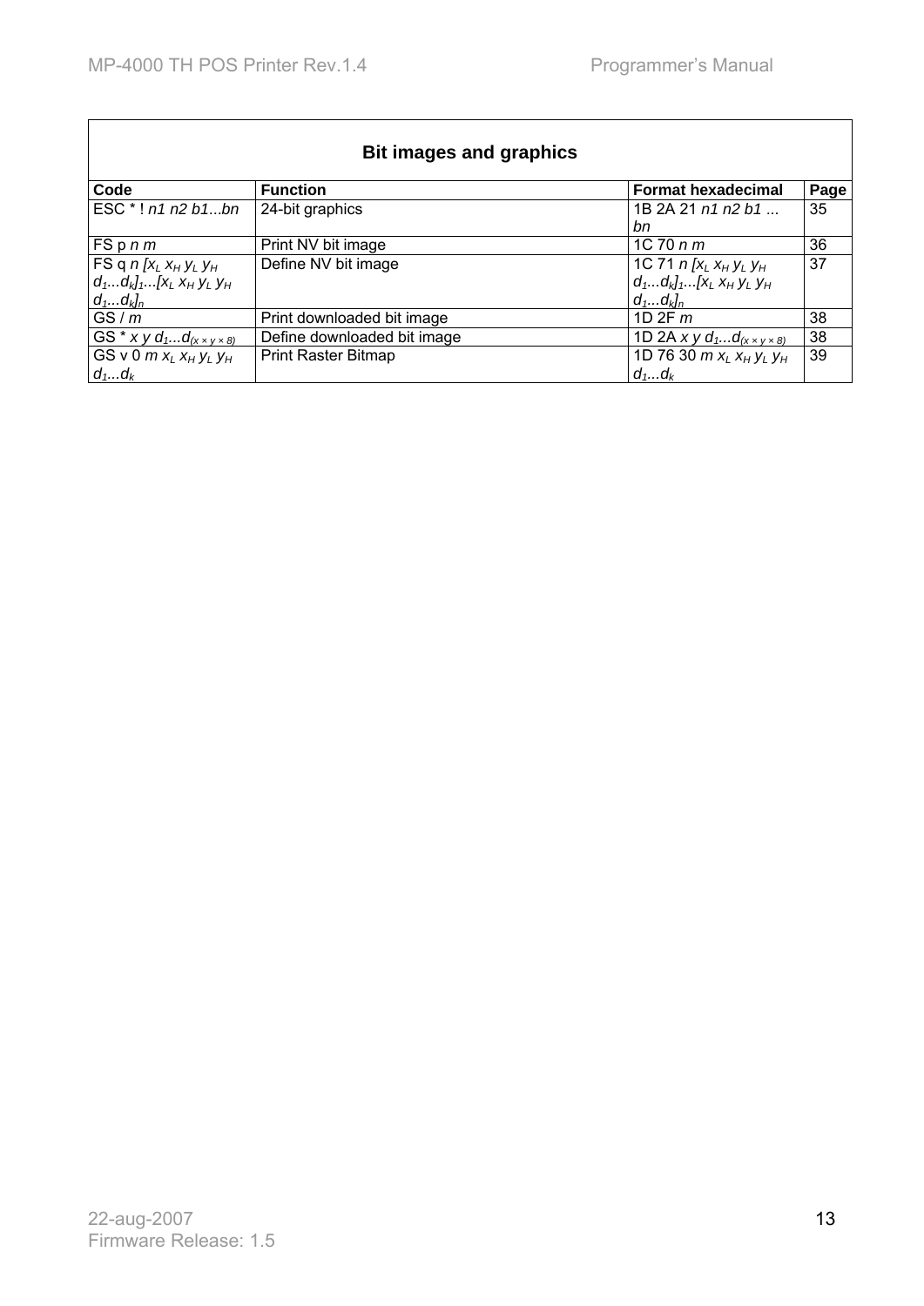## Bit images and graphics

| Code | Function | Format hexadecimal | Page |
|---|---|---|---|
| ESC * ! *n1 n2 b1...bn* | 24-bit graphics | 1B 2A 21 *n1 n2 b1 ... bn* | 35 |
| FS p *n m* | Print NV bit image | 1C 70 *n m* | 36 |
| FS q *n* $[x_L\ x_H\ y_L\ y_H\ d_1...d_k]_1...[x_L\ x_H\ y_L\ y_H\ d_1...d_k]_n$ | Define NV bit image | 1C 71 *n* $[x_L\ x_H\ y_L\ y_H\ d_1...d_k]_1...[x_L\ x_H\ y_L\ y_H\ d_1...d_k]_n$ | 37 |
| GS / *m* | Print downloaded bit image | 1D 2F *m* | 38 |
| GS * *x y* $d_1...d_{(x \times y \times 8)}$ | Define downloaded bit image | 1D 2A *x y* $d_1...d_{(x \times y \times 8)}$ | 38 |
| GS v 0 *m* $x_L\ x_H\ y_L\ y_H\ d_1...d_k$ | Print Raster Bitmap | 1D 76 30 *m* $x_L\ x_H\ y_L\ y_H\ d_1...d_k$ | 39 |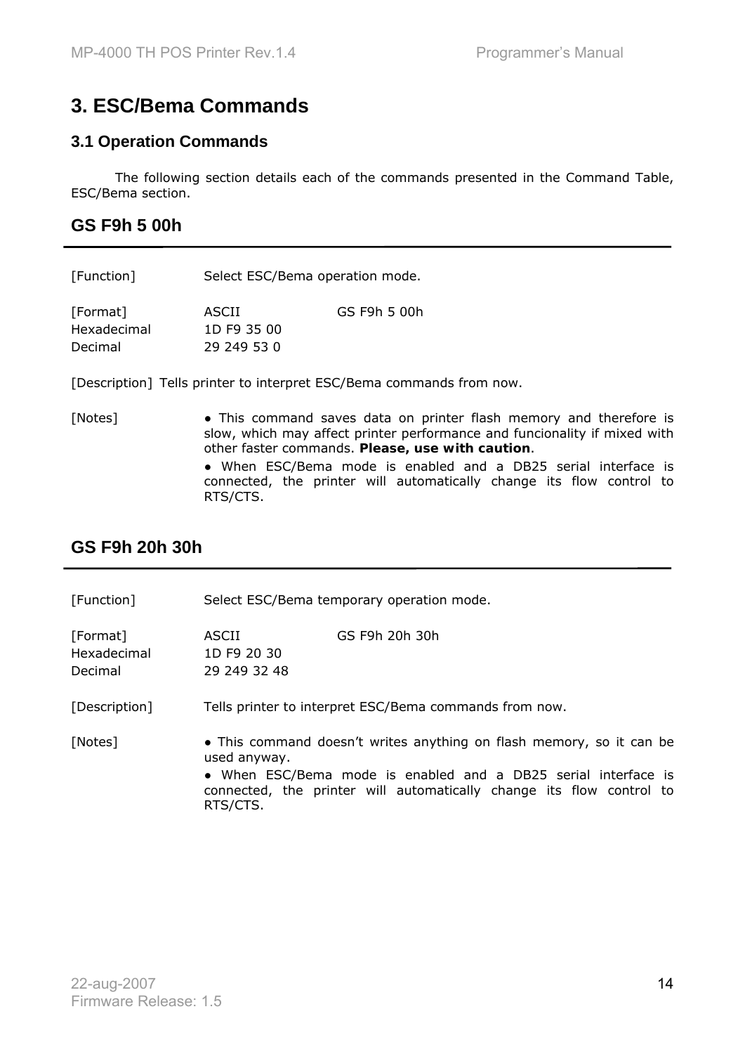# 3. ESC/Bema Commands

## 3.1 Operation Commands

The following section details each of the commands presented in the Command Table, ESC/Bema section.

### GS F9h 5 00h

| | | |
|---|---|---|
| [Function] | Select ESC/Bema operation mode. | |
| [Format] | ASCII | GS F9h 5 00h |
| Hexadecimal | 1D F9 35 00 | |
| Decimal | 29 249 53 0 | |

[Description] Tells printer to interpret ESC/Bema commands from now.

[Notes]

- This command saves data on printer flash memory and therefore is slow, which may affect printer performance and funcionality if mixed with other faster commands. **Please, use with caution**.
- When ESC/Bema mode is enabled and a DB25 serial interface is connected, the printer will automatically change its flow control to RTS/CTS.

### GS F9h 20h 30h

| | | |
|---|---|---|
| [Function] | Select ESC/Bema temporary operation mode. | |
| [Format] | ASCII | GS F9h 20h 30h |
| Hexadecimal | 1D F9 20 30 | |
| Decimal | 29 249 32 48 | |

[Description] Tells printer to interpret ESC/Bema commands from now.

[Notes]

- This command doesn't writes anything on flash memory, so it can be used anyway.
- When ESC/Bema mode is enabled and a DB25 serial interface is connected, the printer will automatically change its flow control to RTS/CTS.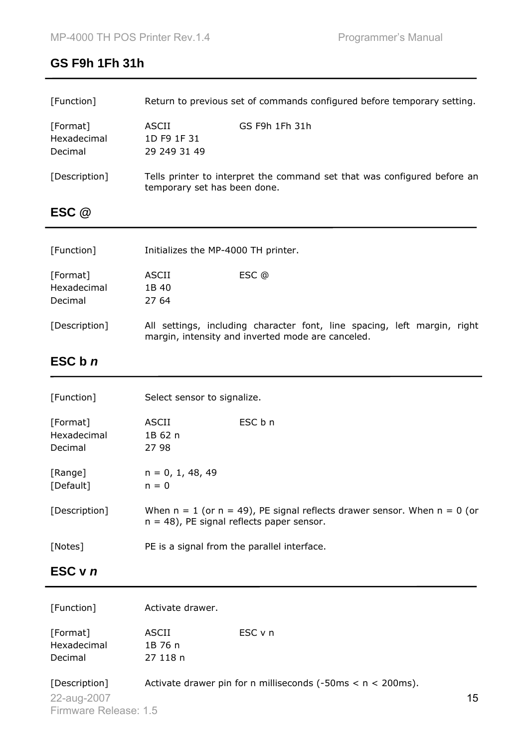## GS F9h 1Fh 31h

| | | |
|---|---|---|
| [Function] | Return to previous set of commands configured before temporary setting. | |
| [Format] | ASCII | GS F9h 1Fh 31h |
| Hexadecimal | 1D F9 1F 31 | |
| Decimal | 29 249 31 49 | |
| [Description] | Tells printer to interpret the command set that was configured before an temporary set has been done. | |

## ESC @

| | | |
|---|---|---|
| [Function] | Initializes the MP-4000 TH printer. | |
| [Format] | ASCII | ESC @ |
| Hexadecimal | 1B 40 | |
| Decimal | 27 64 | |
| [Description] | All settings, including character font, line spacing, left margin, right margin, intensity and inverted mode are canceled. | |

## ESC b *n*

| | | |
|---|---|---|
| [Function] | Select sensor to signalize. | |
| [Format] | ASCII | ESC b n |
| Hexadecimal | 1B 62 n | |
| Decimal | 27 98 | |
| [Range] | n = 0, 1, 48, 49 | |
| [Default] | n = 0 | |
| [Description] | When n = 1 (or n = 49), PE signal reflects drawer sensor. When n = 0 (or n = 48), PE signal reflects paper sensor. | |
| [Notes] | PE is a signal from the parallel interface. | |

## ESC v *n*

| | | |
|---|---|---|
| [Function] | Activate drawer. | |
| [Format] | ASCII | ESC v n |
| Hexadecimal | 1B 76 n | |
| Decimal | 27 118 n | |
| [Description] | Activate drawer pin for n milliseconds (-50ms < n < 200ms). | |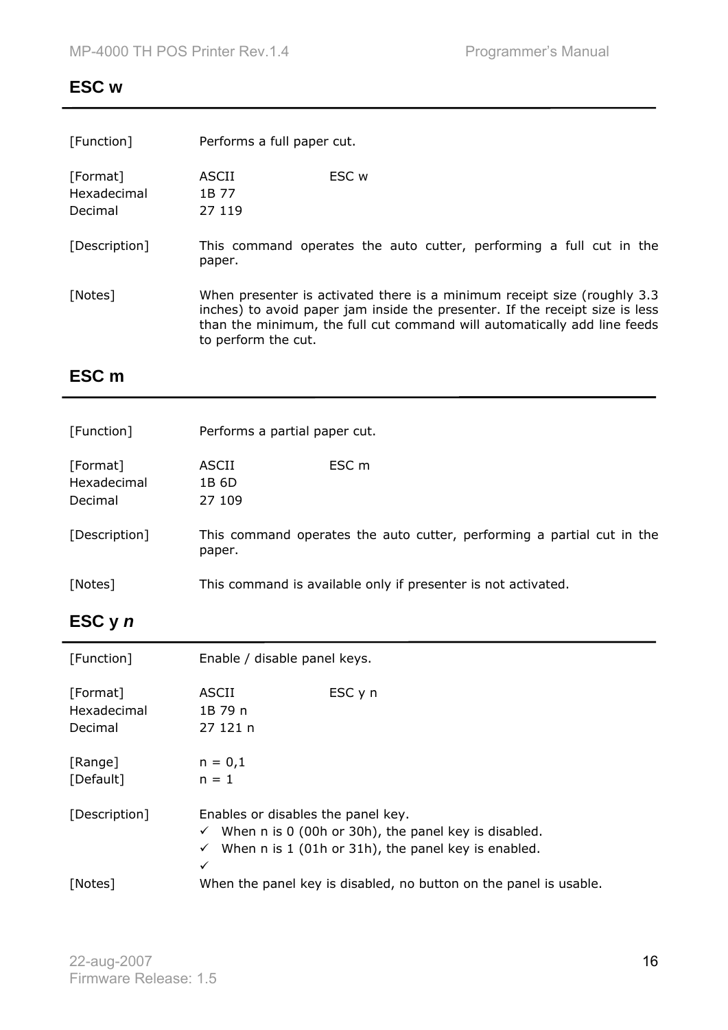## ESC w

| | | |
|---|---|---|
| [Function] | Performs a full paper cut. | |
| [Format] | ASCII | ESC w |
| Hexadecimal | 1B 77 | |
| Decimal | 27 119 | |

[Description] This command operates the auto cutter, performing a full cut in the paper.

[Notes] When presenter is activated there is a minimum receipt size (roughly 3.3 inches) to avoid paper jam inside the presenter. If the receipt size is less than the minimum, the full cut command will automatically add line feeds to perform the cut.

## ESC m

| | | |
|---|---|---|
| [Function] | Performs a partial paper cut. | |
| [Format] | ASCII | ESC m |
| Hexadecimal | 1B 6D | |
| Decimal | 27 109 | |

[Description] This command operates the auto cutter, performing a partial cut in the paper.

[Notes] This command is available only if presenter is not activated.

## ESC y *n*

| | | |
|---|---|---|
| [Function] | Enable / disable panel keys. | |
| [Format] | ASCII | ESC y n |
| Hexadecimal | 1B 79 n | |
| Decimal | 27 121 n | |
| [Range] | n = 0,1 | |
| [Default] | n = 1 | |

[Description] Enables or disables the panel key.

- ✓ When n is 0 (00h or 30h), the panel key is disabled.
- ✓ When n is 1 (01h or 31h), the panel key is enabled.
- ✓

[Notes] When the panel key is disabled, no button on the panel is usable.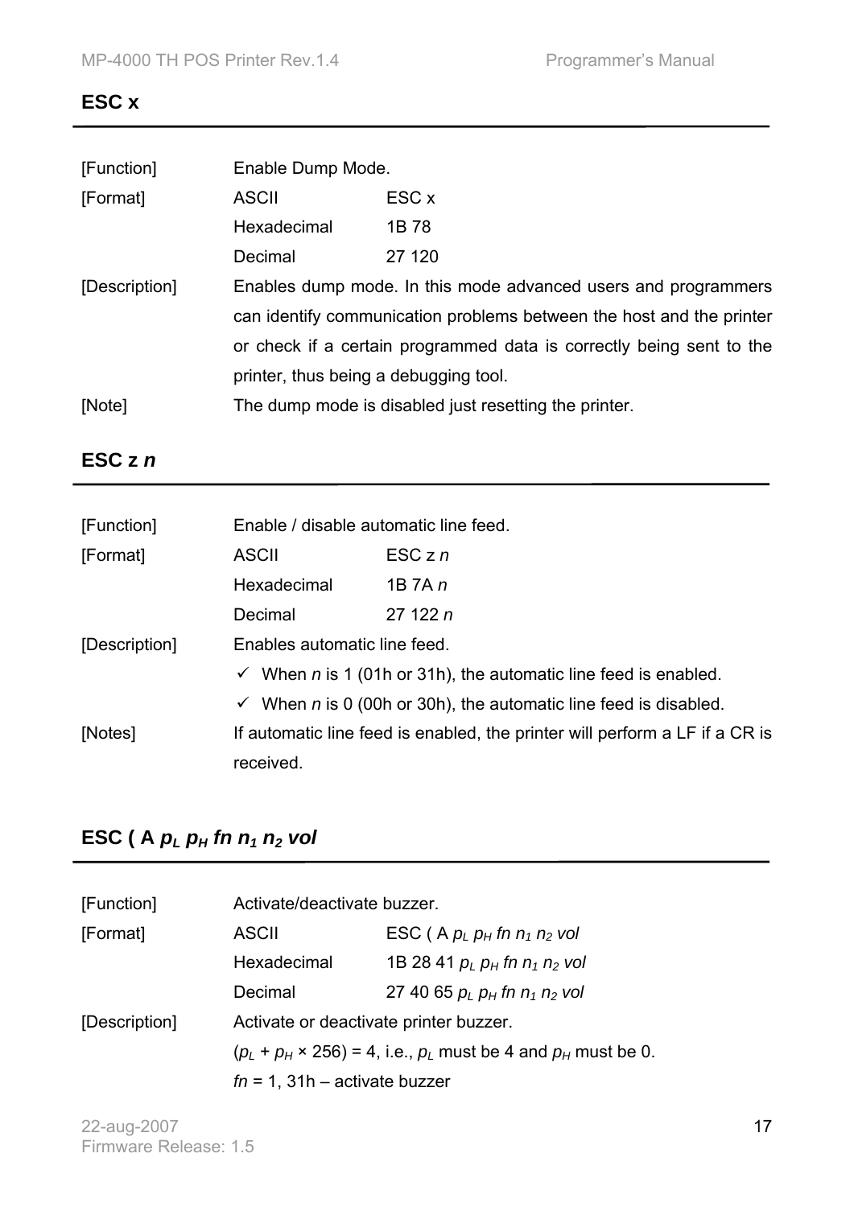## ESC x

| | | |
|---|---|---|
| [Function] | Enable Dump Mode. | |
| [Format] | ASCII | ESC x |
| | Hexadecimal | 1B 78 |
| | Decimal | 27 120 |

[Description] Enables dump mode. In this mode advanced users and programmers can identify communication problems between the host and the printer or check if a certain programmed data is correctly being sent to the printer, thus being a debugging tool.

[Note] The dump mode is disabled just resetting the printer.

## ESC z *n*

| | | |
|---|---|---|
| [Function] | Enable / disable automatic line feed. | |
| [Format] | ASCII | ESC z *n* |
| | Hexadecimal | 1B 7A *n* |
| | Decimal | 27 122 *n* |

[Description] Enables automatic line feed.

- ✓ When *n* is 1 (01h or 31h), the automatic line feed is enabled.
- ✓ When *n* is 0 (00h or 30h), the automatic line feed is disabled.

[Notes] If automatic line feed is enabled, the printer will perform a LF if a CR is received.

## ESC ( A $p_L$ $p_H$ *fn* $n_1$ $n_2$ *vol*

| | | |
|---|---|---|
| [Function] | Activate/deactivate buzzer. | |
| [Format] | ASCII | ESC ( A $p_L$ $p_H$ *fn* $n_1$ $n_2$ *vol* |
| | Hexadecimal | 1B 28 41 $p_L$ $p_H$ *fn* $n_1$ $n_2$ *vol* |
| | Decimal | 27 40 65 $p_L$ $p_H$ *fn* $n_1$ $n_2$ *vol* |

[Description] Activate or deactivate printer buzzer.

$(p_L + p_H \times 256) = 4$, i.e., $p_L$ must be 4 and $p_H$ must be 0.

*fn* = 1, 31h – activate buzzer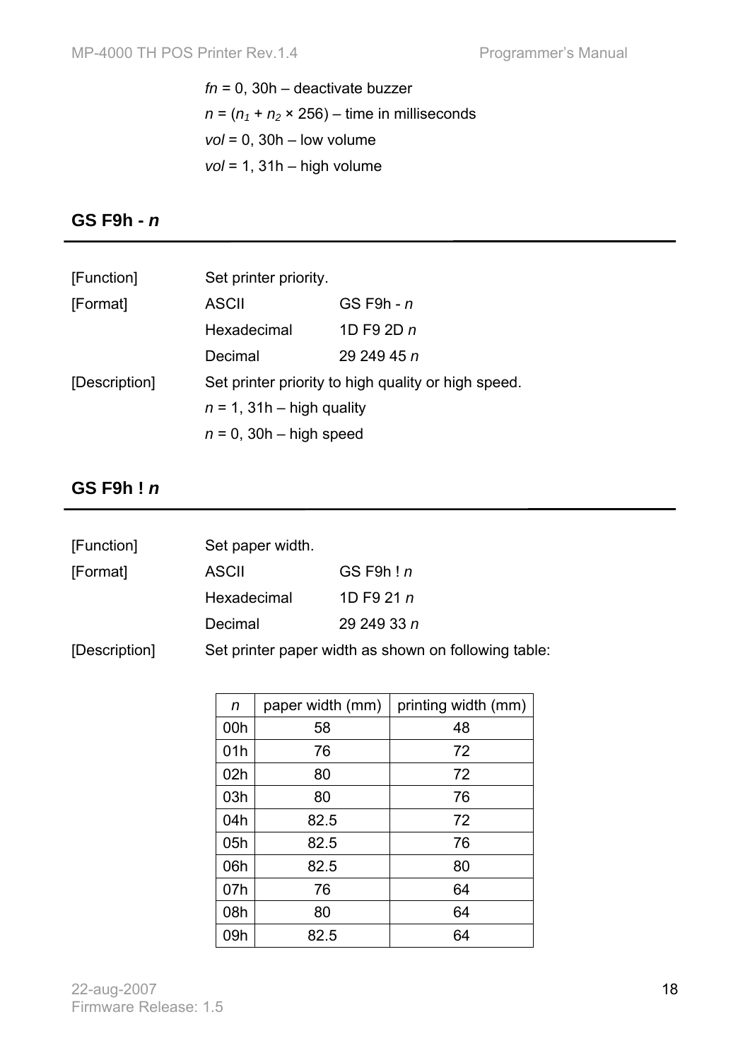*fn* = 0, 30h – deactivate buzzer

$n = (n_1 + n_2 \times 256)$ – time in milliseconds

*vol* = 0, 30h – low volume

*vol* = 1, 31h – high volume

## GS F9h - *n*

[Function] Set printer priority.

[Format]

| | |
|---|---|
| ASCII | GS F9h - *n* |
| Hexadecimal | 1D F9 2D *n* |
| Decimal | 29 249 45 *n* |

[Description] Set printer priority to high quality or high speed.

*n* = 1, 31h – high quality

*n* = 0, 30h – high speed

## GS F9h ! *n*

[Function] Set paper width.

[Format]

| | |
|---|---|
| ASCII | GS F9h ! *n* |
| Hexadecimal | 1D F9 21 *n* |
| Decimal | 29 249 33 *n* |

[Description] Set printer paper width as shown on following table:

| *n* | paper width (mm) | printing width (mm) |
|---|---|---|
| 00h | 58 | 48 |
| 01h | 76 | 72 |
| 02h | 80 | 72 |
| 03h | 80 | 76 |
| 04h | 82.5 | 72 |
| 05h | 82.5 | 76 |
| 06h | 82.5 | 80 |
| 07h | 76 | 64 |
| 08h | 80 | 64 |
| 09h | 82.5 | 64 |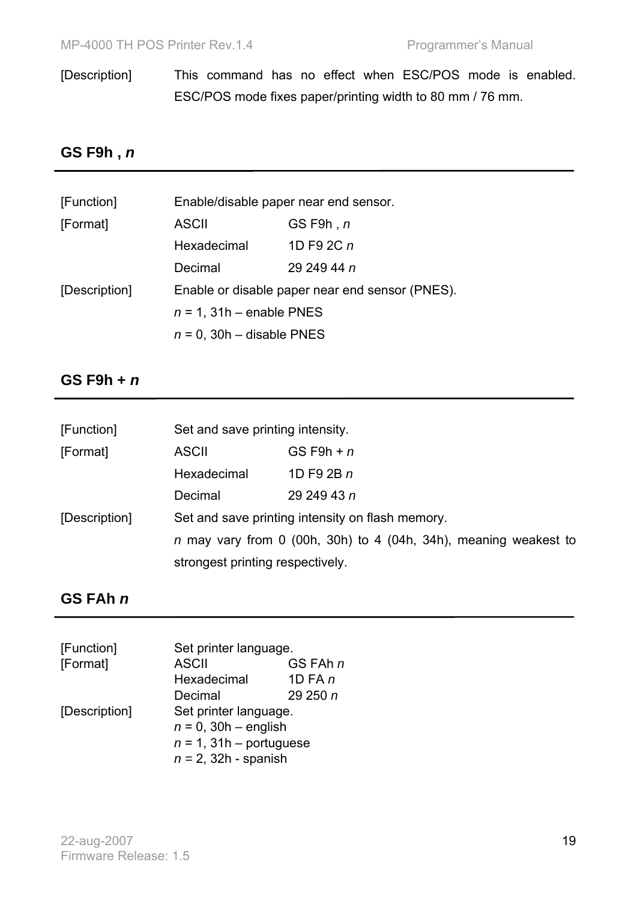[Description] This command has no effect when ESC/POS mode is enabled. ESC/POS mode fixes paper/printing width to 80 mm / 76 mm.

## GS F9h , *n*

| | | |
|---|---|---|
| [Function] | Enable/disable paper near end sensor. | |
| [Format] | ASCII | GS F9h , *n* |
| | Hexadecimal | 1D F9 2C *n* |
| | Decimal | 29 249 44 *n* |
| [Description] | Enable or disable paper near end sensor (PNES). | |
| | *n* = 1, 31h – enable PNES | |
| | *n* = 0, 30h – disable PNES | |

## GS F9h + *n*

| | | |
|---|---|---|
| [Function] | Set and save printing intensity. | |
| [Format] | ASCII | GS F9h + *n* |
| | Hexadecimal | 1D F9 2B *n* |
| | Decimal | 29 249 43 *n* |
| [Description] | Set and save printing intensity on flash memory. | |
| | *n* may vary from 0 (00h, 30h) to 4 (04h, 34h), meaning weakest to strongest printing respectively. | |

## GS FAh *n*

| | | |
|---|---|---|
| [Function] | Set printer language. | |
| [Format] | ASCII | GS FAh *n* |
| | Hexadecimal | 1D FA *n* |
| | Decimal | 29 250 *n* |
| [Description] | Set printer language. | |
| | *n* = 0, 30h – english | |
| | *n* = 1, 31h – portuguese | |
| | *n* = 2, 32h - spanish | |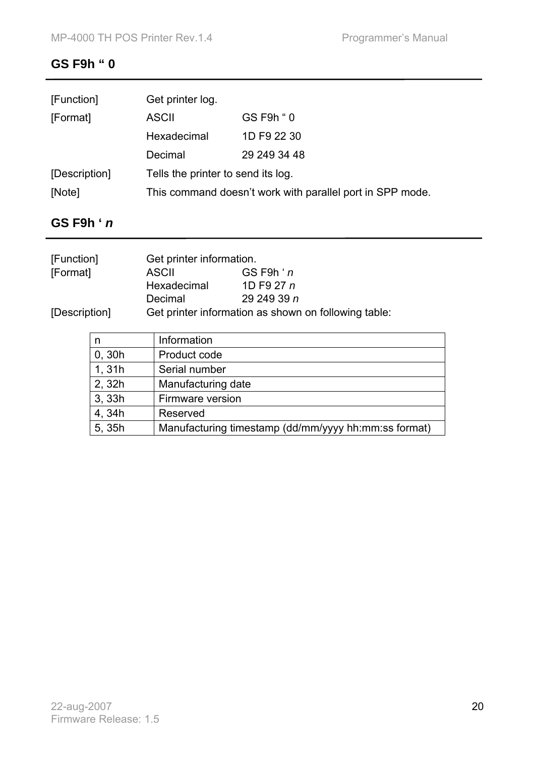## GS F9h “ 0

| | | |
|---|---|---|
| [Function] | Get printer log. | |
| [Format] | ASCII | GS F9h “ 0 |
| | Hexadecimal | 1D F9 22 30 |
| | Decimal | 29 249 34 48 |
| [Description] | Tells the printer to send its log. | |
| [Note] | This command doesn’t work with parallel port in SPP mode. | |

## GS F9h ‘ *n*

| | | |
|---|---|---|
| [Function] | Get printer information. | |
| [Format] | ASCII | GS F9h ‘ *n* |
| | Hexadecimal | 1D F9 27 *n* |
| | Decimal | 29 249 39 *n* |
| [Description] | Get printer information as shown on following table: | |

| n | Information |
|---|---|
| 0, 30h | Product code |
| 1, 31h | Serial number |
| 2, 32h | Manufacturing date |
| 3, 33h | Firmware version |
| 4, 34h | Reserved |
| 5, 35h | Manufacturing timestamp (dd/mm/yyyy hh:mm:ss format) |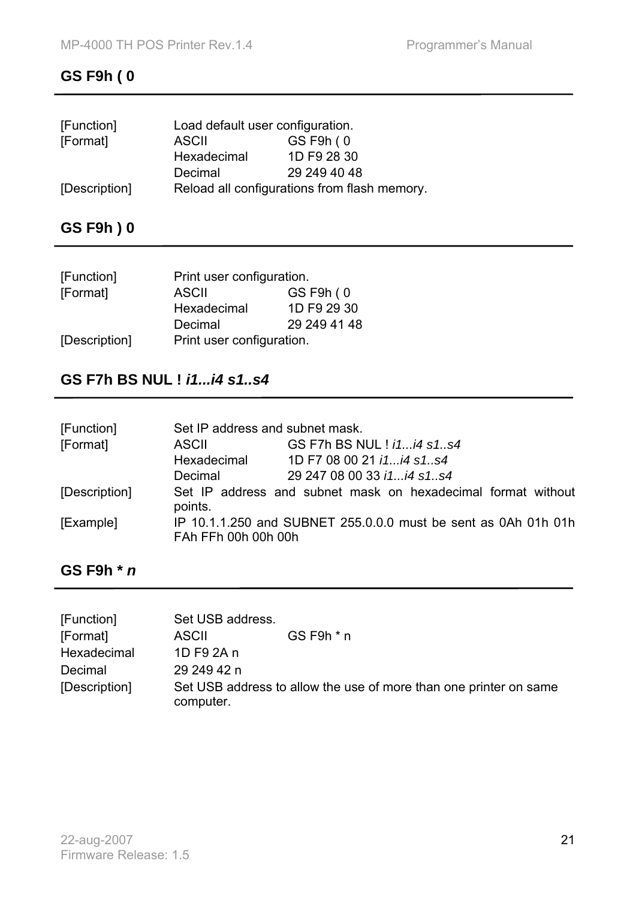## GS F9h ( 0

| | | |
|---|---|---|
| [Function] | Load default user configuration. | |
| [Format] | ASCII | GS F9h ( 0 |
| | Hexadecimal | 1D F9 28 30 |
| | Decimal | 29 249 40 48 |
| [Description] | Reload all configurations from flash memory. | |

## GS F9h ) 0

| | | |
|---|---|---|
| [Function] | Print user configuration. | |
| [Format] | ASCII | GS F9h ( 0 |
| | Hexadecimal | 1D F9 29 30 |
| | Decimal | 29 249 41 48 |
| [Description] | Print user configuration. | |

## GS F7h BS NUL ! *i1...i4 s1..s4*

| | | |
|---|---|---|
| [Function] | Set IP address and subnet mask. | |
| [Format] | ASCII | GS F7h BS NUL ! *i1...i4 s1..s4* |
| | Hexadecimal | 1D F7 08 00 21 *i1...i4 s1..s4* |
| | Decimal | 29 247 08 00 33 *i1...i4 s1..s4* |
| [Description] | Set IP address and subnet mask on hexadecimal format without points. | |
| [Example] | IP 10.1.1.250 and SUBNET 255.0.0.0 must be sent as 0Ah 01h 01h FAh FFh 00h 00h 00h | |

## GS F9h * *n*

| | | |
|---|---|---|
| [Function] | Set USB address. | |
| [Format] | ASCII | GS F9h * n |
| Hexadecimal | 1D F9 2A n | |
| Decimal | 29 249 42 n | |
| [Description] | Set USB address to allow the use of more than one printer on same computer. | |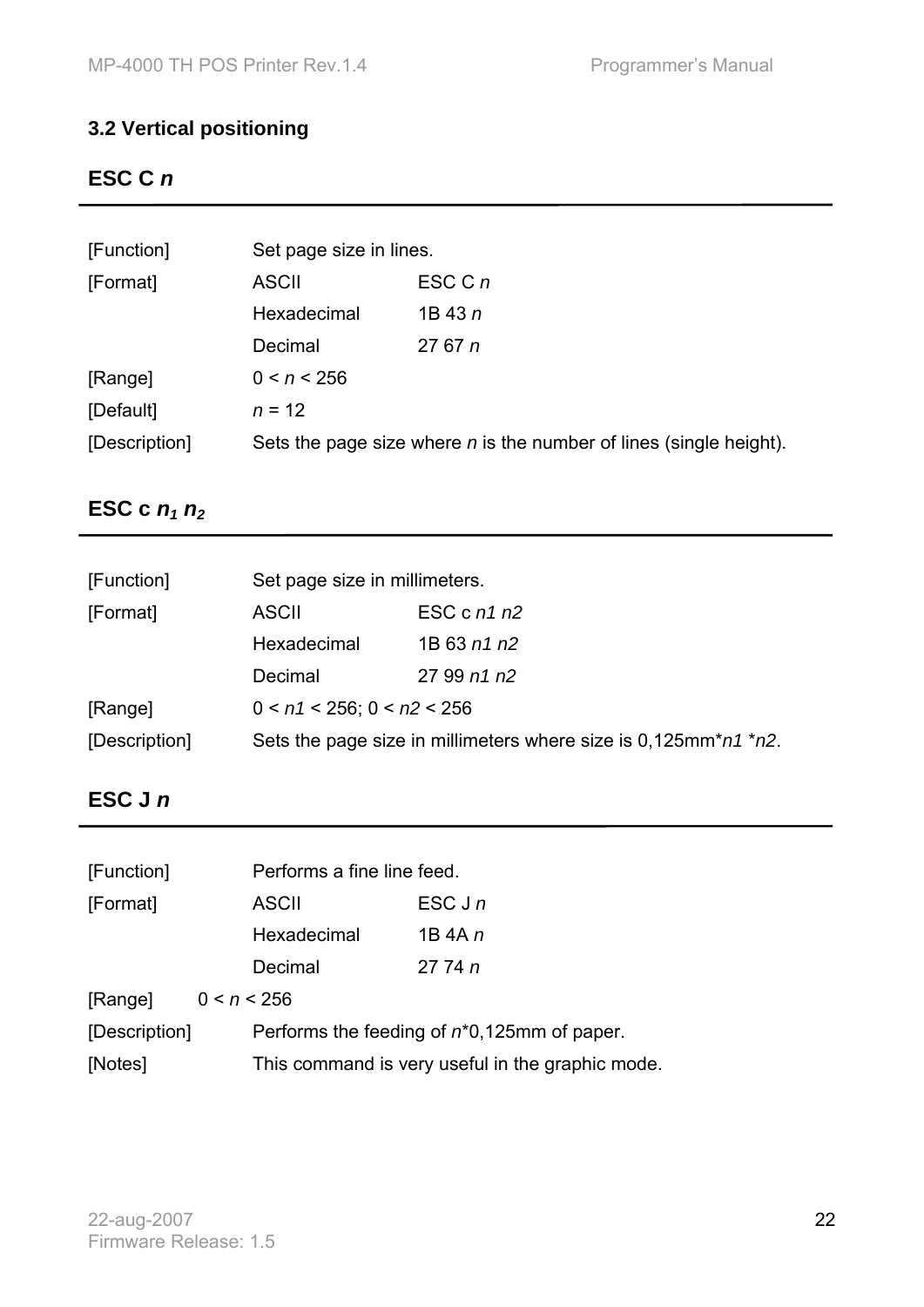## 3.2 Vertical positioning

### ESC C *n*

| | | |
|---|---|---|
| [Function] | Set page size in lines. | |
| [Format] | ASCII | ESC C *n* |
| | Hexadecimal | 1B 43 *n* |
| | Decimal | 27 67 *n* |
| [Range] | 0 < *n* < 256 | |
| [Default] | *n* = 12 | |
| [Description] | Sets the page size where *n* is the number of lines (single height). | |

### ESC c $n_1$ $n_2$

| | | |
|---|---|---|
| [Function] | Set page size in millimeters. | |
| [Format] | ASCII | ESC c *n1 n2* |
| | Hexadecimal | 1B 63 *n1 n2* |
| | Decimal | 27 99 *n1 n2* |
| [Range] | 0 < *n1* < 256; 0 < *n2* < 256 | |
| [Description] | Sets the page size in millimeters where size is 0,125mm\**n1* \**n2*. | |

### ESC J *n*

| | | |
|---|---|---|
| [Function] | Performs a fine line feed. | |
| [Format] | ASCII | ESC J *n* |
| | Hexadecimal | 1B 4A *n* |
| | Decimal | 27 74 *n* |
| [Range] | 0 < *n* < 256 | |
| [Description] | Performs the feeding of *n*\*0,125mm of paper. | |
| [Notes] | This command is very useful in the graphic mode. | |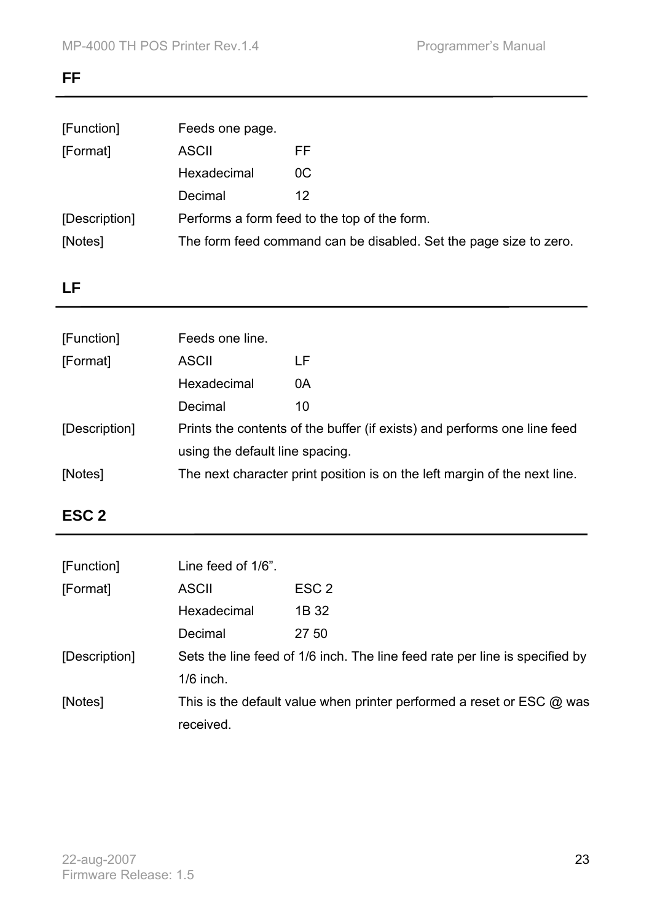## FF

| | | |
|---|---|---|
| [Function] | Feeds one page. | |
| [Format] | ASCII | FF |
| | Hexadecimal | 0C |
| | Decimal | 12 |
| [Description] | Performs a form feed to the top of the form. | |
| [Notes] | The form feed command can be disabled. Set the page size to zero. | |

## LF

| | | |
|---|---|---|
| [Function] | Feeds one line. | |
| [Format] | ASCII | LF |
| | Hexadecimal | 0A |
| | Decimal | 10 |
| [Description] | Prints the contents of the buffer (if exists) and performs one line feed using the default line spacing. | |
| [Notes] | The next character print position is on the left margin of the next line. | |

## ESC 2

| | | |
|---|---|---|
| [Function] | Line feed of 1/6". | |
| [Format] | ASCII | ESC 2 |
| | Hexadecimal | 1B 32 |
| | Decimal | 27 50 |
| [Description] | Sets the line feed of 1/6 inch. The line feed rate per line is specified by 1/6 inch. | |
| [Notes] | This is the default value when printer performed a reset or ESC @ was received. | |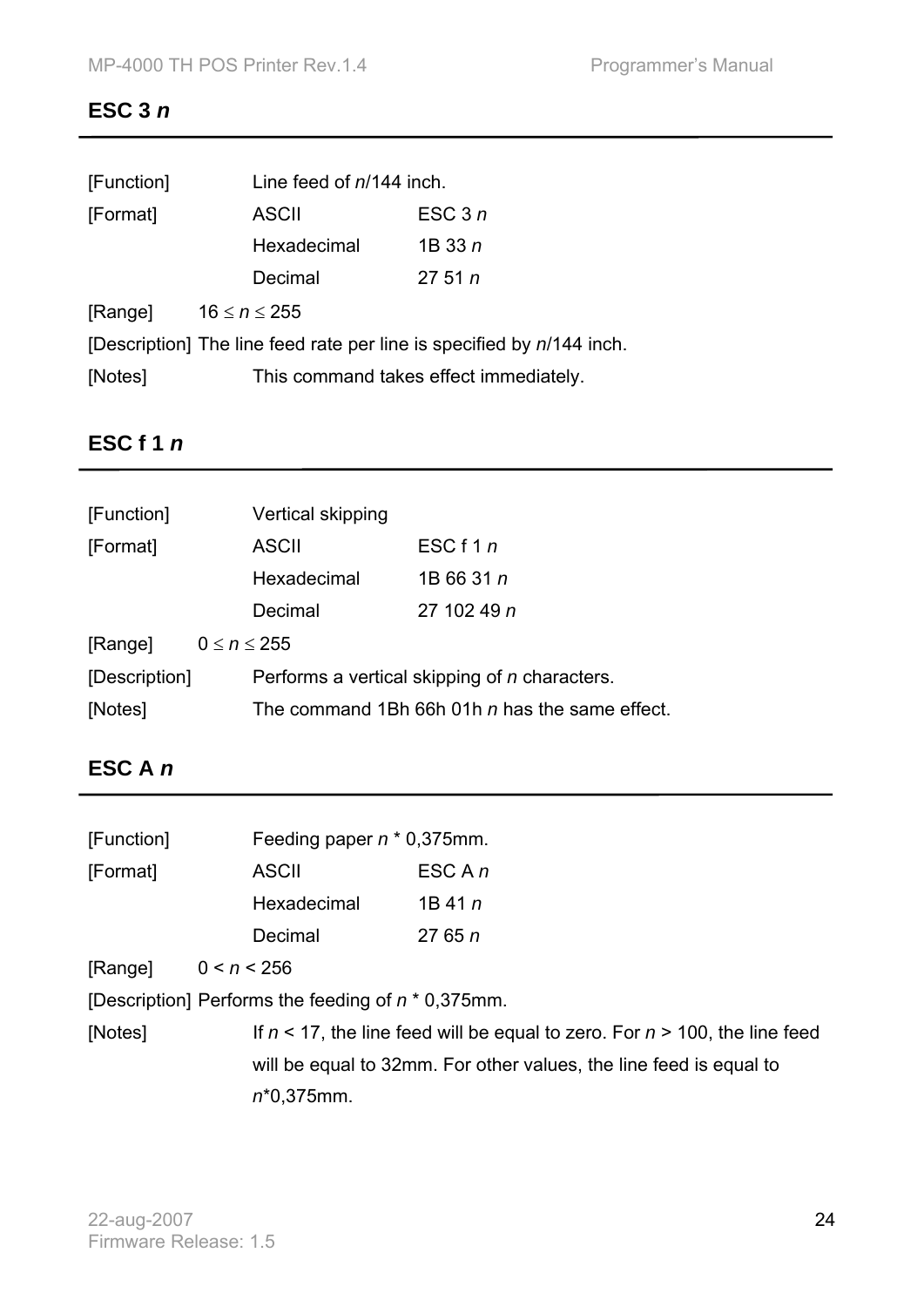## ESC 3 *n*

[Function] Line feed of *n*/144 inch.

[Format]

| | |
|---|---|
| ASCII | ESC 3 *n* |
| Hexadecimal | 1B 33 *n* |
| Decimal | 27 51 *n* |

[Range] $16 \leq n \leq 255$

[Description] The line feed rate per line is specified by *n*/144 inch.

[Notes] This command takes effect immediately.

## ESC f 1 *n*

[Function] Vertical skipping

[Format]

| | |
|---|---|
| ASCII | ESC f 1 *n* |
| Hexadecimal | 1B 66 31 *n* |
| Decimal | 27 102 49 *n* |

[Range] $0 \leq n \leq 255$

[Description] Performs a vertical skipping of *n* characters.

[Notes] The command 1Bh 66h 01h *n* has the same effect.

## ESC A *n*

[Function] Feeding paper *n* * 0,375mm.

[Format]

| | |
|---|---|
| ASCII | ESC A *n* |
| Hexadecimal | 1B 41 *n* |
| Decimal | 27 65 *n* |

[Range] $0 < n < 256$

[Description] Performs the feeding of *n* * 0,375mm.

[Notes] If $n < 17$, the line feed will be equal to zero. For $n > 100$, the line feed will be equal to 32mm. For other values, the line feed is equal to *n**0,375mm.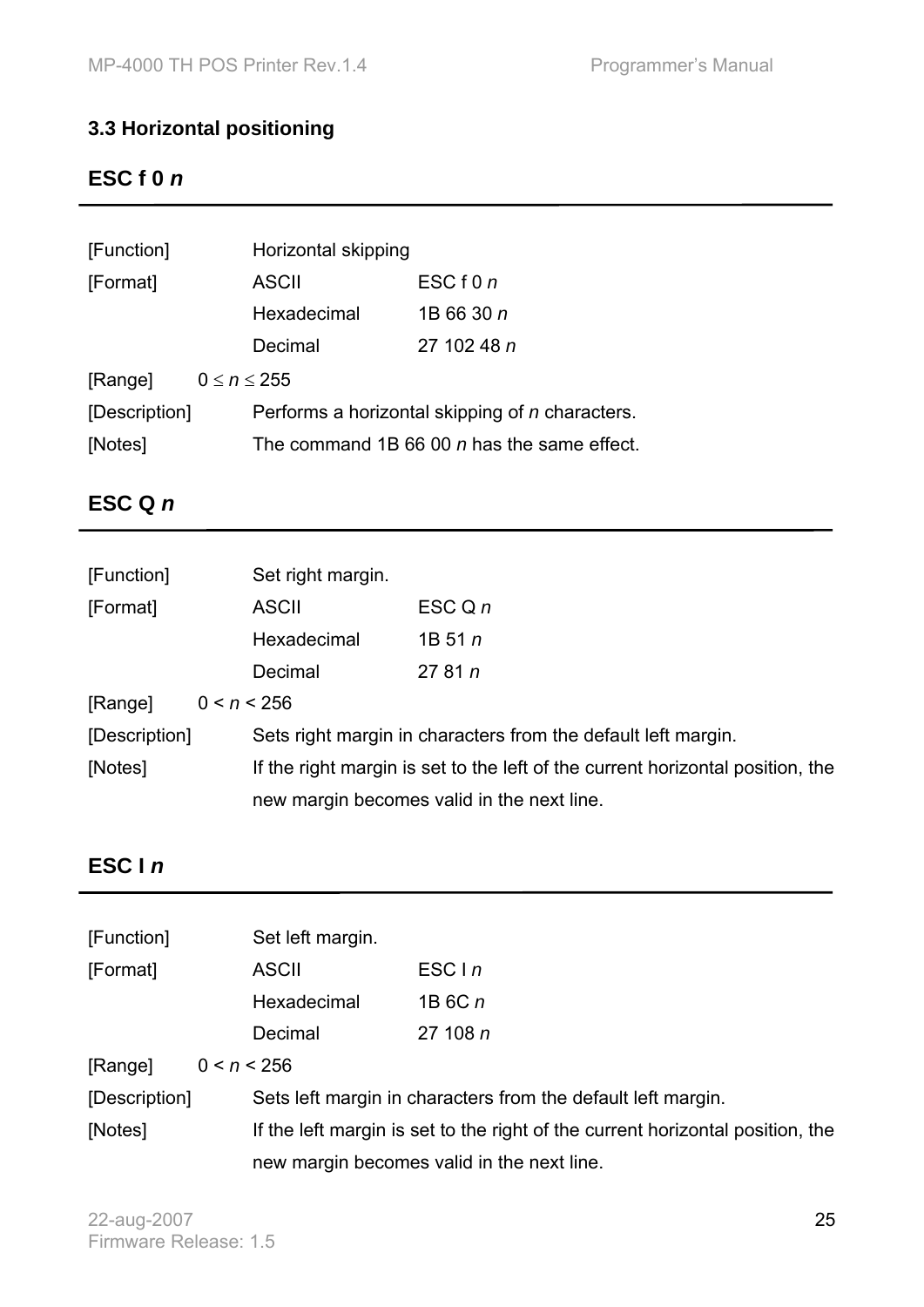## 3.3 Horizontal positioning

### ESC f 0 *n*

---

| | | |
|---|---|---|
| [Function] | Horizontal skipping | |
| [Format] | ASCII | ESC f 0 *n* |
| | Hexadecimal | 1B 66 30 *n* |
| | Decimal | 27 102 48 *n* |
| [Range] | $0 \leq n \leq 255$ | |
| [Description] | Performs a horizontal skipping of *n* characters. | |
| [Notes] | The command 1B 66 00 *n* has the same effect. | |

### ESC Q *n*

---

| | | |
|---|---|---|
| [Function] | Set right margin. | |
| [Format] | ASCII | ESC Q *n* |
| | Hexadecimal | 1B 51 *n* |
| | Decimal | 27 81 *n* |
| [Range] | $0 < n < 256$ | |
| [Description] | Sets right margin in characters from the default left margin. | |
| [Notes] | If the right margin is set to the left of the current horizontal position, the new margin becomes valid in the next line. | |

### ESC l *n*

---

| | | |
|---|---|---|
| [Function] | Set left margin. | |
| [Format] | ASCII | ESC l *n* |
| | Hexadecimal | 1B 6C *n* |
| | Decimal | 27 108 *n* |
| [Range] | $0 < n < 256$ | |
| [Description] | Sets left margin in characters from the default left margin. | |
| [Notes] | If the left margin is set to the right of the current horizontal position, the new margin becomes valid in the next line. | |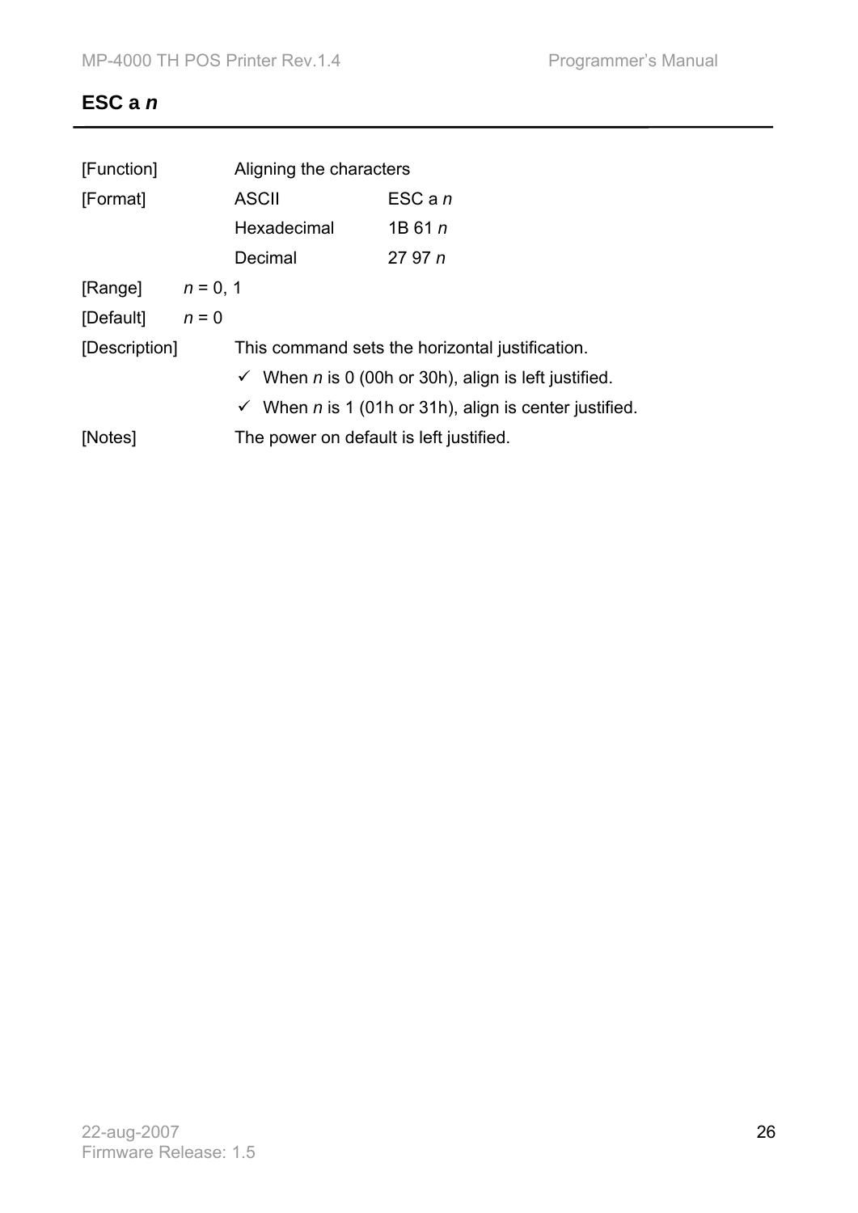## ESC a *n*

[Function] Aligning the characters

[Format]

| | | |
|---|---|---|
| ASCII | ESC a *n* |
| Hexadecimal | 1B 61 *n* |
| Decimal | 27 97 *n* |

[Range] *n* = 0, 1

[Default] *n* = 0

[Description] This command sets the horizontal justification.

- ✓ When *n* is 0 (00h or 30h), align is left justified.
- ✓ When *n* is 1 (01h or 31h), align is center justified.

[Notes] The power on default is left justified.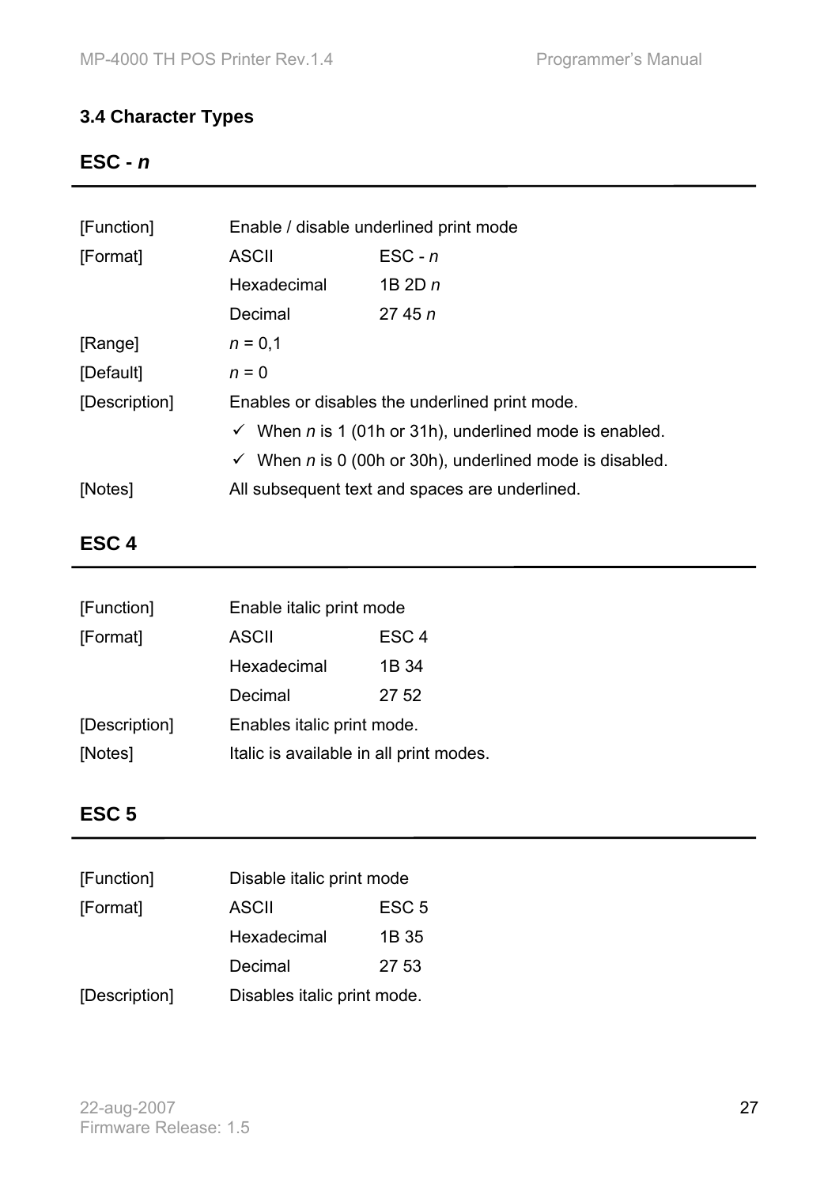## 3.4 Character Types

### ESC - *n*

---

| | | |
|---|---|---|
| [Function] | Enable / disable underlined print mode | |
| [Format] | ASCII | ESC - *n* |
| | Hexadecimal | 1B 2D *n* |
| | Decimal | 27 45 *n* |
| [Range] | *n* = 0,1 | |
| [Default] | *n* = 0 | |
| [Description] | Enables or disables the underlined print mode. | |
| | ✓ When *n* is 1 (01h or 31h), underlined mode is enabled. | |
| | ✓ When *n* is 0 (00h or 30h), underlined mode is disabled. | |
| [Notes] | All subsequent text and spaces are underlined. | |

### ESC 4

---

| | | |
|---|---|---|
| [Function] | Enable italic print mode | |
| [Format] | ASCII | ESC 4 |
| | Hexadecimal | 1B 34 |
| | Decimal | 27 52 |
| [Description] | Enables italic print mode. | |
| [Notes] | Italic is available in all print modes. | |

### ESC 5

---

| | | |
|---|---|---|
| [Function] | Disable italic print mode | |
| [Format] | ASCII | ESC 5 |
| | Hexadecimal | 1B 35 |
| | Decimal | 27 53 |
| [Description] | Disables italic print mode. | |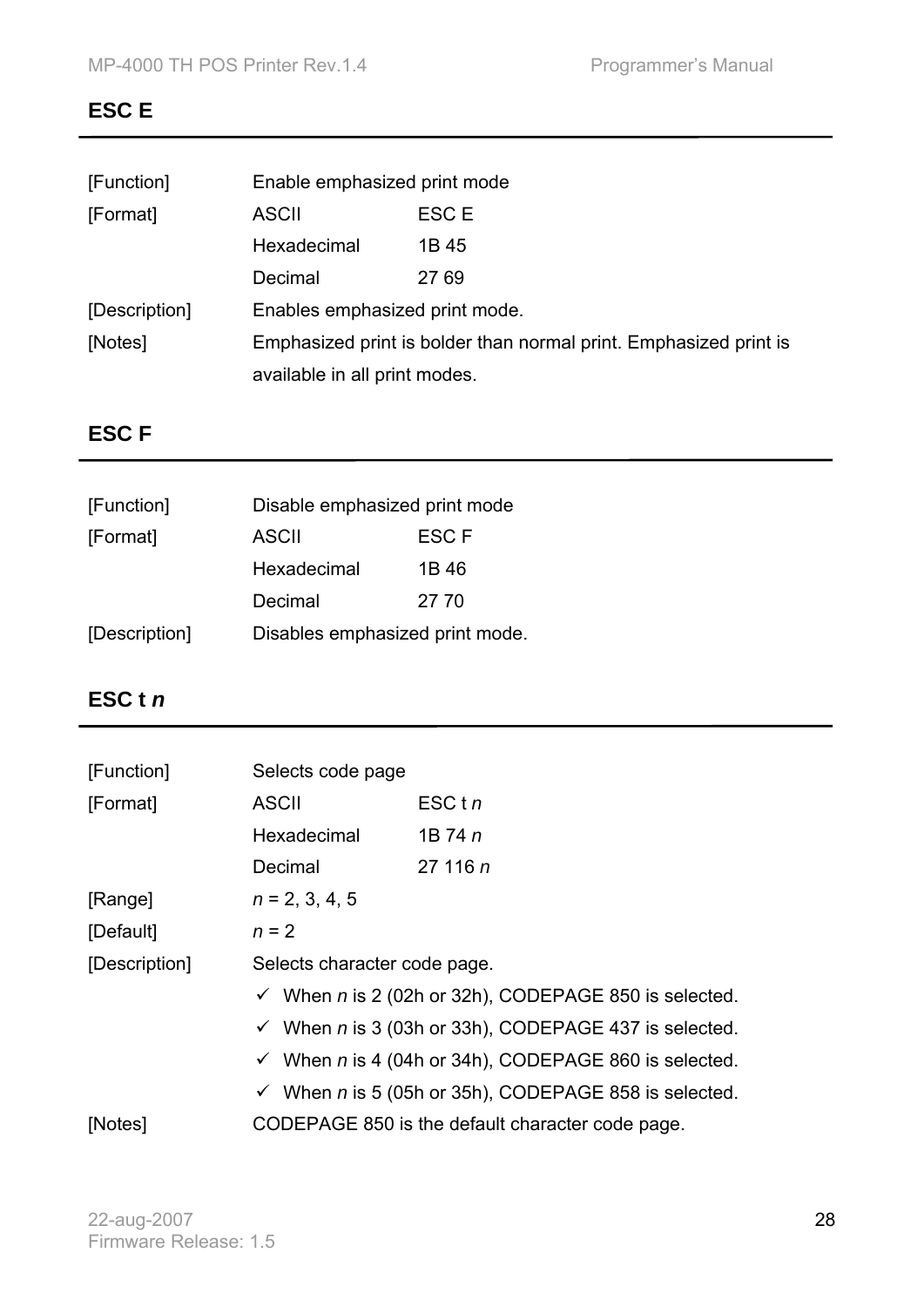## ESC E

| | | |
|---|---|---|
| [Function] | Enable emphasized print mode | |
| [Format] | ASCII | ESC E |
| | Hexadecimal | 1B 45 |
| | Decimal | 27 69 |
| [Description] | Enables emphasized print mode. | |
| [Notes] | Emphasized print is bolder than normal print. Emphasized print is available in all print modes. | |

## ESC F

| | | |
|---|---|---|
| [Function] | Disable emphasized print mode | |
| [Format] | ASCII | ESC F |
| | Hexadecimal | 1B 46 |
| | Decimal | 27 70 |
| [Description] | Disables emphasized print mode. | |

## ESC t *n*

| | | |
|---|---|---|
| [Function] | Selects code page | |
| [Format] | ASCII | ESC t *n* |
| | Hexadecimal | 1B 74 *n* |
| | Decimal | 27 116 *n* |
| [Range] | *n* = 2, 3, 4, 5 | |
| [Default] | *n* = 2 | |
| [Description] | Selects character code page. | |

- ✓ When *n* is 2 (02h or 32h), CODEPAGE 850 is selected.
- ✓ When *n* is 3 (03h or 33h), CODEPAGE 437 is selected.
- ✓ When *n* is 4 (04h or 34h), CODEPAGE 860 is selected.
- ✓ When *n* is 5 (05h or 35h), CODEPAGE 858 is selected.

[Notes] CODEPAGE 850 is the default character code page.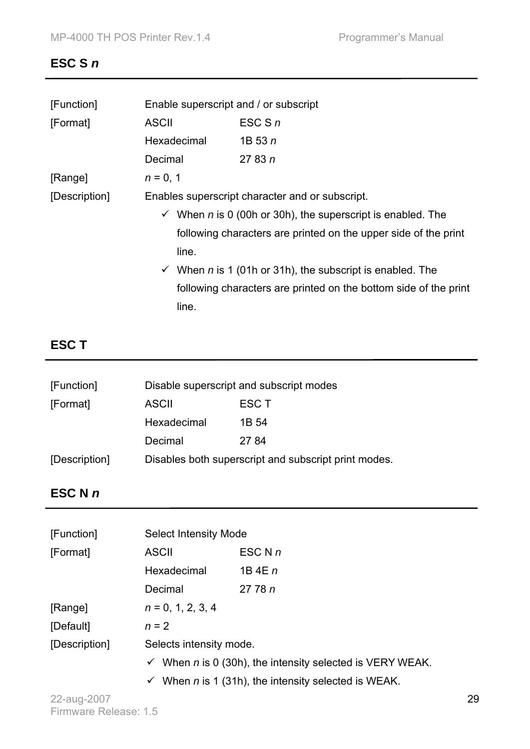## ESC S *n*

| | | |
|---|---|---|
| [Function] | Enable superscript and / or subscript | |
| [Format] | ASCII | ESC S *n* |
| | Hexadecimal | 1B 53 *n* |
| | Decimal | 27 83 *n* |
| [Range] | *n* = 0, 1 | |
| [Description] | Enables superscript character and or subscript. | |

- ✓ When *n* is 0 (00h or 30h), the superscript is enabled. The following characters are printed on the upper side of the print line.
- ✓ When *n* is 1 (01h or 31h), the subscript is enabled. The following characters are printed on the bottom side of the print line.

## ESC T

| | | |
|---|---|---|
| [Function] | Disable superscript and subscript modes | |
| [Format] | ASCII | ESC T |
| | Hexadecimal | 1B 54 |
| | Decimal | 27 84 |
| [Description] | Disables both superscript and subscript print modes. | |

## ESC N *n*

| | | |
|---|---|---|
| [Function] | Select Intensity Mode | |
| [Format] | ASCII | ESC N *n* |
| | Hexadecimal | 1B 4E *n* |
| | Decimal | 27 78 *n* |
| [Range] | *n* = 0, 1, 2, 3, 4 | |
| [Default] | *n* = 2 | |
| [Description] | Selects intensity mode. | |

- ✓ When *n* is 0 (30h), the intensity selected is VERY WEAK.
- ✓ When *n* is 1 (31h), the intensity selected is WEAK.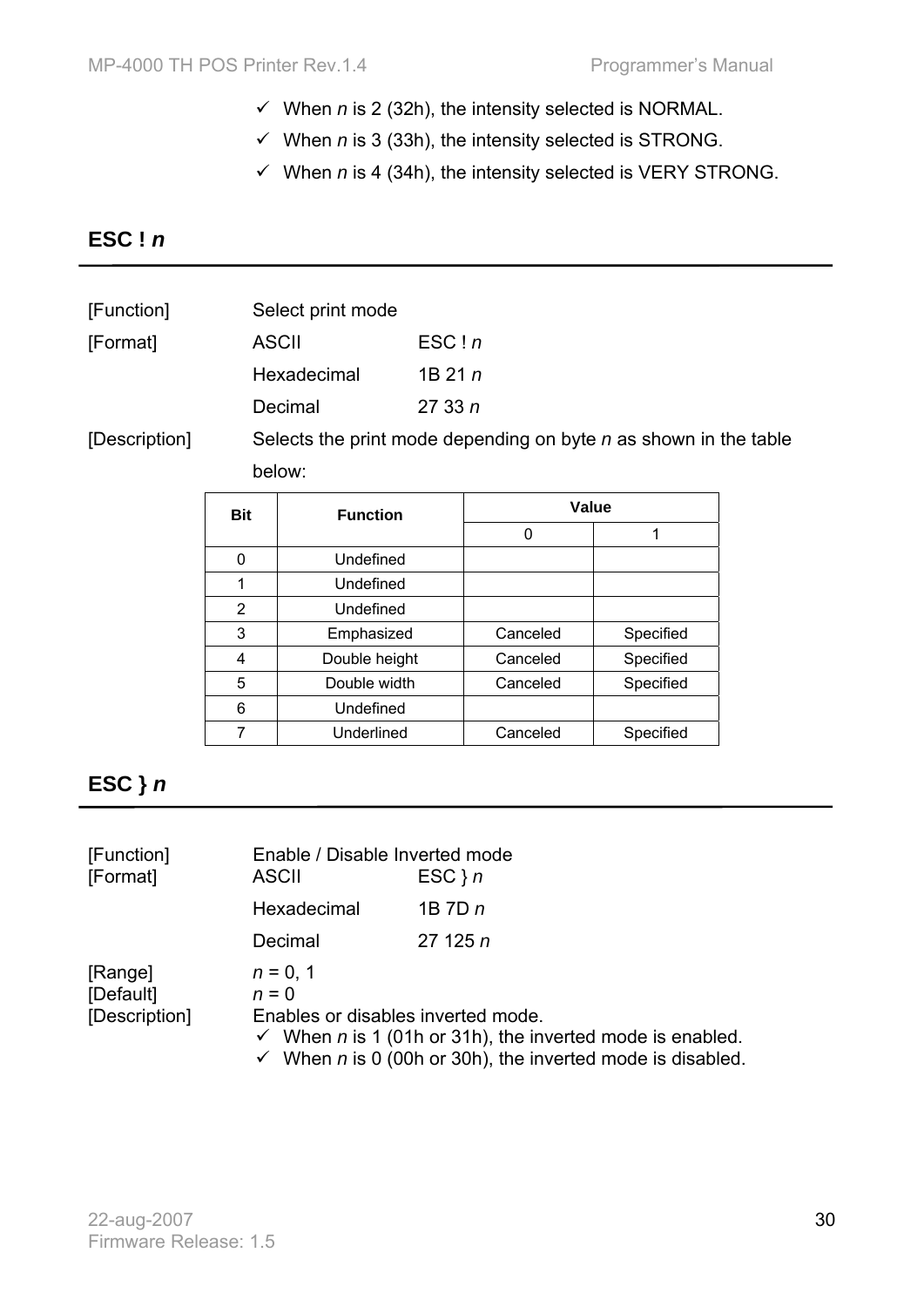- ✓ When *n* is 2 (32h), the intensity selected is NORMAL.
- ✓ When *n* is 3 (33h), the intensity selected is STRONG.
- ✓ When *n* is 4 (34h), the intensity selected is VERY STRONG.

## ESC ! *n*

[Function] Select print mode

[Format]

| | |
|---|---|
| ASCII | ESC ! *n* |
| Hexadecimal | 1B 21 *n* |
| Decimal | 27 33 *n* |

[Description] Selects the print mode depending on byte *n* as shown in the table below:

| Bit | Function | Value | |
|---|---|---|---|
| | | 0 | 1 |
| 0 | Undefined | | |
| 1 | Undefined | | |
| 2 | Undefined | | |
| 3 | Emphasized | Canceled | Specified |
| 4 | Double height | Canceled | Specified |
| 5 | Double width | Canceled | Specified |
| 6 | Undefined | | |
| 7 | Underlined | Canceled | Specified |

## ESC } *n*

[Function] Enable / Disable Inverted mode

[Format]

| | |
|---|---|
| ASCII | ESC } *n* |
| Hexadecimal | 1B 7D *n* |
| Decimal | 27 125 *n* |

[Range] *n* = 0, 1

[Default] *n* = 0

[Description] Enables or disables inverted mode.

- ✓ When *n* is 1 (01h or 31h), the inverted mode is enabled.
- ✓ When *n* is 0 (00h or 30h), the inverted mode is disabled.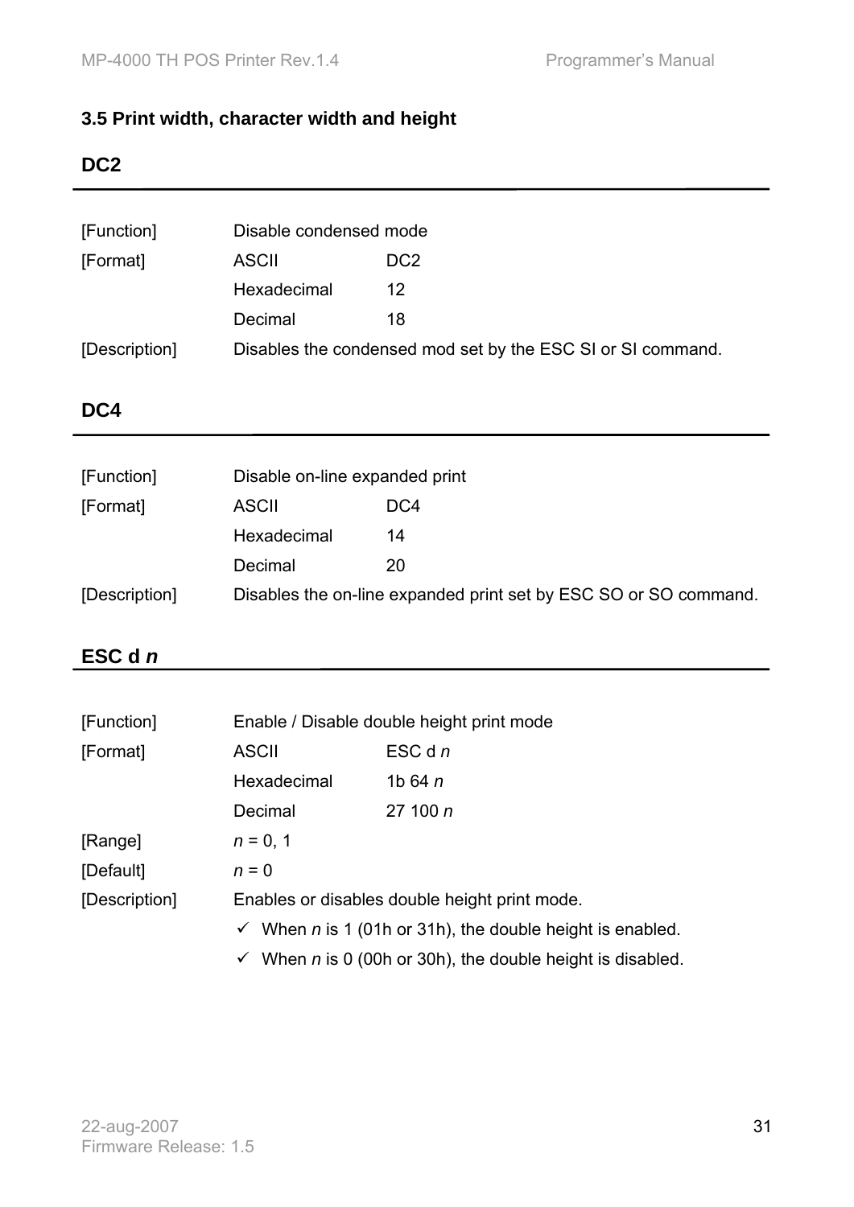## 3.5 Print width, character width and height

### DC2

| | | |
|---|---|---|
| [Function] | Disable condensed mode | |
| [Format] | ASCII | DC2 |
| | Hexadecimal | 12 |
| | Decimal | 18 |
| [Description] | Disables the condensed mod set by the ESC SI or SI command. | |

### DC4

| | | |
|---|---|---|
| [Function] | Disable on-line expanded print | |
| [Format] | ASCII | DC4 |
| | Hexadecimal | 14 |
| | Decimal | 20 |
| [Description] | Disables the on-line expanded print set by ESC SO or SO command. | |

### ESC d *n*

| | | |
|---|---|---|
| [Function] | Enable / Disable double height print mode | |
| [Format] | ASCII | ESC d *n* |
| | Hexadecimal | 1b 64 *n* |
| | Decimal | 27 100 *n* |
| [Range] | *n* = 0, 1 | |
| [Default] | *n* = 0 | |
| [Description] | Enables or disables double height print mode. | |

- ✓ When *n* is 1 (01h or 31h), the double height is enabled.
- ✓ When *n* is 0 (00h or 30h), the double height is disabled.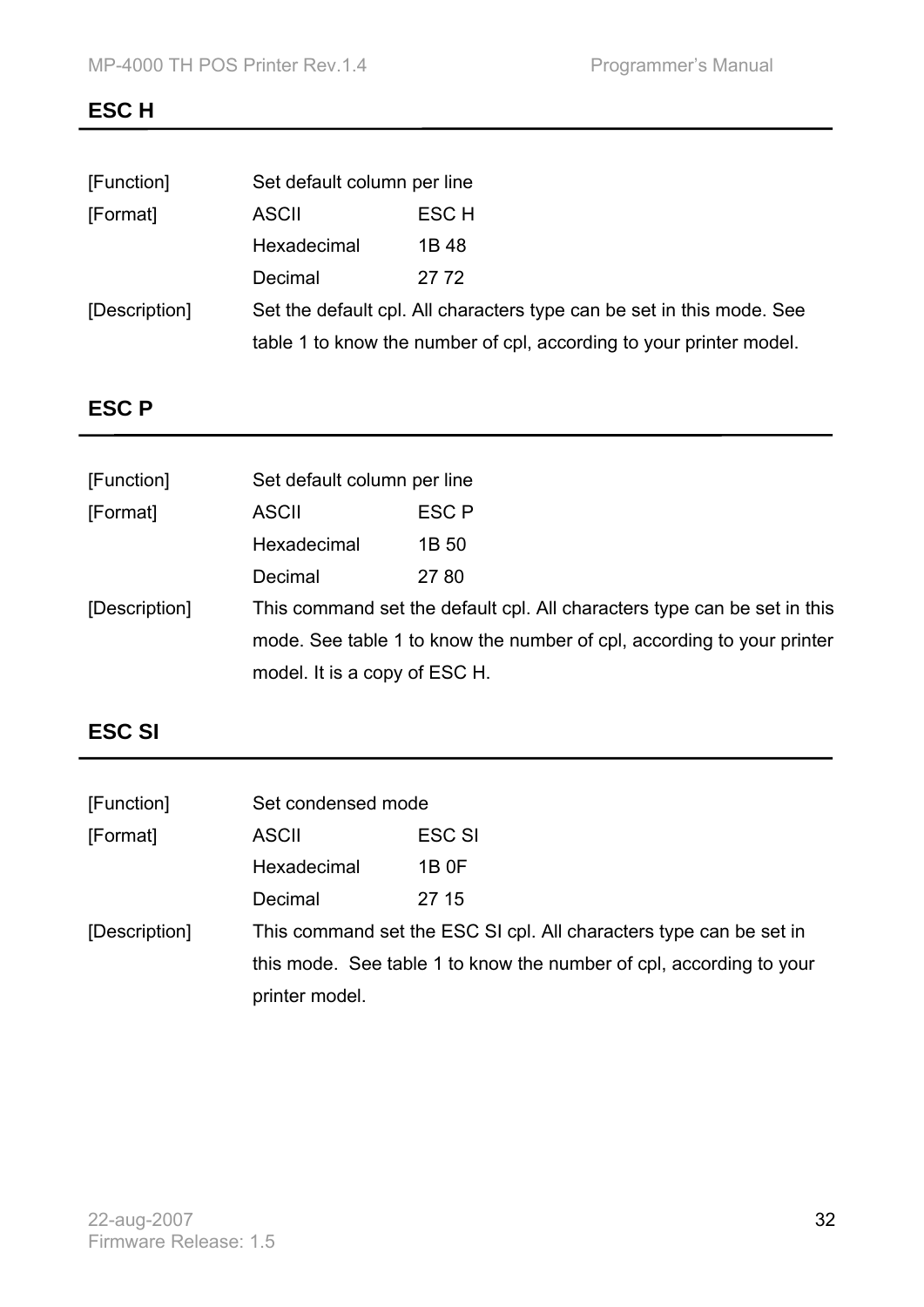## ESC H

| | | |
|---|---|---|
| [Function] | Set default column per line | |
| [Format] | ASCII | ESC H |
| | Hexadecimal | 1B 48 |
| | Decimal | 27 72 |
| [Description] | Set the default cpl. All characters type can be set in this mode. See table 1 to know the number of cpl, according to your printer model. | |

## ESC P

| | | |
|---|---|---|
| [Function] | Set default column per line | |
| [Format] | ASCII | ESC P |
| | Hexadecimal | 1B 50 |
| | Decimal | 27 80 |
| [Description] | This command set the default cpl. All characters type can be set in this mode. See table 1 to know the number of cpl, according to your printer model. It is a copy of ESC H. | |

## ESC SI

| | | |
|---|---|---|
| [Function] | Set condensed mode | |
| [Format] | ASCII | ESC SI |
| | Hexadecimal | 1B 0F |
| | Decimal | 27 15 |
| [Description] | This command set the ESC SI cpl. All characters type can be set in this mode. See table 1 to know the number of cpl, according to your printer model. | |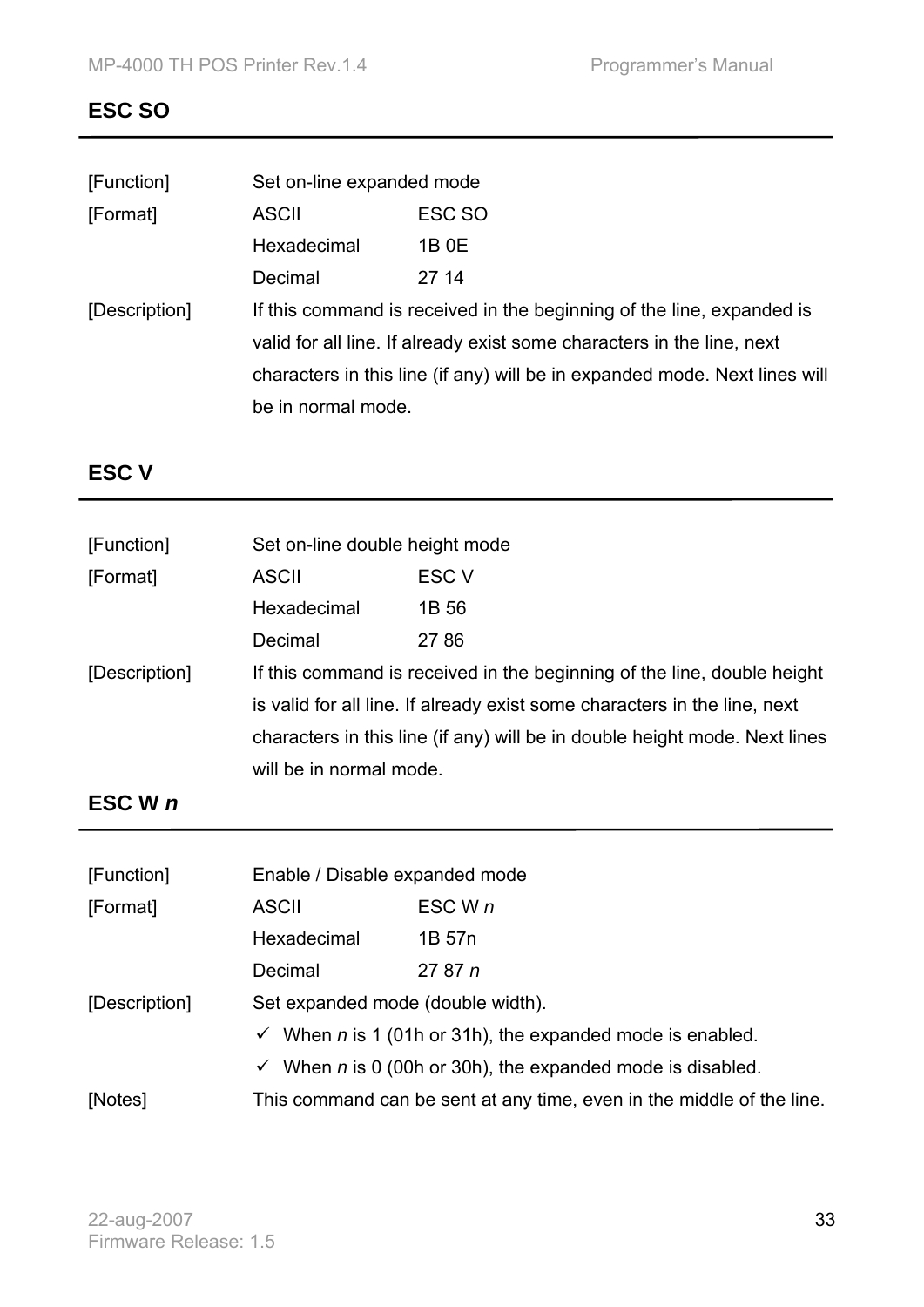## ESC SO

| | | |
|---|---|---|
| [Function] | Set on-line expanded mode | |
| [Format] | ASCII | ESC SO |
| | Hexadecimal | 1B 0E |
| | Decimal | 27 14 |
| [Description] | If this command is received in the beginning of the line, expanded is valid for all line. If already exist some characters in the line, next characters in this line (if any) will be in expanded mode. Next lines will be in normal mode. | |

## ESC V

| | | |
|---|---|---|
| [Function] | Set on-line double height mode | |
| [Format] | ASCII | ESC V |
| | Hexadecimal | 1B 56 |
| | Decimal | 27 86 |
| [Description] | If this command is received in the beginning of the line, double height is valid for all line. If already exist some characters in the line, next characters in this line (if any) will be in double height mode. Next lines will be in normal mode. | |

## ESC W *n*

| | | |
|---|---|---|
| [Function] | Enable / Disable expanded mode | |
| [Format] | ASCII | ESC W *n* |
| | Hexadecimal | 1B 57n |
| | Decimal | 27 87 *n* |
| [Description] | Set expanded mode (double width).<br>✓ When *n* is 1 (01h or 31h), the expanded mode is enabled.<br>✓ When *n* is 0 (00h or 30h), the expanded mode is disabled. | |
| [Notes] | This command can be sent at any time, even in the middle of the line. | |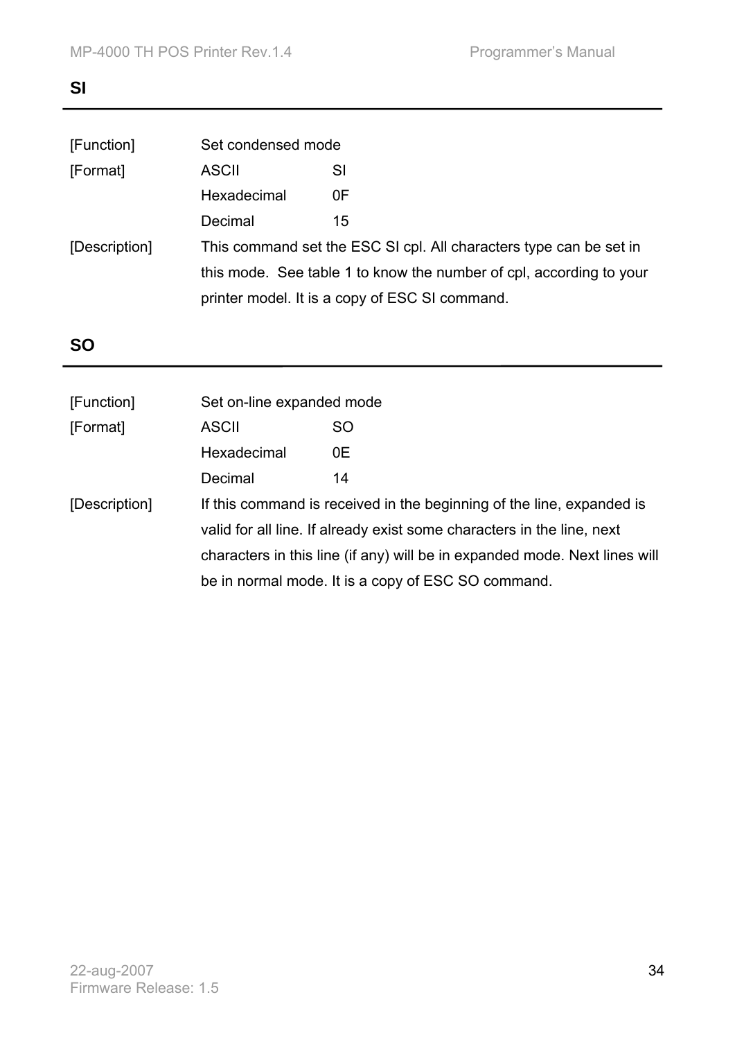## SI

| | | |
|---|---|---|
| [Function] | Set condensed mode | |
| [Format] | ASCII | SI |
| | Hexadecimal | 0F |
| | Decimal | 15 |
| [Description] | This command set the ESC SI cpl. All characters type can be set in this mode. See table 1 to know the number of cpl, according to your printer model. It is a copy of ESC SI command. | |

## SO

| | | |
|---|---|---|
| [Function] | Set on-line expanded mode | |
| [Format] | ASCII | SO |
| | Hexadecimal | 0E |
| | Decimal | 14 |
| [Description] | If this command is received in the beginning of the line, expanded is valid for all line. If already exist some characters in the line, next characters in this line (if any) will be in expanded mode. Next lines will be in normal mode. It is a copy of ESC SO command. | |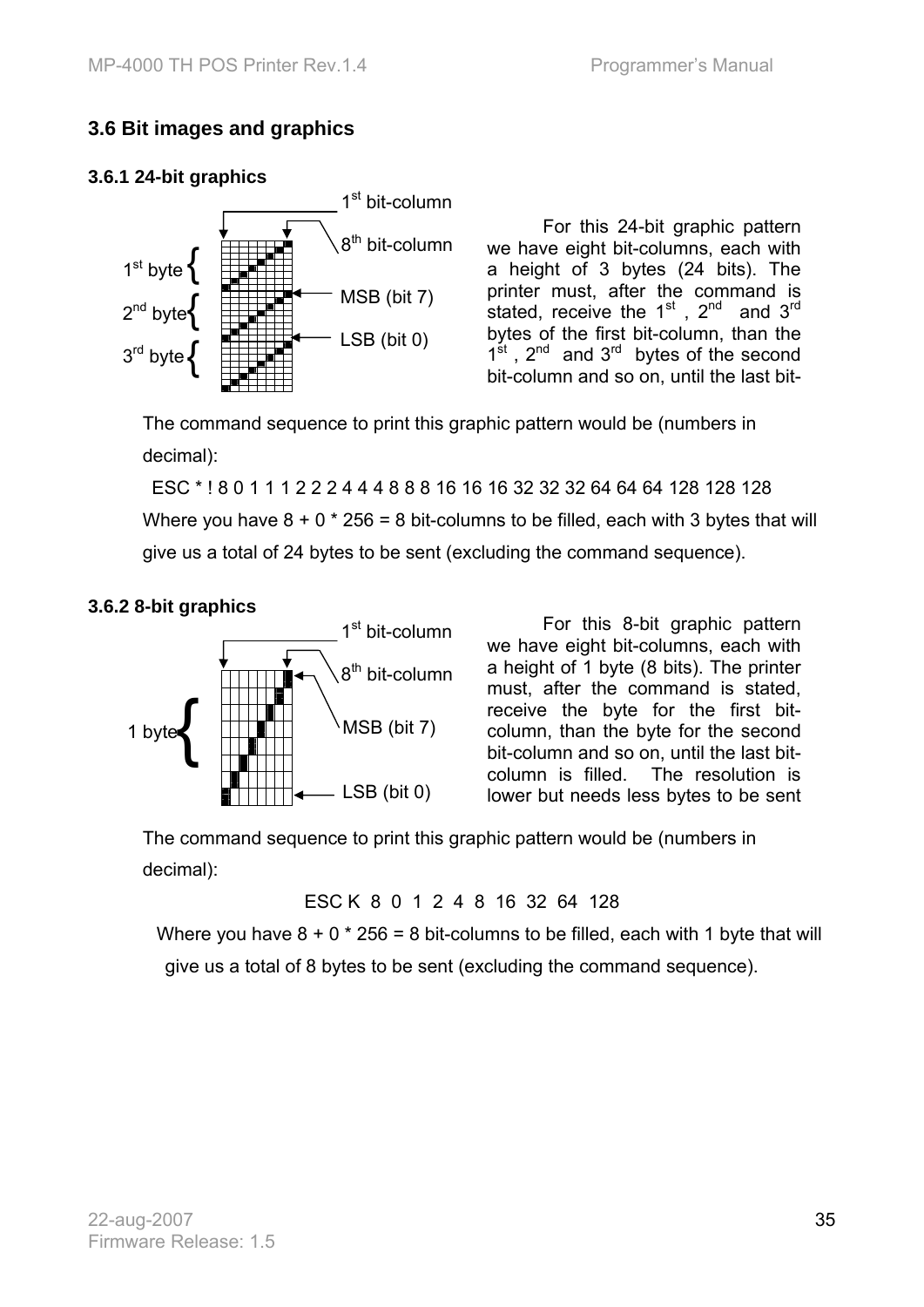## 3.6 Bit images and graphics

### 3.6.1 24-bit graphics

For this 24-bit graphic pattern we have eight bit-columns, each with a height of 3 bytes (24 bits). The printer must, after the command is stated, receive the 1st , 2nd and 3rd bytes of the first bit-column, than the 1st , 2nd and 3rd bytes of the second bit-column and so on, until the last bit-

The command sequence to print this graphic pattern would be (numbers in decimal):

ESC * ! 8 0 1 1 1 2 2 2 4 4 4 8 8 8 16 16 16 32 32 32 64 64 64 128 128 128

Where you have 8 + 0 * 256 = 8 bit-columns to be filled, each with 3 bytes that will give us a total of 24 bytes to be sent (excluding the command sequence).

### 3.6.2 8-bit graphics

For this 8-bit graphic pattern we have eight bit-columns, each with a height of 1 byte (8 bits). The printer must, after the command is stated, receive the byte for the first bit-column, than the byte for the second bit-column and so on, until the last bit-column is filled. The resolution is lower but needs less bytes to be sent

The command sequence to print this graphic pattern would be (numbers in decimal):

ESC K 8 0 1 2 4 8 16 32 64 128

Where you have 8 + 0 * 256 = 8 bit-columns to be filled, each with 1 byte that will give us a total of 8 bytes to be sent (excluding the command sequence).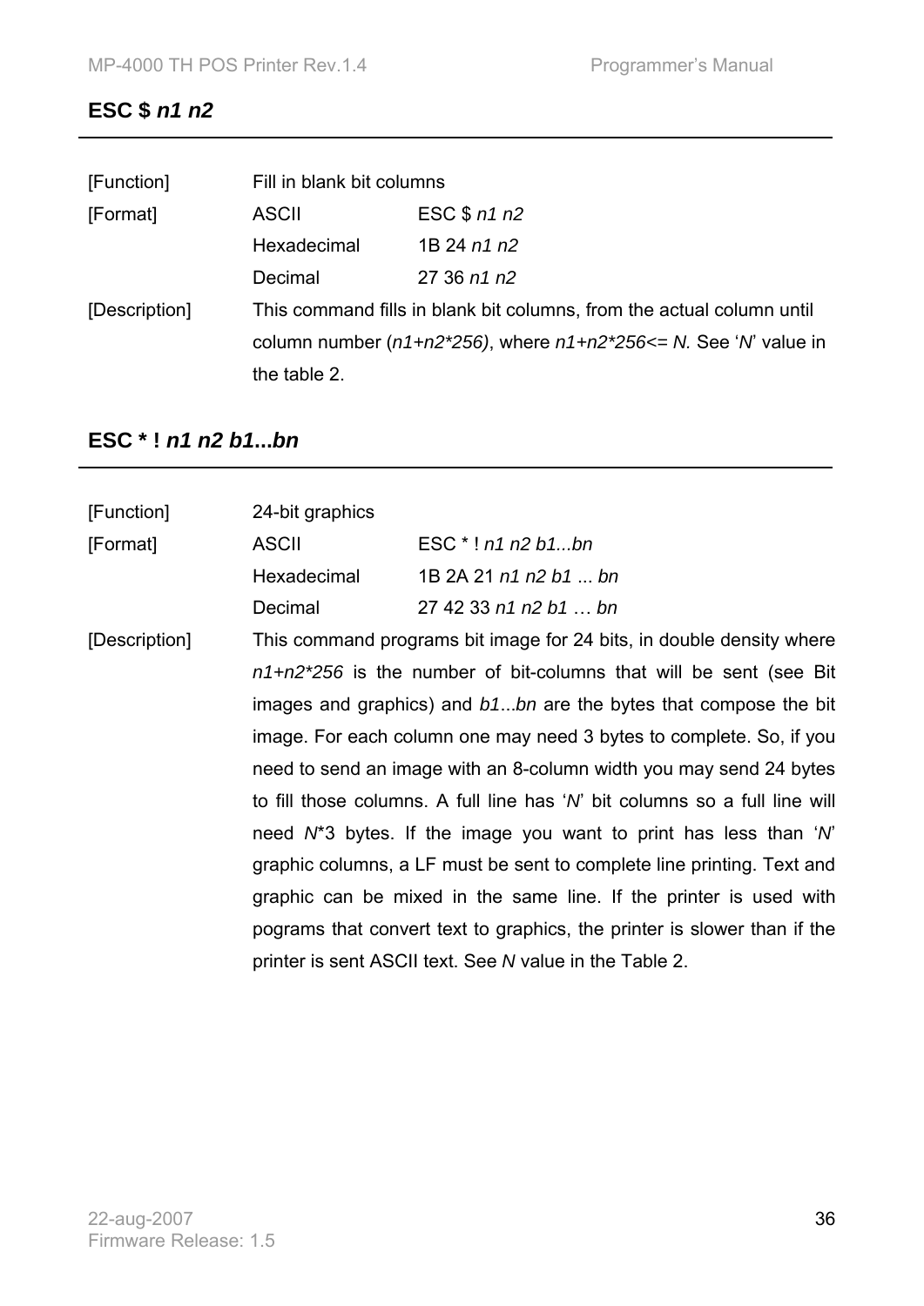## ESC $ *n1 n2*

| | | |
|---|---|---|
| [Function] | Fill in blank bit columns | |
| [Format] | ASCII | ESC $ *n1 n2* |
| | Hexadecimal | 1B 24 *n1 n2* |
| | Decimal | 27 36 *n1 n2* |
| [Description] | This command fills in blank bit columns, from the actual column until column number (*n1+n2*256)*, where *n1+n2*256<= N.* See '*N*' value in the table 2. | |

## ESC * ! *n1 n2 b1...bn*

| | | |
|---|---|---|
| [Function] | 24-bit graphics | |
| [Format] | ASCII | ESC * ! *n1 n2 b1...bn* |
| | Hexadecimal | 1B 2A 21 *n1 n2 b1 ... bn* |
| | Decimal | 27 42 33 *n1 n2 b1 … bn* |
| [Description] | This command programs bit image for 24 bits, in double density where *n1+n2*256* is the number of bit-columns that will be sent (see Bit images and graphics) and *b1...bn* are the bytes that compose the bit image. For each column one may need 3 bytes to complete. So, if you need to send an image with an 8-column width you may send 24 bytes to fill those columns. A full line has '*N*' bit columns so a full line will need *N*\*3 bytes. If the image you want to print has less than '*N*' graphic columns, a LF must be sent to complete line printing. Text and graphic can be mixed in the same line. If the printer is used with pograms that convert text to graphics, the printer is slower than if the printer is sent ASCII text. See *N* value in the Table 2. | |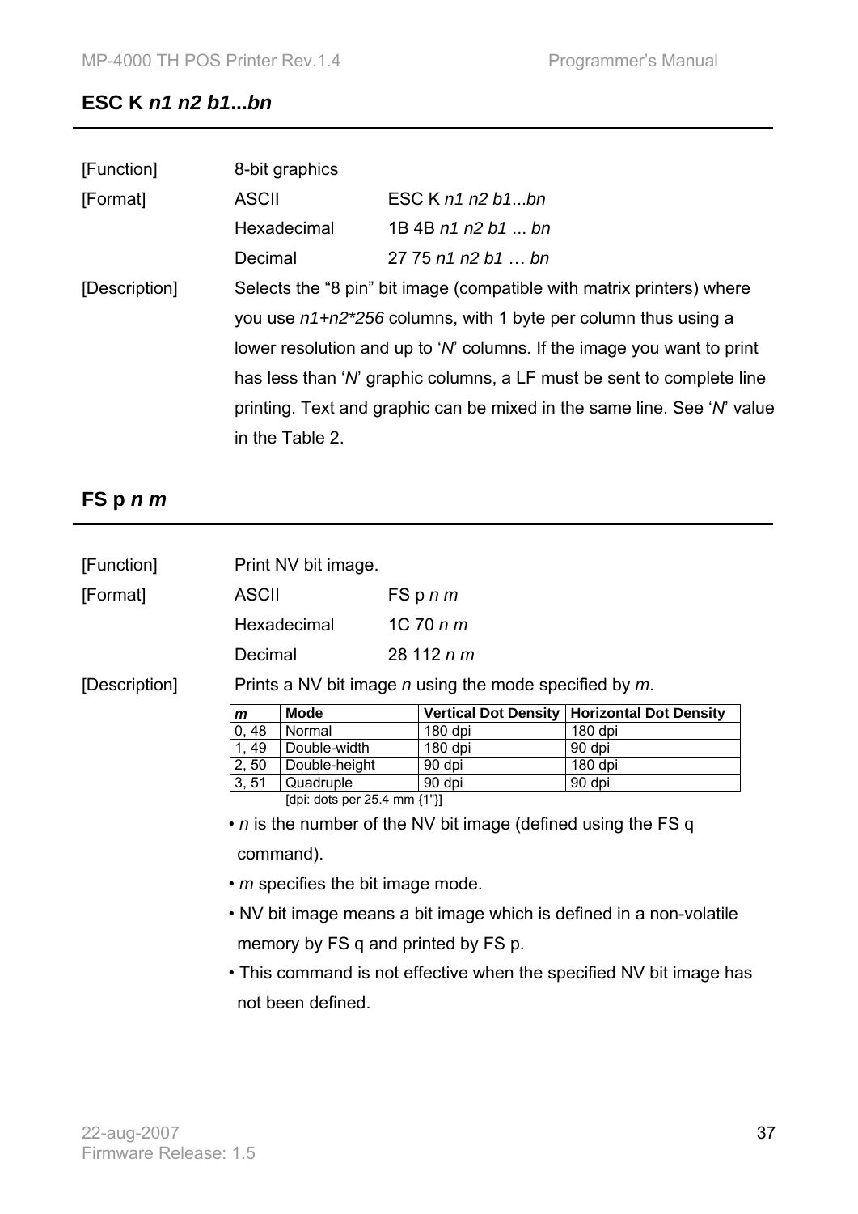## ESC K *n1 n2 b1...bn*

[Function] 8-bit graphics

[Format] ASCII ESC K *n1 n2 b1...bn*

Hexadecimal 1B 4B *n1 n2 b1 ... bn*

Decimal 27 75 *n1 n2 b1 … bn*

[Description] Selects the “8 pin” bit image (compatible with matrix printers) where you use *n1+n2\*256* columns, with 1 byte per column thus using a lower resolution and up to ‘*N*’ columns. If the image you want to print has less than ‘*N*’ graphic columns, a LF must be sent to complete line printing. Text and graphic can be mixed in the same line. See ‘*N*’ value in the Table 2.

## FS p *n m*

[Function] Print NV bit image.

[Format] ASCII FS p *n m*

Hexadecimal 1C 70 *n m*

Decimal 28 112 *n m*

[Description] Prints a NV bit image *n* using the mode specified by *m*.

| *m* | Mode | Vertical Dot Density | Horizontal Dot Density |
|---|---|---|---|
| 0, 48 | Normal | 180 dpi | 180 dpi |
| 1, 49 | Double-width | 180 dpi | 90 dpi |
| 2, 50 | Double-height | 90 dpi | 180 dpi |
| 3, 51 | Quadruple | 90 dpi | 90 dpi |

[dpi: dots per 25.4 mm {1"}]

- *n* is the number of the NV bit image (defined using the FS q command).
- *m* specifies the bit image mode.
- NV bit image means a bit image which is defined in a non-volatile memory by FS q and printed by FS p.
- This command is not effective when the specified NV bit image has not been defined.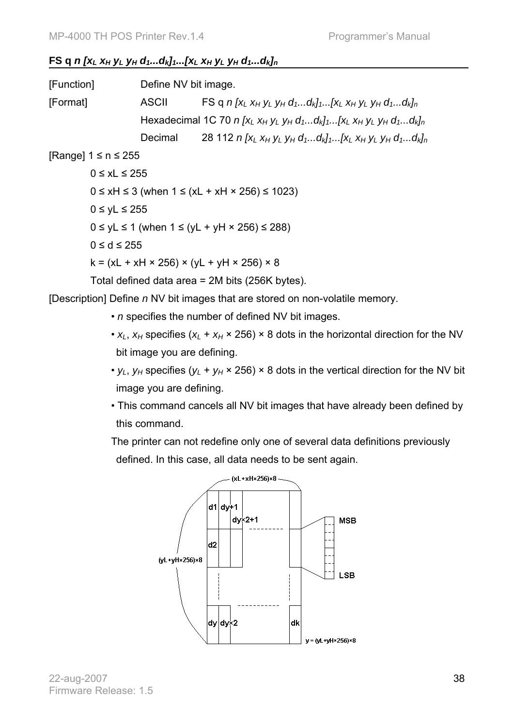## FS q $n$ $[x_L\ x_H\ y_L\ y_H\ d_1...d_k]_1...[x_L\ x_H\ y_L\ y_H\ d_1...d_k]_n$

[Function] Define NV bit image.

[Format] ASCII FS q $n$ $[x_L\ x_H\ y_L\ y_H\ d_1...d_k]_1...[x_L\ x_H\ y_L\ y_H\ d_1...d_k]_n$

Hexadecimal 1C 70 $n$ $[x_L\ x_H\ y_L\ y_H\ d_1...d_k]_1...[x_L\ x_H\ y_L\ y_H\ d_1...d_k]_n$

Decimal 28 112 $n$ $[x_L\ x_H\ y_L\ y_H\ d_1...d_k]_1...[x_L\ x_H\ y_L\ y_H\ d_1...d_k]_n$

[Range] $1 \le n \le 255$

$0 \le xL \le 255$

$0 \le xH \le 3$ (when $1 \le (xL + xH \times 256) \le 1023$)

$0 \le yL \le 255$

$0 \le yL \le 1$ (when $1 \le (yL + yH \times 256) \le 288$)

$0 \le d \le 255$

$k = (xL + xH \times 256) \times (yL + yH \times 256) \times 8$

Total defined data area = 2M bits (256K bytes).

[Description] Define *n* NV bit images that are stored on non-volatile memory.

- *n* specifies the number of defined NV bit images.
- $x_L$, $x_H$ specifies $(x_L + x_H \times 256) \times 8$ dots in the horizontal direction for the NV bit image you are defining.
- $y_L$, $y_H$ specifies $(y_L + y_H \times 256) \times 8$ dots in the vertical direction for the NV bit image you are defining.
- This command cancels all NV bit images that have already been defined by this command.

The printer can not redefine only one of several data definitions previously defined. In this case, all data needs to be sent again.

(xL+xH×256)×8

(yL+yH×256)×8

| d1 | dy+1 | dy×2+1 | ... | |
|---|---|---|---|---|
| d2 | | | | |
| ... | | | | |
| dy | dy×2 | | | dk |

MSB

LSB

y = (yL+yH×256)×8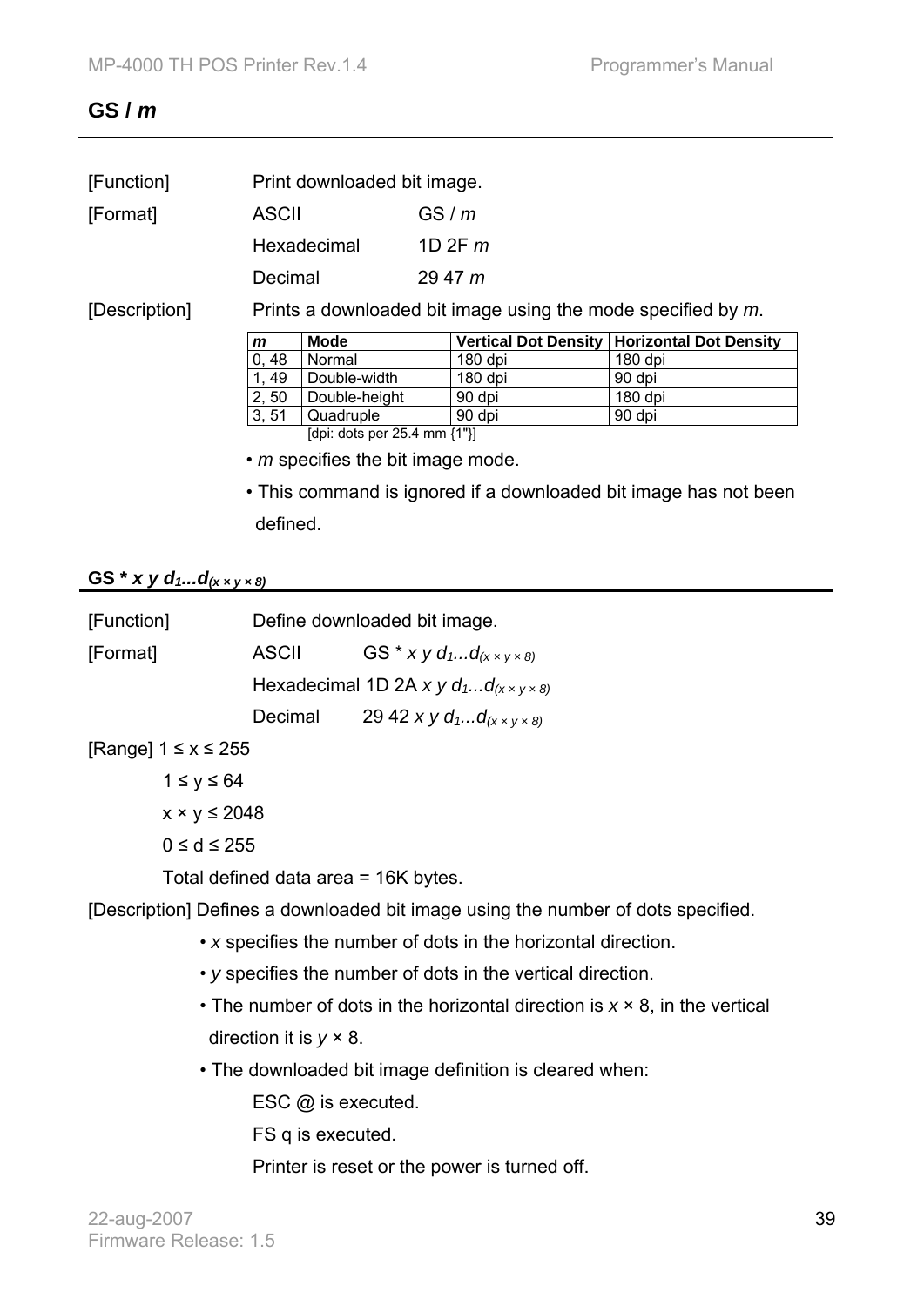## GS / *m*

[Function] Print downloaded bit image.

[Format] ASCII GS / *m*

Hexadecimal 1D 2F *m*

Decimal 29 47 *m*

[Description] Prints a downloaded bit image using the mode specified by *m*.

| *m* | Mode | Vertical Dot Density | Horizontal Dot Density |
|---|---|---|---|
| 0, 48 | Normal | 180 dpi | 180 dpi |
| 1, 49 | Double-width | 180 dpi | 90 dpi |
| 2, 50 | Double-height | 90 dpi | 180 dpi |
| 3, 51 | Quadruple | 90 dpi | 90 dpi |

[dpi: dots per 25.4 mm {1"}]

- *m* specifies the bit image mode.
- This command is ignored if a downloaded bit image has not been defined.

## GS * *x y* $d_1...d_{(x \times y \times 8)}$

[Function] Define downloaded bit image.

[Format] ASCII GS * *x y* $d_1...d_{(x \times y \times 8)}$

Hexadecimal 1D 2A *x y* $d_1...d_{(x \times y \times 8)}$

Decimal 29 42 *x y* $d_1...d_{(x \times y \times 8)}$

[Range] $1 \leq x \leq 255$

$1 \leq y \leq 64$

$x \times y \leq 2048$

$0 \leq d \leq 255$

Total defined data area = 16K bytes.

[Description] Defines a downloaded bit image using the number of dots specified.

- *x* specifies the number of dots in the horizontal direction.
- *y* specifies the number of dots in the vertical direction.
- The number of dots in the horizontal direction is *x* × 8, in the vertical direction it is *y* × 8.
- The downloaded bit image definition is cleared when:

  ESC @ is executed.

  FS q is executed.

  Printer is reset or the power is turned off.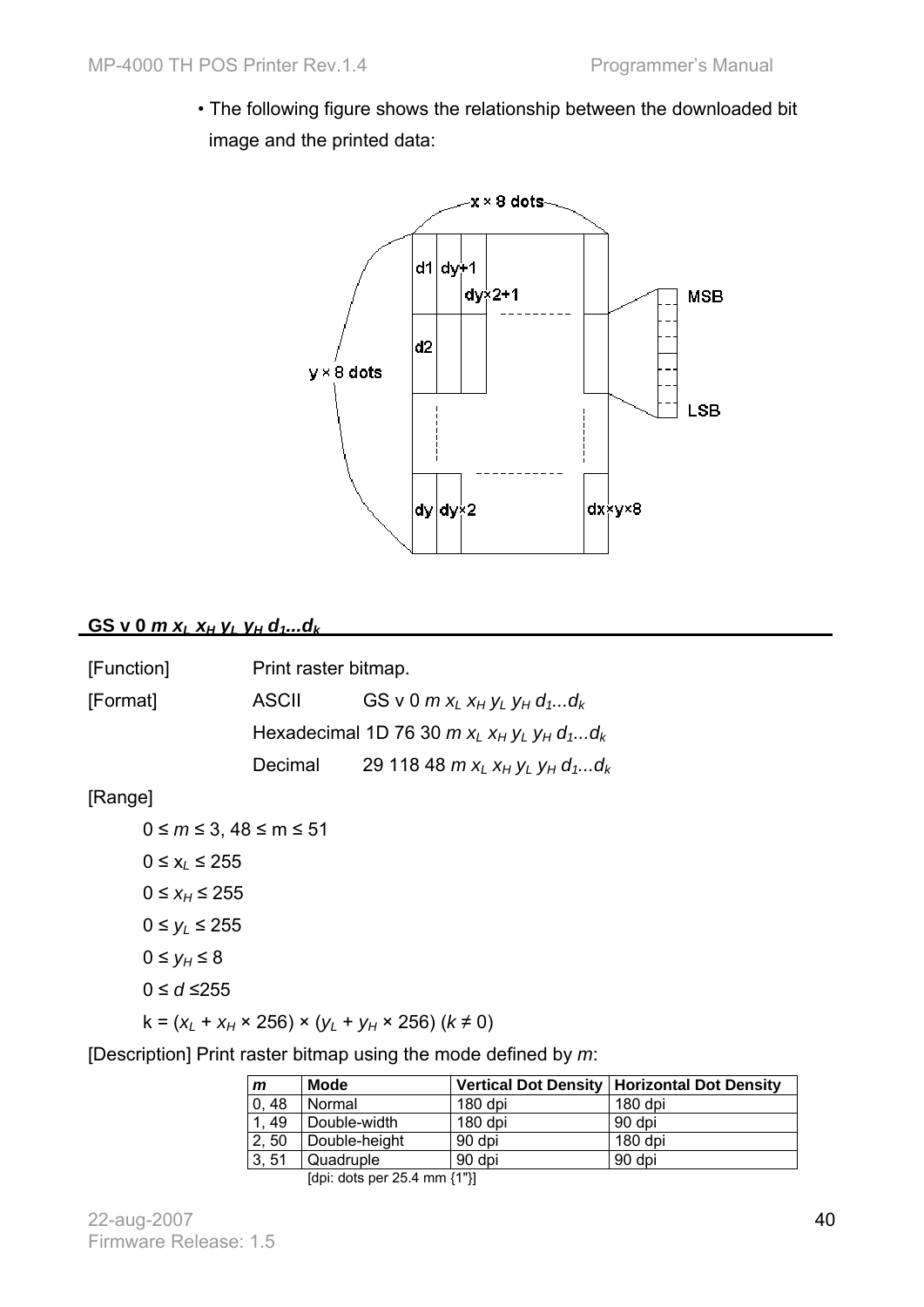• The following figure shows the relationship between the downloaded bit image and the printed data:

x × 8 dots

y × 8 dots

d1 dy+1 dy×2+1

d2

dy dy×2 dx×y×8

MSB

LSB

## GS v 0 $m$ $x_L$ $x_H$ $y_L$ $y_H$ $d_1...d_k$

[Function] Print raster bitmap.

[Format] ASCII GS v 0 $m$ $x_L$ $x_H$ $y_L$ $y_H$ $d_1...d_k$

Hexadecimal 1D 76 30 $m$ $x_L$ $x_H$ $y_L$ $y_H$ $d_1...d_k$

Decimal 29 118 48 $m$ $x_L$ $x_H$ $y_L$ $y_H$ $d_1...d_k$

[Range]

$0 \le m \le 3$, $48 \le m \le 51$

$0 \le x_L \le 255$

$0 \le x_H \le 255$

$0 \le y_L \le 255$

$0 \le y_H \le 8$

$0 \le d \le 255$

$k = (x_L + x_H \times 256) \times (y_L + y_H \times 256)$ $(k \ne 0)$

[Description] Print raster bitmap using the mode defined by $m$:

| *m* | Mode | Vertical Dot Density | Horizontal Dot Density |
|---|---|---|---|
| 0, 48 | Normal | 180 dpi | 180 dpi |
| 1, 49 | Double-width | 180 dpi | 90 dpi |
| 2, 50 | Double-height | 90 dpi | 180 dpi |
| 3, 51 | Quadruple | 90 dpi | 90 dpi |

[dpi: dots per 25.4 mm {1"}]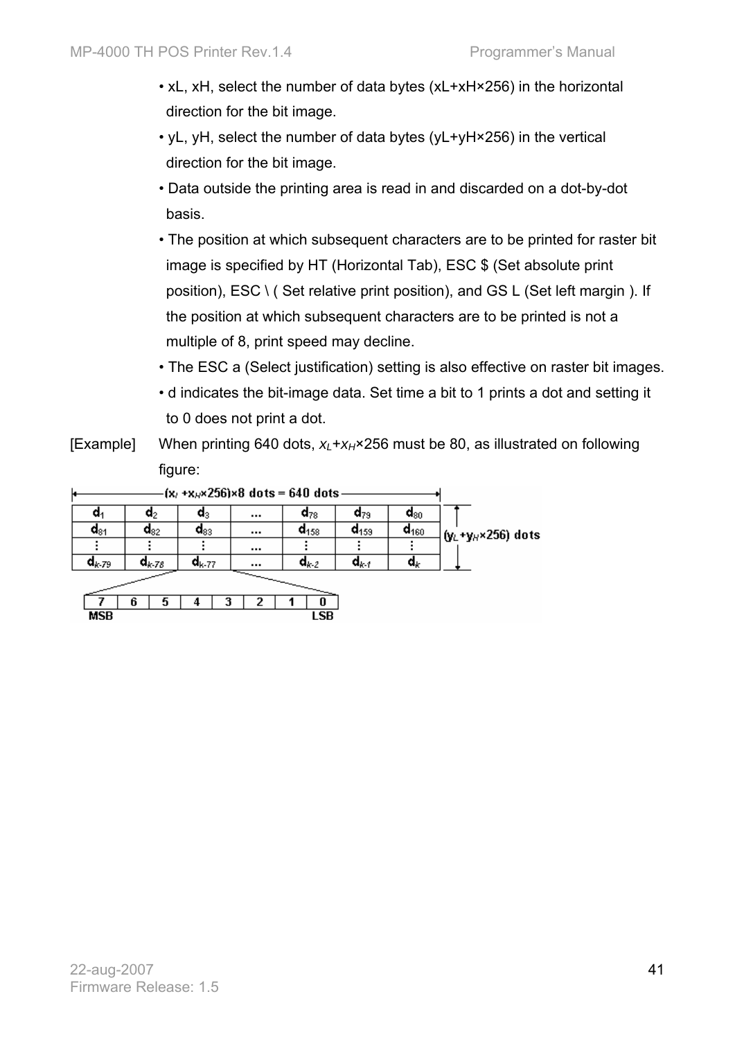- xL, xH, select the number of data bytes (xL+xH×256) in the horizontal direction for the bit image.
- yL, yH, select the number of data bytes (yL+yH×256) in the vertical direction for the bit image.
- Data outside the printing area is read in and discarded on a dot-by-dot basis.
- The position at which subsequent characters are to be printed for raster bit image is specified by HT (Horizontal Tab), ESC $ (Set absolute print position), ESC \ ( Set relative print position), and GS L (Set left margin ). If the position at which subsequent characters are to be printed is not a multiple of 8, print speed may decline.
- The ESC a (Select justification) setting is also effective on raster bit images.
- d indicates the bit-image data. Set time a bit to 1 prints a dot and setting it to 0 does not print a dot.

[Example] When printing 640 dots, $x_L$+$x_H$×256 must be 80, as illustrated on following figure:

$(x_L + x_H \times 256) \times 8$ dots = 640 dots

| $d_1$ | $d_2$ | $d_3$ | ... | $d_{78}$ | $d_{79}$ | $d_{80}$ |
|---|---|---|---|---|---|---|
| $d_{81}$ | $d_{82}$ | $d_{83}$ | ... | $d_{158}$ | $d_{159}$ | $d_{160}$ |
| ⋮ | ⋮ | ⋮ | ... | ⋮ | ⋮ | ⋮ |
| $d_{k-79}$ | $d_{k-78}$ | $d_{k-77}$ | ... | $d_{k-2}$ | $d_{k-1}$ | $d_k$ |

$(y_L + y_H \times 256)$ dots

| 7 | 6 | 5 | 4 | 3 | 2 | 1 | 0 |
|---|---|---|---|---|---|---|---|
| MSB | | | | | | | LSB |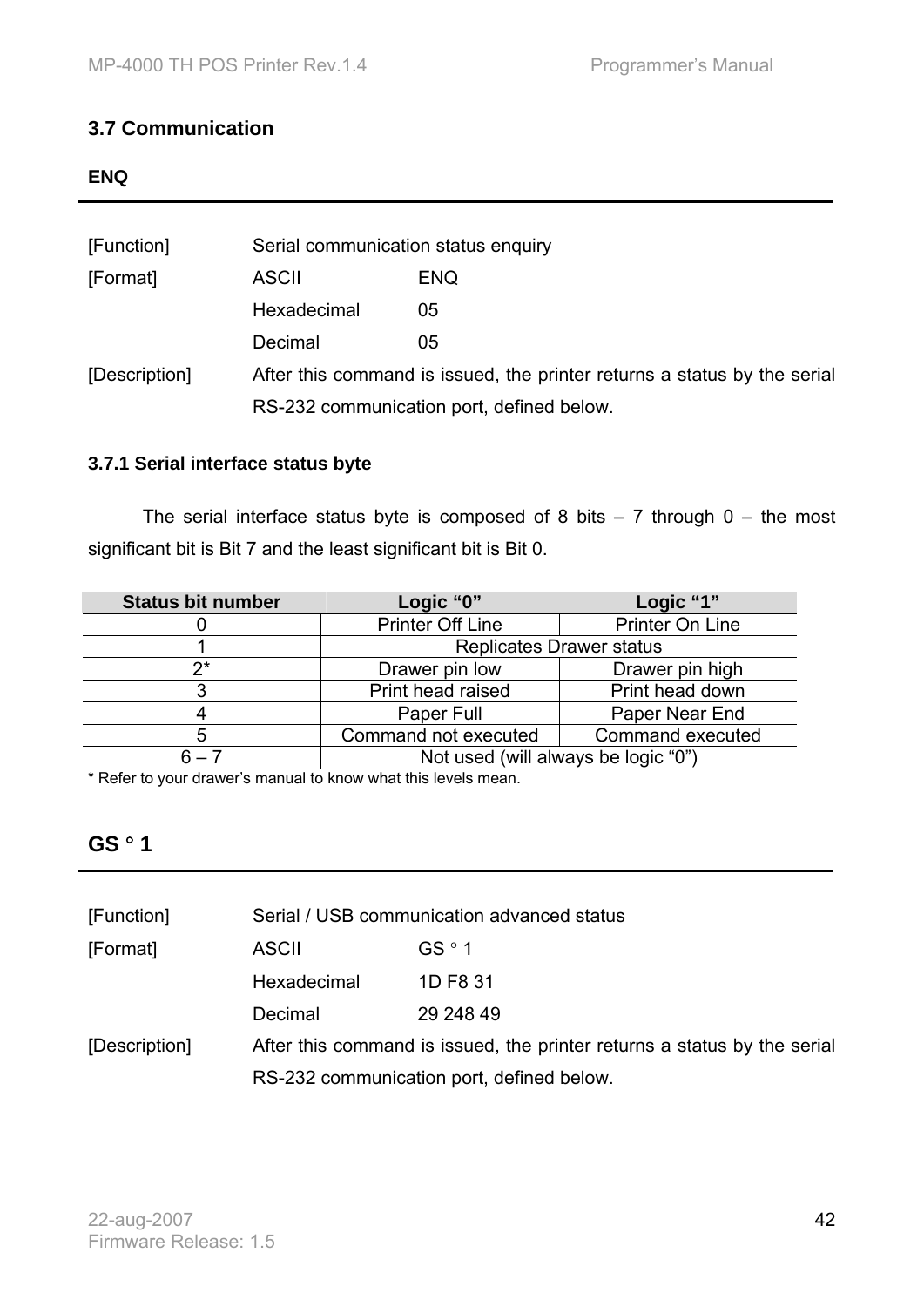## 3.7 Communication

### ENQ

[Function] Serial communication status enquiry

[Format] ASCII ENQ

Hexadecimal 05

Decimal 05

[Description] After this command is issued, the printer returns a status by the serial RS-232 communication port, defined below.

#### 3.7.1 Serial interface status byte

The serial interface status byte is composed of 8 bits – 7 through 0 – the most significant bit is Bit 7 and the least significant bit is Bit 0.

| Status bit number | Logic "0" | Logic "1" |
|---|---|---|
| 0 | Printer Off Line | Printer On Line |
| 1 | Replicates Drawer status | |
| 2* | Drawer pin low | Drawer pin high |
| 3 | Print head raised | Print head down |
| 4 | Paper Full | Paper Near End |
| 5 | Command not executed | Command executed |
| 6 – 7 | Not used (will always be logic "0") | |

* Refer to your drawer's manual to know what this levels mean.

### GS ° 1

[Function] Serial / USB communication advanced status

[Format] ASCII GS ° 1

Hexadecimal 1D F8 31

Decimal 29 248 49

[Description] After this command is issued, the printer returns a status by the serial RS-232 communication port, defined below.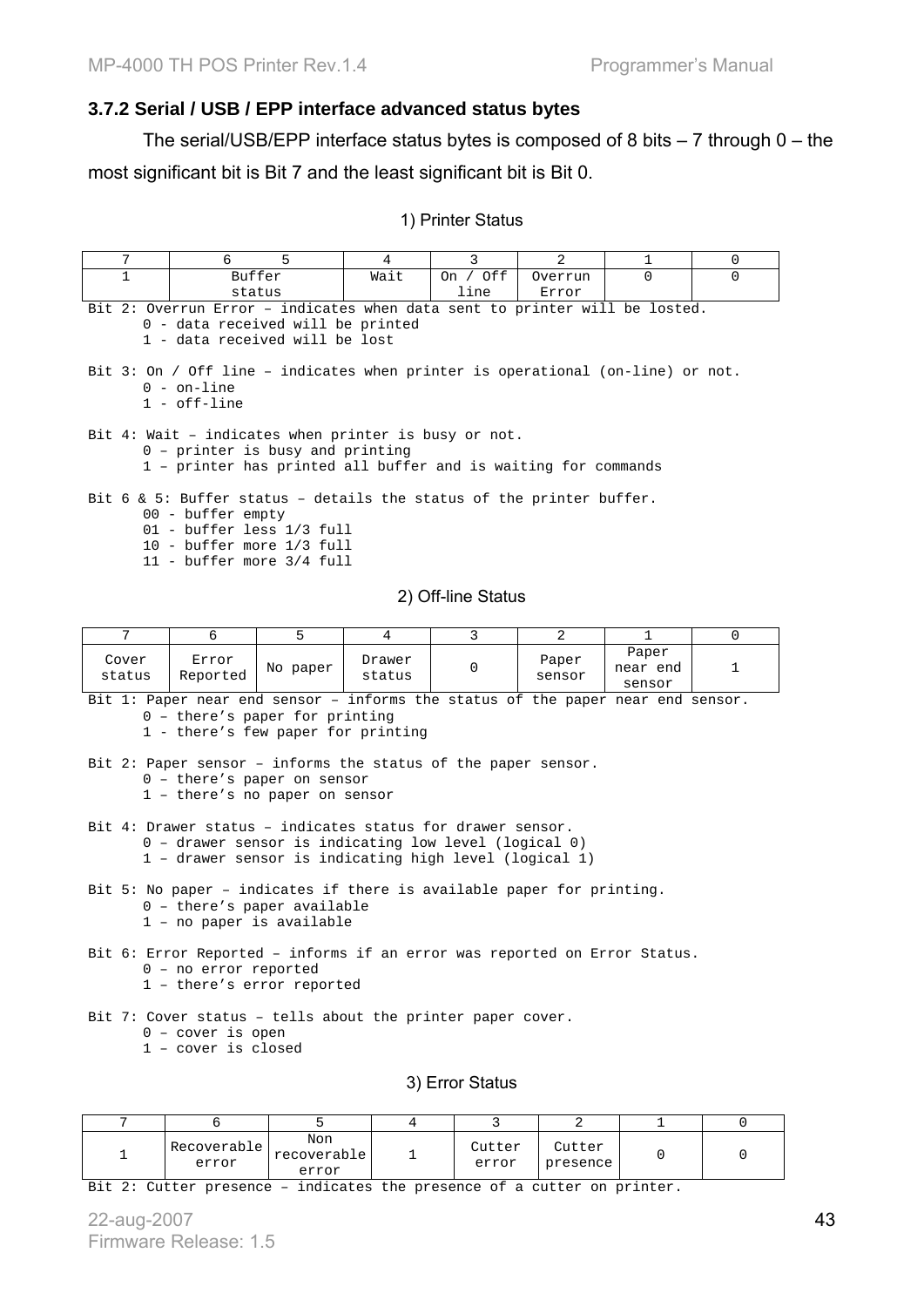### 3.7.2 Serial / USB / EPP interface advanced status bytes

The serial/USB/EPP interface status bytes is composed of 8 bits – 7 through 0 – the most significant bit is Bit 7 and the least significant bit is Bit 0.

1) Printer Status

| 7 | 6 | 5 | 4 | 3 | 2 | 1 | 0 |
|---|---|---|---|---|---|---|---|
| 1 | Buffer status | | Wait | On / Off line | Overrun Error | 0 | 0 |

```
Bit 2: Overrun Error – indicates when data sent to printer will be losted.
       0 - data received will be printed
       1 - data received will be lost

Bit 3: On / Off line – indicates when printer is operational (on-line) or not.
       0 - on-line
       1 - off-line

Bit 4: Wait – indicates when printer is busy or not.
       0 – printer is busy and printing
       1 – printer has printed all buffer and is waiting for commands

Bit 6 & 5: Buffer status – details the status of the printer buffer.
       00 - buffer empty
       01 - buffer less 1/3 full
       10 - buffer more 1/3 full
       11 - buffer more 3/4 full
```

2) Off-line Status

| 7 | 6 | 5 | 4 | 3 | 2 | 1 | 0 |
|---|---|---|---|---|---|---|---|
| Cover status | Error Reported | No paper | Drawer status | 0 | Paper sensor | Paper near end sensor | 1 |

```
Bit 1: Paper near end sensor – informs the status of the paper near end sensor.
       0 – there's paper for printing
       1 - there's few paper for printing

Bit 2: Paper sensor – informs the status of the paper sensor.
       0 – there's paper on sensor
       1 – there's no paper on sensor

Bit 4: Drawer status – indicates status for drawer sensor.
       0 – drawer sensor is indicating low level (logical 0)
       1 – drawer sensor is indicating high level (logical 1)

Bit 5: No paper – indicates if there is available paper for printing.
       0 – there's paper available
       1 – no paper is available

Bit 6: Error Reported – informs if an error was reported on Error Status.
       0 – no error reported
       1 – there's error reported

Bit 7: Cover status – tells about the printer paper cover.
       0 – cover is open
       1 – cover is closed
```

3) Error Status

| 7 | 6 | 5 | 4 | 3 | 2 | 1 | 0 |
|---|---|---|---|---|---|---|---|
| 1 | Recoverable error | Non recoverable error | 1 | Cutter error | Cutter presence | 0 | 0 |

```
Bit 2: Cutter presence – indicates the presence of a cutter on printer.
```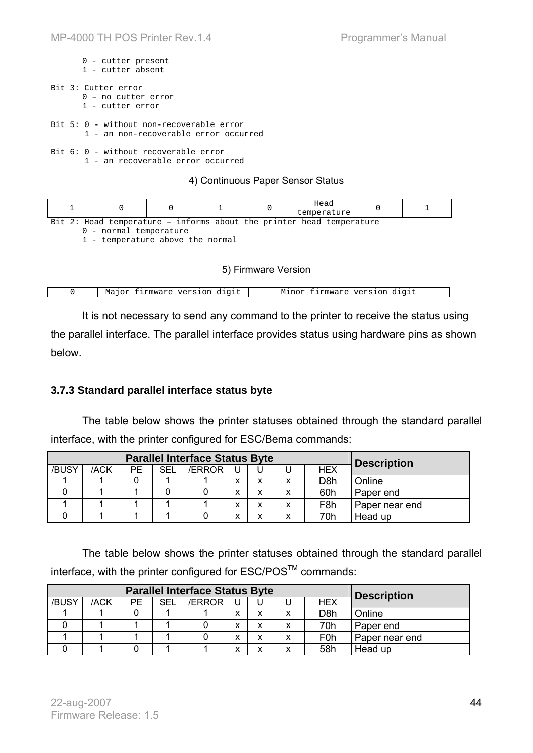```
       0 - cutter present
       1 - cutter absent

Bit 3: Cutter error
       0 – no cutter error
       1 - cutter error

Bit 5: 0 - without non-recoverable error
       1 - an non-recoverable error occurred

Bit 6: 0 - without recoverable error
       1 - an recoverable error occurred
```

4) Continuous Paper Sensor Status

| 1 | 0 | 0 | 1 | 0 | Head temperature | 0 | 1 |
|---|---|---|---|---|---|---|---|

```
Bit 2: Head temperature – informs about the printer head temperature
       0 - normal temperature
       1 - temperature above the normal
```

5) Firmware Version

| 0 | Major firmware version digit | Minor firmware version digit |
|---|---|---|

It is not necessary to send any command to the printer to receive the status using the parallel interface. The parallel interface provides status using hardware pins as shown below.

### 3.7.3 Standard parallel interface status byte

The table below shows the printer statuses obtained through the standard parallel interface, with the printer configured for ESC/Bema commands:

| Parallel Interface Status Byte | | | | | | | | | Description |
|---|---|---|---|---|---|---|---|---|---|
| /BUSY | /ACK | PE | SEL | /ERROR | U | U | U | HEX | |
| 1 | 1 | 0 | 1 | 1 | x | x | x | D8h | Online |
| 0 | 1 | 1 | 0 | 0 | x | x | x | 60h | Paper end |
| 1 | 1 | 1 | 1 | 1 | x | x | x | F8h | Paper near end |
| 0 | 1 | 1 | 1 | 0 | x | x | x | 70h | Head up |

The table below shows the printer statuses obtained through the standard parallel interface, with the printer configured for ESC/POS™ commands:

| Parallel Interface Status Byte | | | | | | | | | Description |
|---|---|---|---|---|---|---|---|---|---|
| /BUSY | /ACK | PE | SEL | /ERROR | U | U | U | HEX | |
| 1 | 1 | 0 | 1 | 1 | x | x | x | D8h | Online |
| 0 | 1 | 1 | 1 | 0 | x | x | x | 70h | Paper end |
| 1 | 1 | 1 | 1 | 0 | x | x | x | F0h | Paper near end |
| 0 | 1 | 0 | 1 | 1 | x | x | x | 58h | Head up |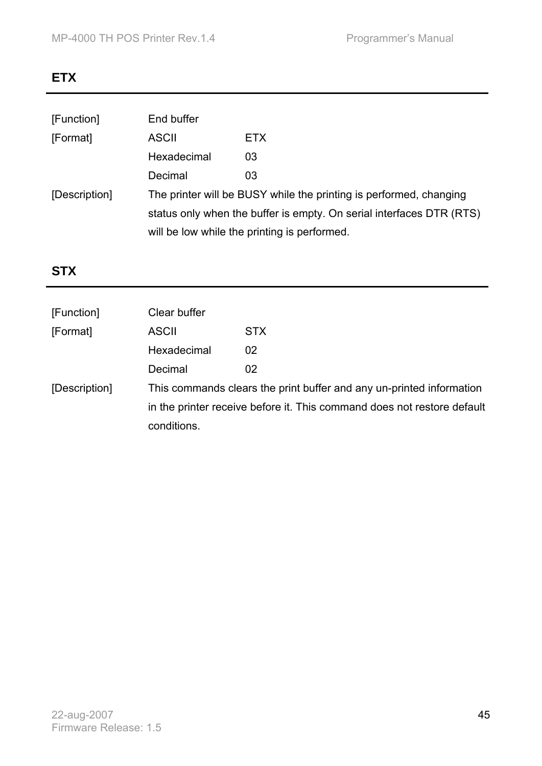## ETX

| | | |
|---|---|---|
| [Function] | End buffer | |
| [Format] | ASCII | ETX |
| | Hexadecimal | 03 |
| | Decimal | 03 |
| [Description] | The printer will be BUSY while the printing is performed, changing status only when the buffer is empty. On serial interfaces DTR (RTS) will be low while the printing is performed. | |

## STX

| | | |
|---|---|---|
| [Function] | Clear buffer | |
| [Format] | ASCII | STX |
| | Hexadecimal | 02 |
| | Decimal | 02 |
| [Description] | This commands clears the print buffer and any un-printed information in the printer receive before it. This command does not restore default conditions. | |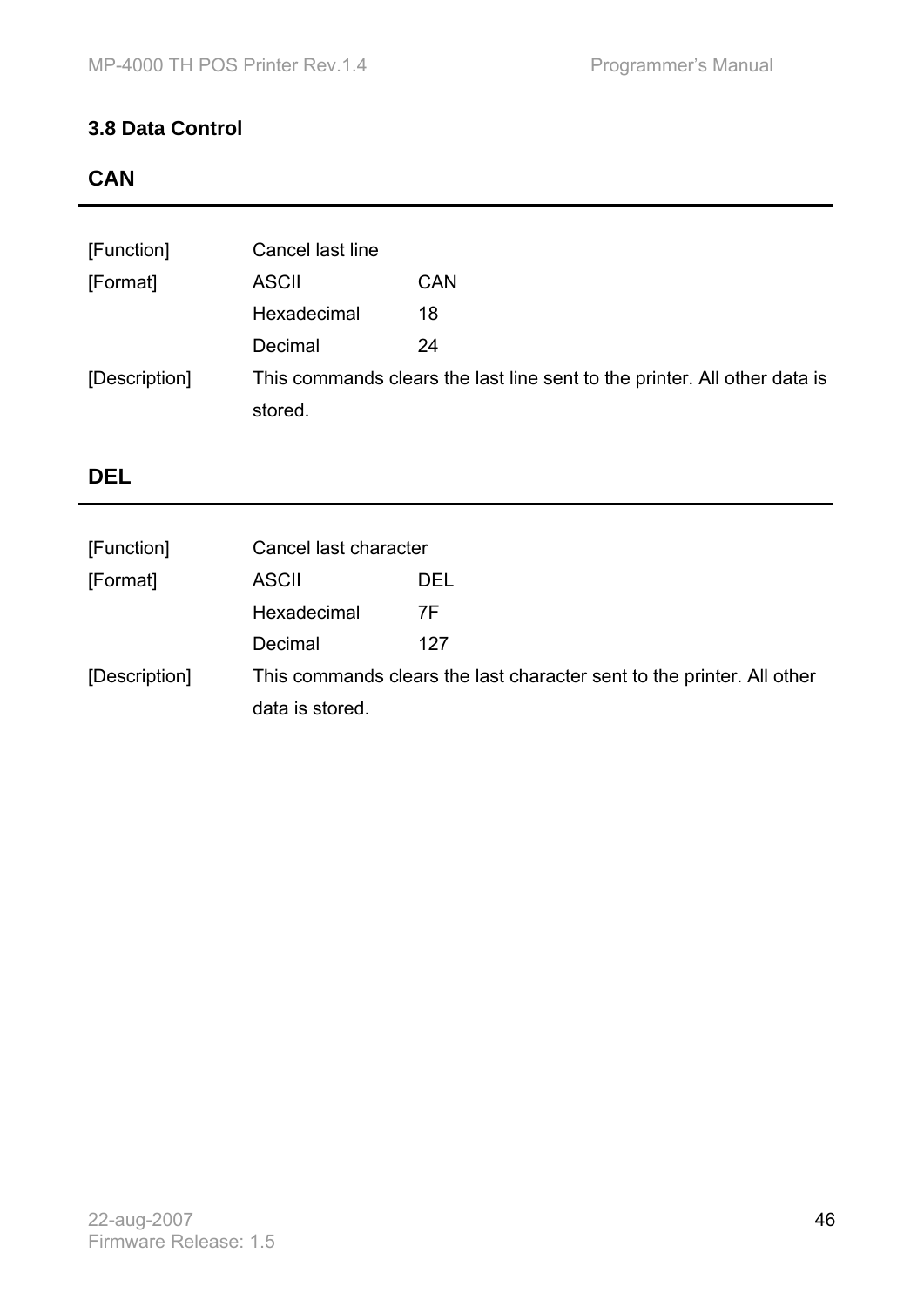### 3.8 Data Control

## CAN

| | | |
|---|---|---|
| [Function] | Cancel last line | |
| [Format] | ASCII | CAN |
| | Hexadecimal | 18 |
| | Decimal | 24 |
| [Description] | This commands clears the last line sent to the printer. All other data is stored. | |

## DEL

| | | |
|---|---|---|
| [Function] | Cancel last character | |
| [Format] | ASCII | DEL |
| | Hexadecimal | 7F |
| | Decimal | 127 |
| [Description] | This commands clears the last character sent to the printer. All other data is stored. | |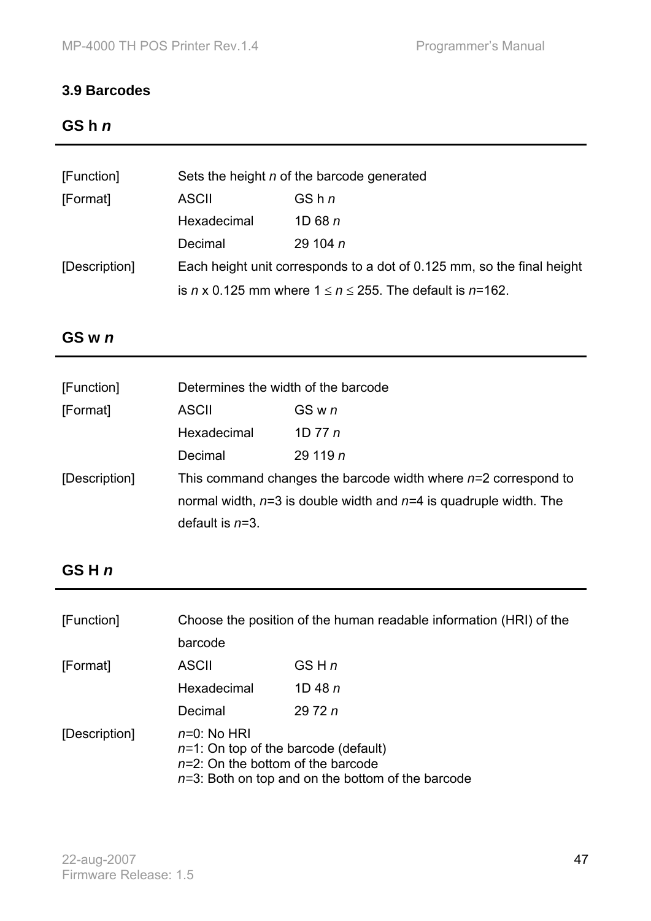### 3.9 Barcodes

## GS h *n*

| | | |
|---|---|---|
| [Function] | Sets the height *n* of the barcode generated | |
| [Format] | ASCII | GS h *n* |
| | Hexadecimal | 1D 68 *n* |
| | Decimal | 29 104 *n* |
| [Description] | Each height unit corresponds to a dot of 0.125 mm, so the final height is *n* x 0.125 mm where $1 \leq n \leq 255$. The default is *n*=162. | |

## GS w *n*

| | | |
|---|---|---|
| [Function] | Determines the width of the barcode | |
| [Format] | ASCII | GS w *n* |
| | Hexadecimal | 1D 77 *n* |
| | Decimal | 29 119 *n* |
| [Description] | This command changes the barcode width where *n*=2 correspond to normal width, *n*=3 is double width and *n*=4 is quadruple width. The default is *n*=3. | |

## GS H *n*

| | | |
|---|---|---|
| [Function] | Choose the position of the human readable information (HRI) of the barcode | |
| [Format] | ASCII | GS H *n* |
| | Hexadecimal | 1D 48 *n* |
| | Decimal | 29 72 *n* |
| [Description] | *n*=0: No HRI<br>*n*=1: On top of the barcode (default)<br>*n*=2: On the bottom of the barcode<br>*n*=3: Both on top and on the bottom of the barcode | |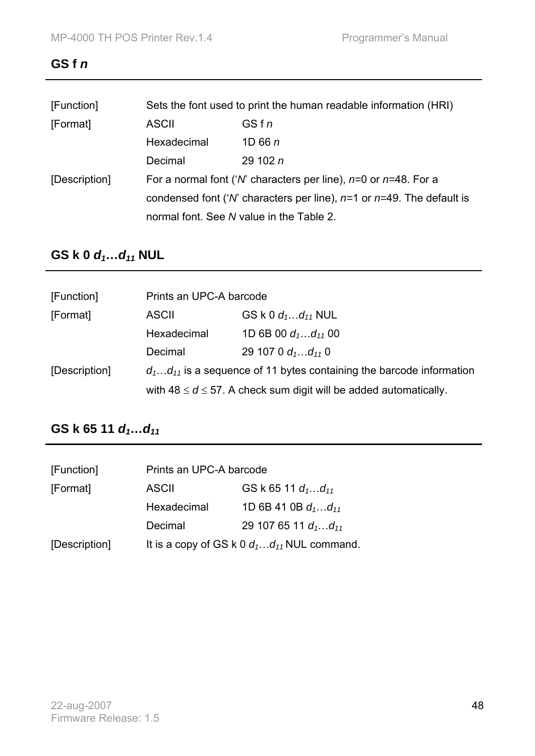## GS f *n*

| | | |
|---|---|---|
| [Function] | Sets the font used to print the human readable information (HRI) | |
| [Format] | ASCII | GS f *n* |
| | Hexadecimal | 1D 66 *n* |
| | Decimal | 29 102 *n* |
| [Description] | For a normal font ('*N*' characters per line), *n*=0 or *n*=48. For a condensed font ('*N*' characters per line), *n*=1 or *n*=49. The default is normal font. See *N* value in the Table 2. | |

## GS k 0 $d_1 \ldots d_{11}$ NUL

| | | |
|---|---|---|
| [Function] | Prints an UPC-A barcode | |
| [Format] | ASCII | GS k 0 $d_1 \ldots d_{11}$ NUL |
| | Hexadecimal | 1D 6B 00 $d_1 \ldots d_{11}$ 00 |
| | Decimal | 29 107 0 $d_1 \ldots d_{11}$ 0 |
| [Description] | $d_1 \ldots d_{11}$ is a sequence of 11 bytes containing the barcode information with $48 \leq d \leq 57$. A check sum digit will be added automatically. | |

## GS k 65 11 $d_1 \ldots d_{11}$

| | | |
|---|---|---|
| [Function] | Prints an UPC-A barcode | |
| [Format] | ASCII | GS k 65 11 $d_1 \ldots d_{11}$ |
| | Hexadecimal | 1D 6B 41 0B $d_1 \ldots d_{11}$ |
| | Decimal | 29 107 65 11 $d_1 \ldots d_{11}$ |
| [Description] | It is a copy of GS k 0 $d_1 \ldots d_{11}$ NUL command. | |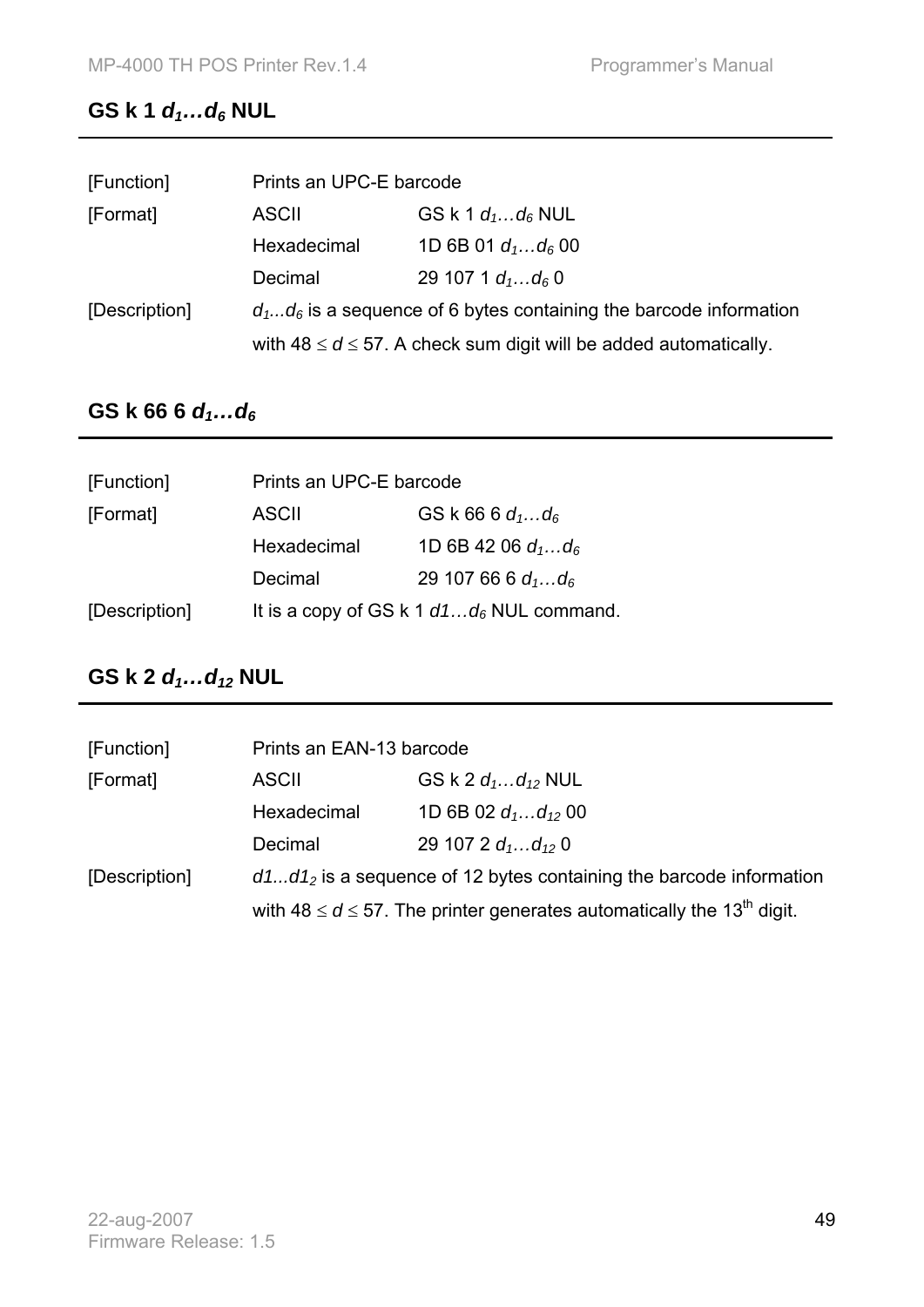## GS k 1 $d_1 \ldots d_6$ NUL

| | | |
|---|---|---|
| [Function] | Prints an UPC-E barcode | |
| [Format] | ASCII | GS k 1 $d_1 \ldots d_6$ NUL |
| | Hexadecimal | 1D 6B 01 $d_1 \ldots d_6$ 00 |
| | Decimal | 29 107 1 $d_1 \ldots d_6$ 0 |
| [Description] | $d_1 \ldots d_6$ is a sequence of 6 bytes containing the barcode information with $48 \leq d \leq 57$. A check sum digit will be added automatically. | |

## GS k 66 6 $d_1 \ldots d_6$

| | | |
|---|---|---|
| [Function] | Prints an UPC-E barcode | |
| [Format] | ASCII | GS k 66 6 $d_1 \ldots d_6$ |
| | Hexadecimal | 1D 6B 42 06 $d_1 \ldots d_6$ |
| | Decimal | 29 107 66 6 $d_1 \ldots d_6$ |
| [Description] | It is a copy of GS k 1 $d1 \ldots d_6$ NUL command. | |

## GS k 2 $d_1 \ldots d_{12}$ NUL

| | | |
|---|---|---|
| [Function] | Prints an EAN-13 barcode | |
| [Format] | ASCII | GS k 2 $d_1 \ldots d_{12}$ NUL |
| | Hexadecimal | 1D 6B 02 $d_1 \ldots d_{12}$ 00 |
| | Decimal | 29 107 2 $d_1 \ldots d_{12}$ 0 |
| [Description] | $d1 \ldots d1_2$ is a sequence of 12 bytes containing the barcode information with $48 \leq d \leq 57$. The printer generates automatically the $13^{th}$ digit. | |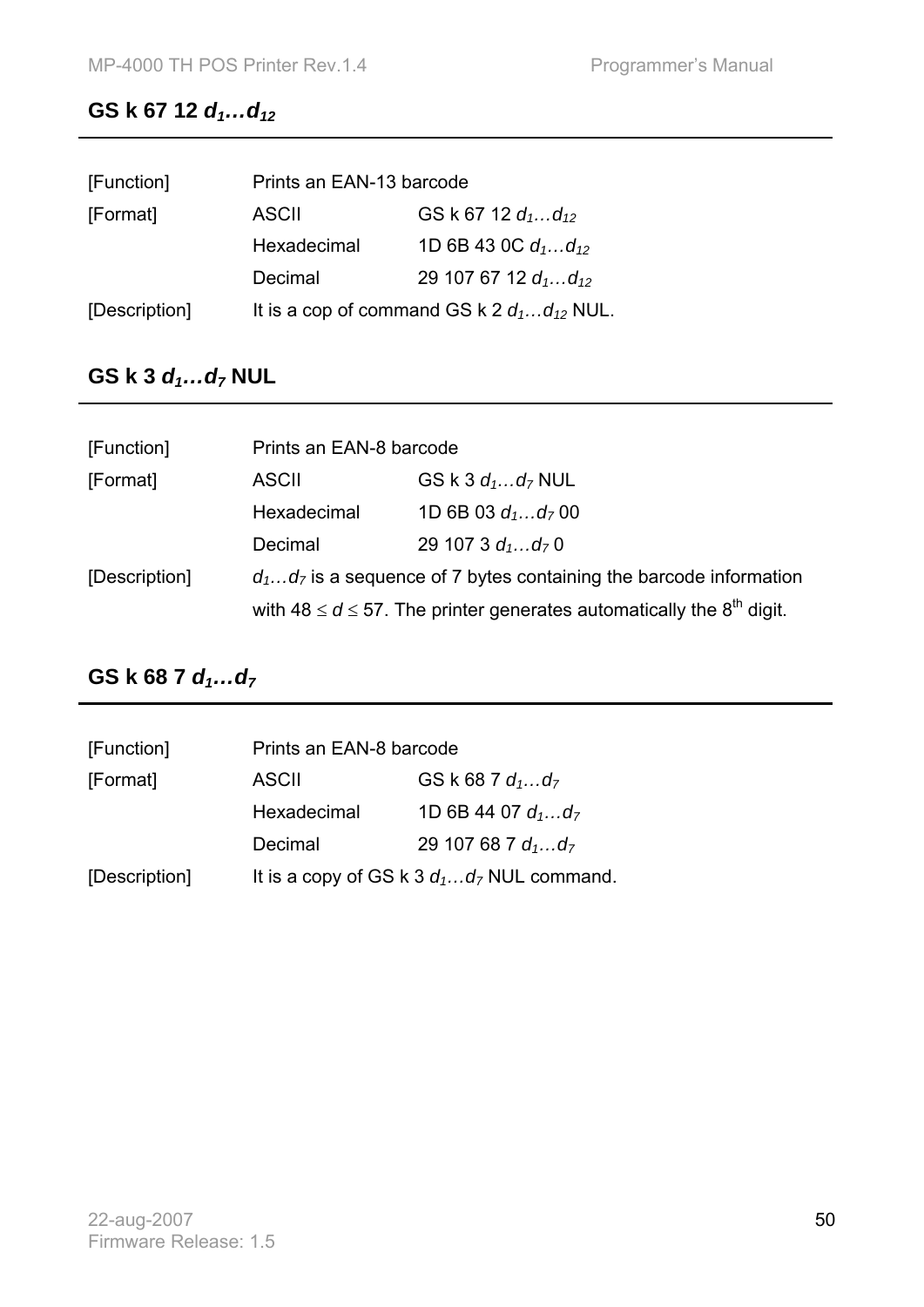## GS k 67 12 $d_1 \dots d_{12}$

| | | |
|---|---|---|
| [Function] | Prints an EAN-13 barcode | |
| [Format] | ASCII | GS k 67 12 $d_1 \dots d_{12}$ |
| | Hexadecimal | 1D 6B 43 0C $d_1 \dots d_{12}$ |
| | Decimal | 29 107 67 12 $d_1 \dots d_{12}$ |
| [Description] | It is a cop of command GS k 2 $d_1 \dots d_{12}$ NUL. | |

## GS k 3 $d_1 \dots d_7$ NUL

| | | |
|---|---|---|
| [Function] | Prints an EAN-8 barcode | |
| [Format] | ASCII | GS k 3 $d_1 \dots d_7$ NUL |
| | Hexadecimal | 1D 6B 03 $d_1 \dots d_7$ 00 |
| | Decimal | 29 107 3 $d_1 \dots d_7$ 0 |
| [Description] | $d_1 \dots d_7$ is a sequence of 7 bytes containing the barcode information with $48 \le d \le 57$. The printer generates automatically the 8th digit. | |

## GS k 68 7 $d_1 \dots d_7$

| | | |
|---|---|---|
| [Function] | Prints an EAN-8 barcode | |
| [Format] | ASCII | GS k 68 7 $d_1 \dots d_7$ |
| | Hexadecimal | 1D 6B 44 07 $d_1 \dots d_7$ |
| | Decimal | 29 107 68 7 $d_1 \dots d_7$ |
| [Description] | It is a copy of GS k 3 $d_1 \dots d_7$ NUL command. | |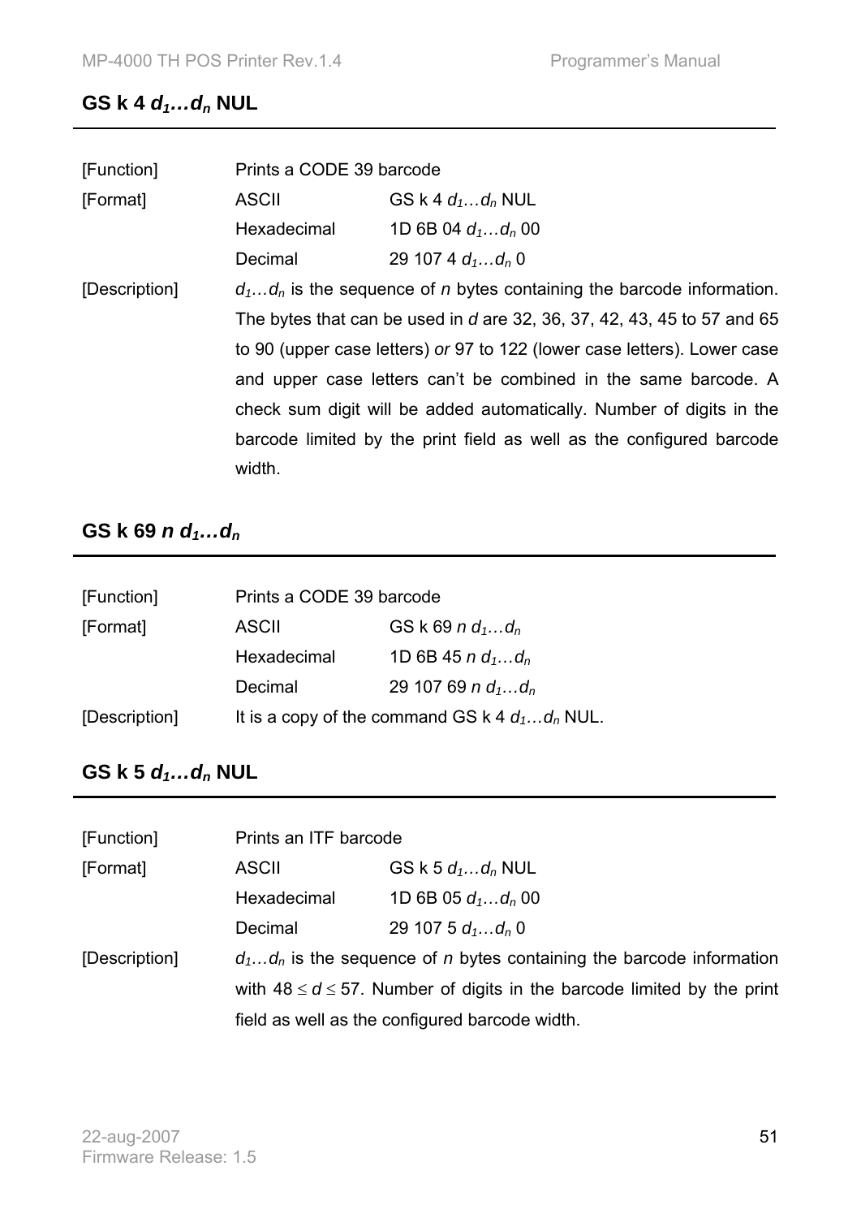## GS k 4 $d_1 \ldots d_n$ NUL

| | | |
|---|---|---|
| [Function] | Prints a CODE 39 barcode | |
| [Format] | ASCII | GS k 4 $d_1 \ldots d_n$ NUL |
| | Hexadecimal | 1D 6B 04 $d_1 \ldots d_n$ 00 |
| | Decimal | 29 107 4 $d_1 \ldots d_n$ 0 |
| [Description] | $d_1 \ldots d_n$ is the sequence of *n* bytes containing the barcode information. The bytes that can be used in *d* are 32, 36, 37, 42, 43, 45 to 57 and 65 to 90 (upper case letters) *or* 97 to 122 (lower case letters). Lower case and upper case letters can't be combined in the same barcode. A check sum digit will be added automatically. Number of digits in the barcode limited by the print field as well as the configured barcode width. | |

## GS k 69 $n$ $d_1 \ldots d_n$

| | | |
|---|---|---|
| [Function] | Prints a CODE 39 barcode | |
| [Format] | ASCII | GS k 69 $n$ $d_1 \ldots d_n$ |
| | Hexadecimal | 1D 6B 45 $n$ $d_1 \ldots d_n$ |
| | Decimal | 29 107 69 $n$ $d_1 \ldots d_n$ |
| [Description] | It is a copy of the command GS k 4 $d_1 \ldots d_n$ NUL. | |

## GS k 5 $d_1 \ldots d_n$ NUL

| | | |
|---|---|---|
| [Function] | Prints an ITF barcode | |
| [Format] | ASCII | GS k 5 $d_1 \ldots d_n$ NUL |
| | Hexadecimal | 1D 6B 05 $d_1 \ldots d_n$ 00 |
| | Decimal | 29 107 5 $d_1 \ldots d_n$ 0 |
| [Description] | $d_1 \ldots d_n$ is the sequence of *n* bytes containing the barcode information with $48 \leq d \leq 57$. Number of digits in the barcode limited by the print field as well as the configured barcode width. | |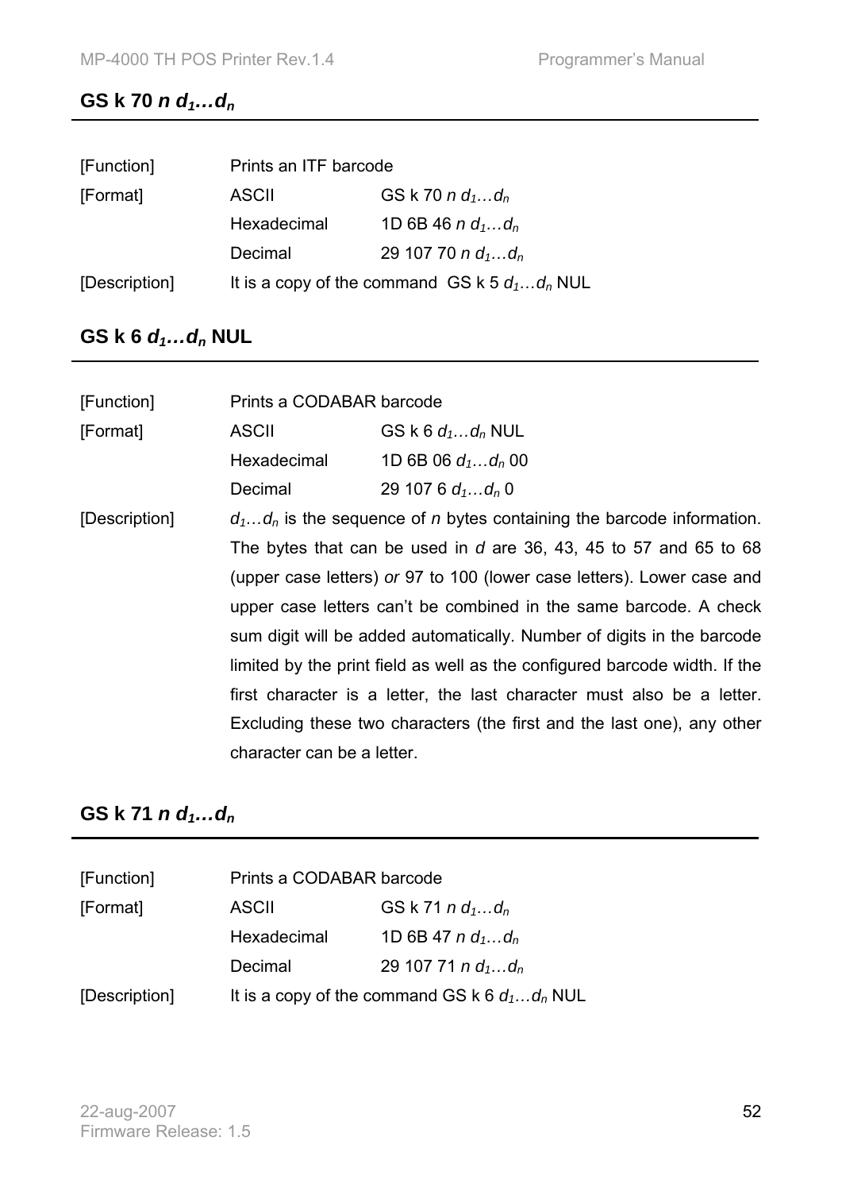## GS k 70 *n* $d_1 \ldots d_n$

| | | |
|---|---|---|
| [Function] | Prints an ITF barcode | |
| [Format] | ASCII | GS k 70 *n* $d_1 \ldots d_n$ |
| | Hexadecimal | 1D 6B 46 *n* $d_1 \ldots d_n$ |
| | Decimal | 29 107 70 *n* $d_1 \ldots d_n$ |
| [Description] | It is a copy of the command GS k 5 $d_1 \ldots d_n$ NUL | |

## GS k 6 $d_1 \ldots d_n$ NUL

| | | |
|---|---|---|
| [Function] | Prints a CODABAR barcode | |
| [Format] | ASCII | GS k 6 $d_1 \ldots d_n$ NUL |
| | Hexadecimal | 1D 6B 06 $d_1 \ldots d_n$ 00 |
| | Decimal | 29 107 6 $d_1 \ldots d_n$ 0 |

[Description] $d_1 \ldots d_n$ is the sequence of *n* bytes containing the barcode information. The bytes that can be used in *d* are 36, 43, 45 to 57 and 65 to 68 (upper case letters) *or* 97 to 100 (lower case letters). Lower case and upper case letters can't be combined in the same barcode. A check sum digit will be added automatically. Number of digits in the barcode limited by the print field as well as the configured barcode width. If the first character is a letter, the last character must also be a letter. Excluding these two characters (the first and the last one), any other character can be a letter.

## GS k 71 *n* $d_1 \ldots d_n$

| | | |
|---|---|---|
| [Function] | Prints a CODABAR barcode | |
| [Format] | ASCII | GS k 71 *n* $d_1 \ldots d_n$ |
| | Hexadecimal | 1D 6B 47 *n* $d_1 \ldots d_n$ |
| | Decimal | 29 107 71 *n* $d_1 \ldots d_n$ |
| [Description] | It is a copy of the command GS k 6 $d_1 \ldots d_n$ NUL | |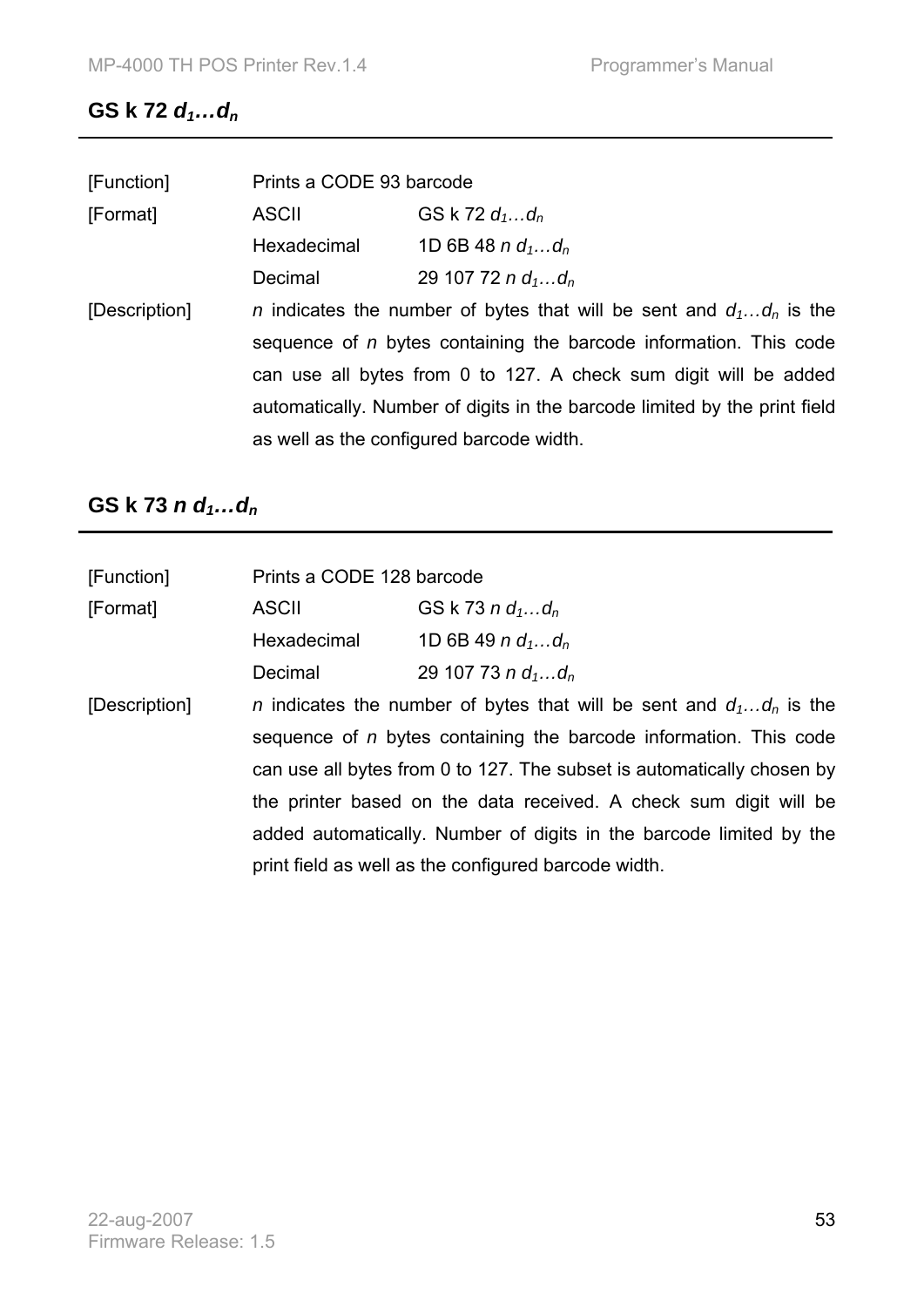## GS k 72 $d_1 \ldots d_n$

| | | |
|---|---|---|
| [Function] | Prints a CODE 93 barcode | |
| [Format] | ASCII | GS k 72 $d_1 \ldots d_n$ |
| | Hexadecimal | 1D 6B 48 $n$ $d_1 \ldots d_n$ |
| | Decimal | 29 107 72 $n$ $d_1 \ldots d_n$ |
| [Description] | $n$ indicates the number of bytes that will be sent and $d_1 \ldots d_n$ is the sequence of $n$ bytes containing the barcode information. This code can use all bytes from 0 to 127. A check sum digit will be added automatically. Number of digits in the barcode limited by the print field as well as the configured barcode width. | |

## GS k 73 $n$ $d_1 \ldots d_n$

| | | |
|---|---|---|
| [Function] | Prints a CODE 128 barcode | |
| [Format] | ASCII | GS k 73 $n$ $d_1 \ldots d_n$ |
| | Hexadecimal | 1D 6B 49 $n$ $d_1 \ldots d_n$ |
| | Decimal | 29 107 73 $n$ $d_1 \ldots d_n$ |
| [Description] | $n$ indicates the number of bytes that will be sent and $d_1 \ldots d_n$ is the sequence of $n$ bytes containing the barcode information. This code can use all bytes from 0 to 127. The subset is automatically chosen by the printer based on the data received. A check sum digit will be added automatically. Number of digits in the barcode limited by the print field as well as the configured barcode width. | |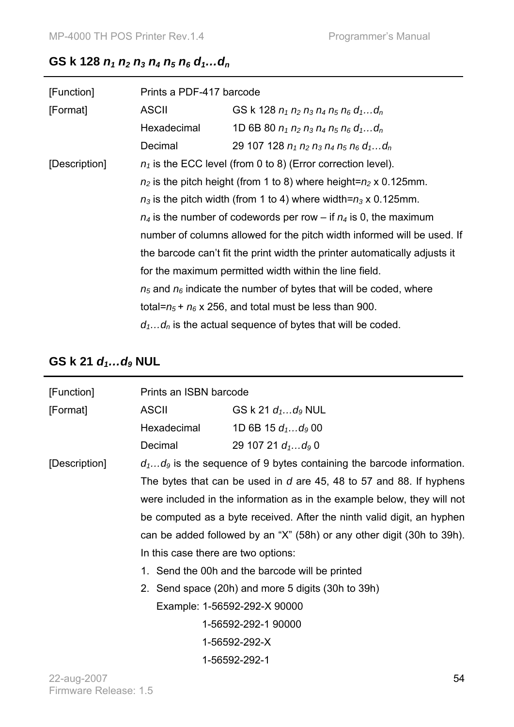## GS k 128 $n_1$ $n_2$ $n_3$ $n_4$ $n_5$ $n_6$ $d_1$…$d_n$

| | | |
|---|---|---|
| [Function] | Prints a PDF-417 barcode | |
| [Format] | ASCII | GS k 128 $n_1$ $n_2$ $n_3$ $n_4$ $n_5$ $n_6$ $d_1$…$d_n$ |
| | Hexadecimal | 1D 6B 80 $n_1$ $n_2$ $n_3$ $n_4$ $n_5$ $n_6$ $d_1$…$d_n$ |
| | Decimal | 29 107 128 $n_1$ $n_2$ $n_3$ $n_4$ $n_5$ $n_6$ $d_1$…$d_n$ |

[Description]

$n_1$ is the ECC level (from 0 to 8) (Error correction level).

$n_2$ is the pitch height (from 1 to 8) where height=$n_2$ x 0.125mm.

$n_3$ is the pitch width (from 1 to 4) where width=$n_3$ x 0.125mm.

$n_4$ is the number of codewords per row – if $n_4$ is 0, the maximum number of columns allowed for the pitch width informed will be used. If the barcode can't fit the print width the printer automatically adjusts it for the maximum permitted width within the line field.

$n_5$ and $n_6$ indicate the number of bytes that will be coded, where total=$n_5$ + $n_6$ x 256, and total must be less than 900.

$d_1$…$d_n$ is the actual sequence of bytes that will be coded.

## GS k 21 $d_1$…$d_9$ NUL

| | | |
|---|---|---|
| [Function] | Prints an ISBN barcode | |
| [Format] | ASCII | GS k 21 $d_1$…$d_9$ NUL |
| | Hexadecimal | 1D 6B 15 $d_1$…$d_9$ 00 |
| | Decimal | 29 107 21 $d_1$…$d_9$ 0 |

[Description]

$d_1$…$d_9$ is the sequence of 9 bytes containing the barcode information. The bytes that can be used in *d* are 45, 48 to 57 and 88. If hyphens were included in the information as in the example below, they will not be computed as a byte received. After the ninth valid digit, an hyphen can be added followed by an "X" (58h) or any other digit (30h to 39h). In this case there are two options:

1. Send the 00h and the barcode will be printed
2. Send space (20h) and more 5 digits (30h to 39h)

Example: 1-56592-292-X 90000
1-56592-292-1 90000
1-56592-292-X
1-56592-292-1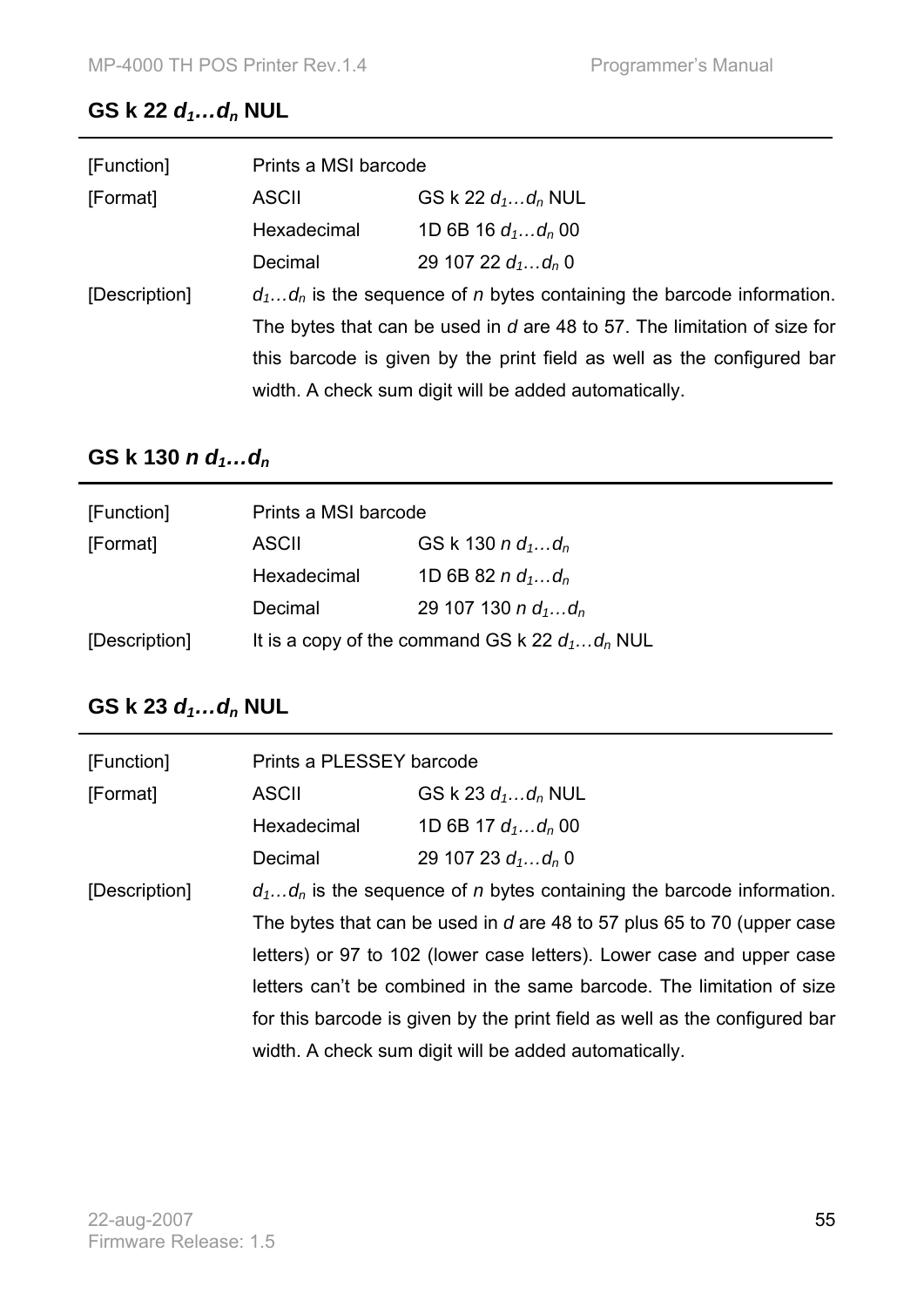## GS k 22 $d_1 \ldots d_n$ NUL

| [Function] | Prints a MSI barcode | |
|---|---|---|
| [Format] | ASCII | GS k 22 $d_1 \ldots d_n$ NUL |
| | Hexadecimal | 1D 6B 16 $d_1 \ldots d_n$ 00 |
| | Decimal | 29 107 22 $d_1 \ldots d_n$ 0 |
| [Description] | $d_1 \ldots d_n$ is the sequence of $n$ bytes containing the barcode information. The bytes that can be used in $d$ are 48 to 57. The limitation of size for this barcode is given by the print field as well as the configured bar width. A check sum digit will be added automatically. | |

## GS k 130 $n$ $d_1 \ldots d_n$

| [Function] | Prints a MSI barcode | |
|---|---|---|
| [Format] | ASCII | GS k 130 $n$ $d_1 \ldots d_n$ |
| | Hexadecimal | 1D 6B 82 $n$ $d_1 \ldots d_n$ |
| | Decimal | 29 107 130 $n$ $d_1 \ldots d_n$ |
| [Description] | It is a copy of the command GS k 22 $d_1 \ldots d_n$ NUL | |

## GS k 23 $d_1 \ldots d_n$ NUL

| [Function] | Prints a PLESSEY barcode | |
|---|---|---|
| [Format] | ASCII | GS k 23 $d_1 \ldots d_n$ NUL |
| | Hexadecimal | 1D 6B 17 $d_1 \ldots d_n$ 00 |
| | Decimal | 29 107 23 $d_1 \ldots d_n$ 0 |
| [Description] | $d_1 \ldots d_n$ is the sequence of $n$ bytes containing the barcode information. The bytes that can be used in $d$ are 48 to 57 plus 65 to 70 (upper case letters) or 97 to 102 (lower case letters). Lower case and upper case letters can't be combined in the same barcode. The limitation of size for this barcode is given by the print field as well as the configured bar width. A check sum digit will be added automatically. | |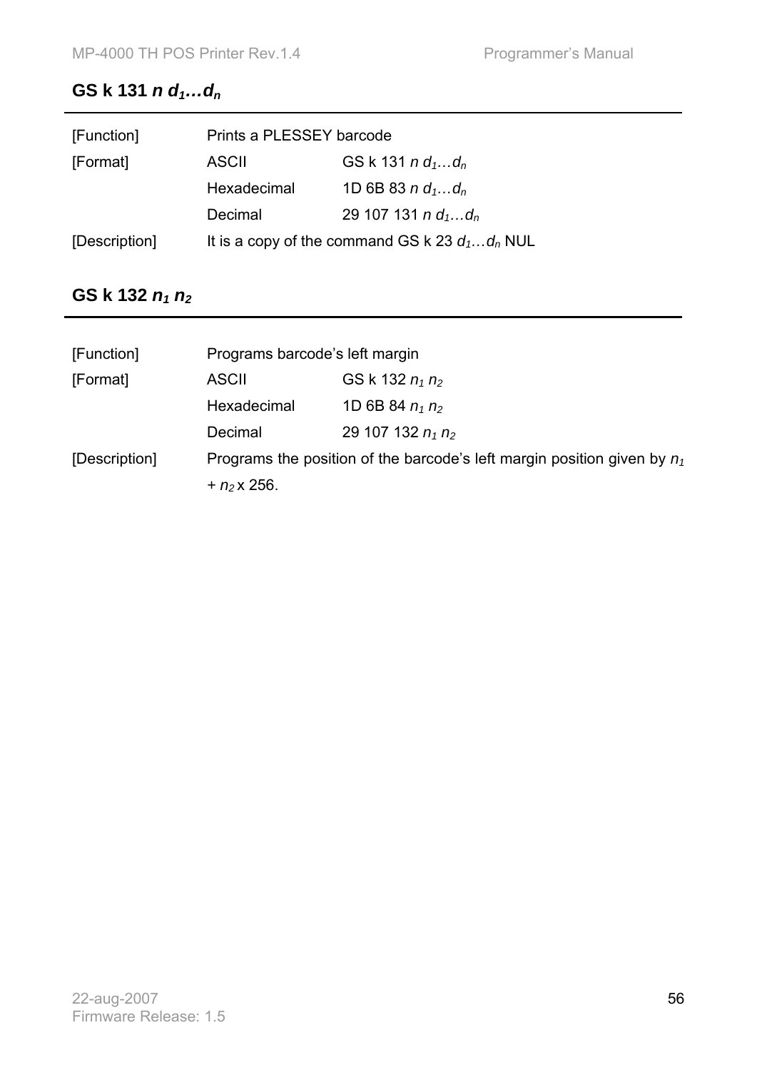## GS k 131 $n$ $d_1 \ldots d_n$

| | | |
|---|---|---|
| [Function] | Prints a PLESSEY barcode | |
| [Format] | ASCII | GS k 131 $n$ $d_1 \ldots d_n$ |
| | Hexadecimal | 1D 6B 83 $n$ $d_1 \ldots d_n$ |
| | Decimal | 29 107 131 $n$ $d_1 \ldots d_n$ |
| [Description] | It is a copy of the command GS k 23 $d_1 \ldots d_n$ NUL | |

## GS k 132 $n_1$ $n_2$

| | | |
|---|---|---|
| [Function] | Programs barcode's left margin | |
| [Format] | ASCII | GS k 132 $n_1$ $n_2$ |
| | Hexadecimal | 1D 6B 84 $n_1$ $n_2$ |
| | Decimal | 29 107 132 $n_1$ $n_2$ |
| [Description] | Programs the position of the barcode's left margin position given by $n_1 + n_2 \times 256$. | |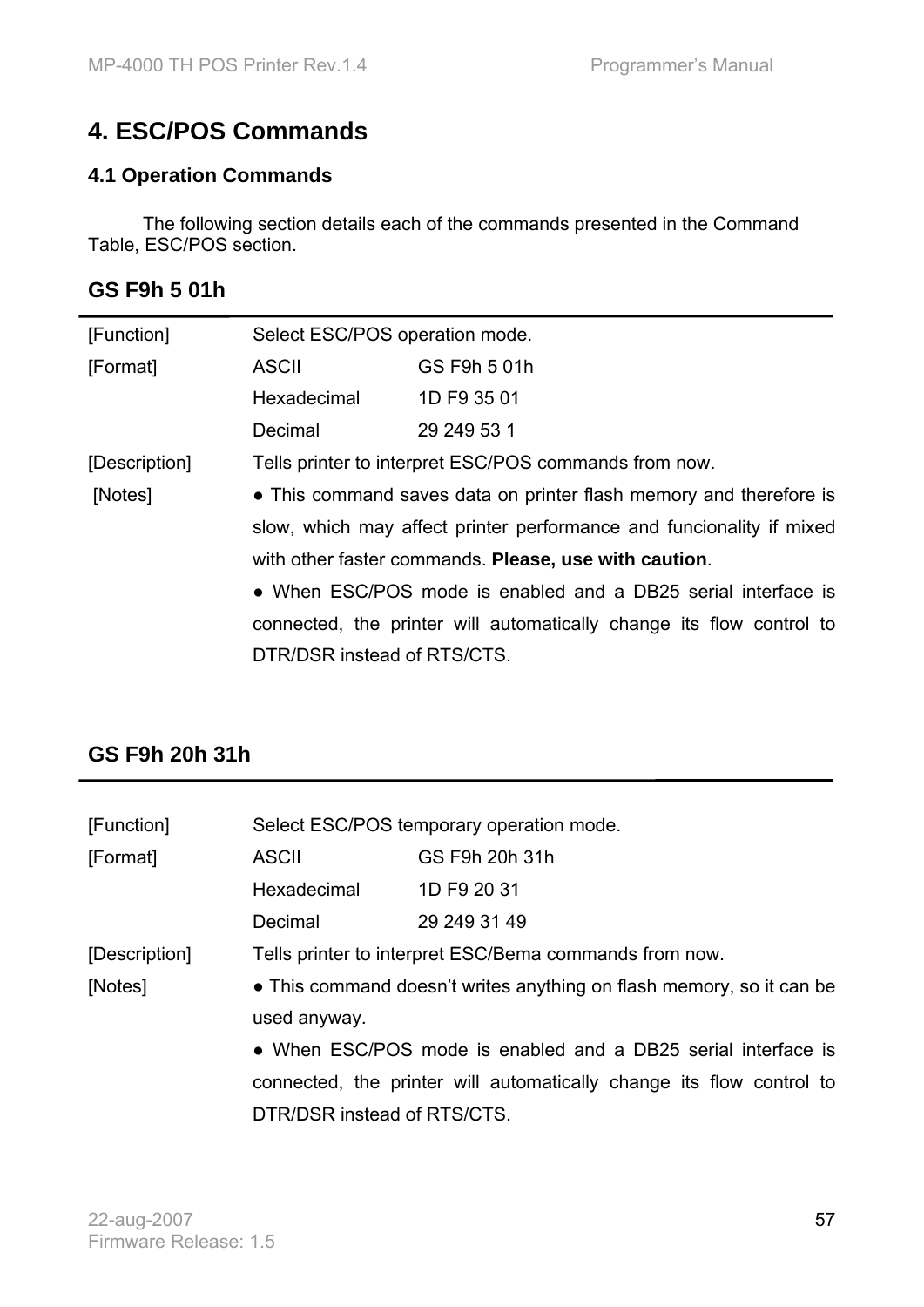# 4. ESC/POS Commands

## 4.1 Operation Commands

The following section details each of the commands presented in the Command Table, ESC/POS section.

### GS F9h 5 01h

| | | |
|---|---|---|
| [Function] | Select ESC/POS operation mode. | |
| [Format] | ASCII | GS F9h 5 01h |
| | Hexadecimal | 1D F9 35 01 |
| | Decimal | 29 249 53 1 |
| [Description] | Tells printer to interpret ESC/POS commands from now. | |
| [Notes] | ● This command saves data on printer flash memory and therefore is slow, which may affect printer performance and funcionality if mixed with other faster commands. **Please, use with caution**.<br>● When ESC/POS mode is enabled and a DB25 serial interface is connected, the printer will automatically change its flow control to DTR/DSR instead of RTS/CTS. | |

### GS F9h 20h 31h

| | | |
|---|---|---|
| [Function] | Select ESC/POS temporary operation mode. | |
| [Format] | ASCII | GS F9h 20h 31h |
| | Hexadecimal | 1D F9 20 31 |
| | Decimal | 29 249 31 49 |
| [Description] | Tells printer to interpret ESC/Bema commands from now. | |
| [Notes] | ● This command doesn't writes anything on flash memory, so it can be used anyway.<br>● When ESC/POS mode is enabled and a DB25 serial interface is connected, the printer will automatically change its flow control to DTR/DSR instead of RTS/CTS. | |

22-aug-2007
Firmware Release: 1.5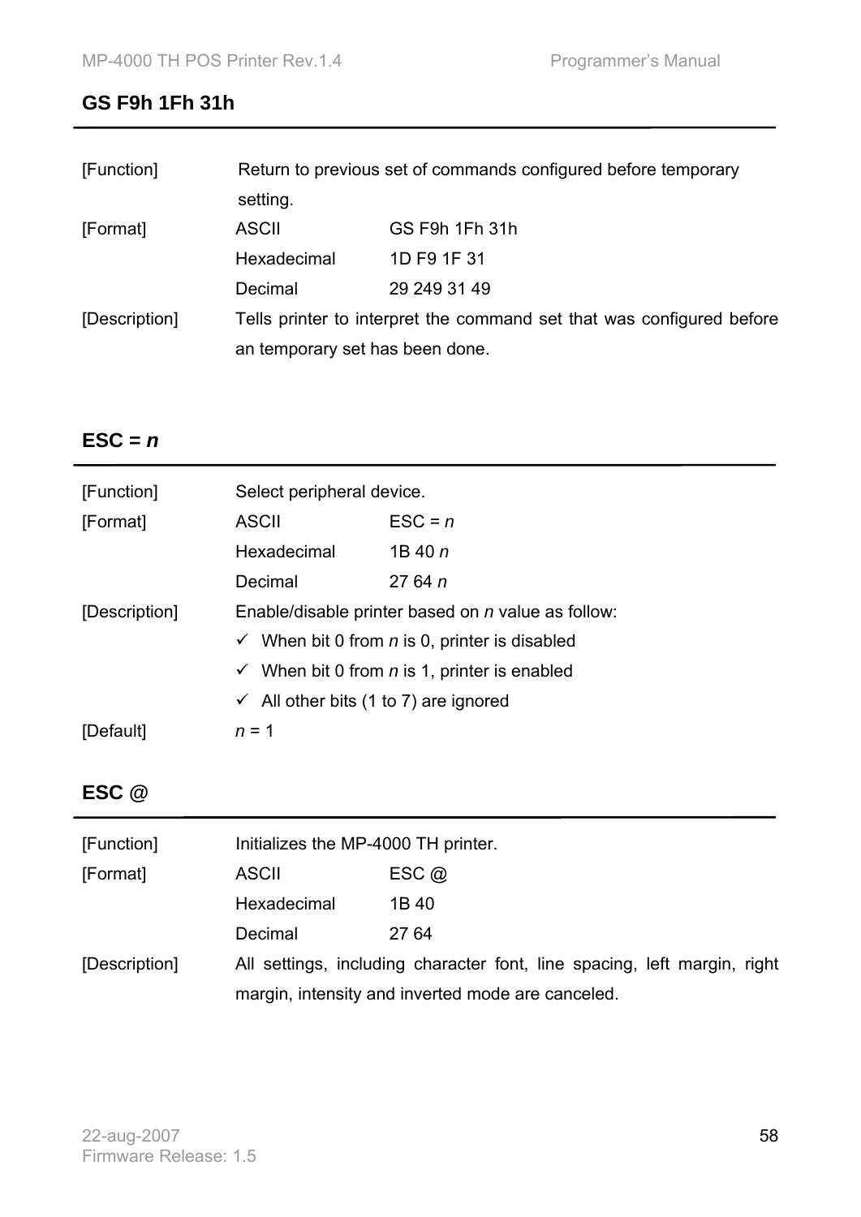## GS F9h 1Fh 31h

| | | |
|---|---|---|
| [Function] | Return to previous set of commands configured before temporary setting. | |
| [Format] | ASCII | GS F9h 1Fh 31h |
| | Hexadecimal | 1D F9 1F 31 |
| | Decimal | 29 249 31 49 |
| [Description] | Tells printer to interpret the command set that was configured before an temporary set has been done. | |

## ESC = *n*

| | | |
|---|---|---|
| [Function] | Select peripheral device. | |
| [Format] | ASCII | ESC = *n* |
| | Hexadecimal | 1B 40 *n* |
| | Decimal | 27 64 *n* |
| [Description] | Enable/disable printer based on *n* value as follow: | |
| [Default] | *n* = 1 | |

Description details:

- ✓ When bit 0 from *n* is 0, printer is disabled
- ✓ When bit 0 from *n* is 1, printer is enabled
- ✓ All other bits (1 to 7) are ignored

## ESC @

| | | |
|---|---|---|
| [Function] | Initializes the MP-4000 TH printer. | |
| [Format] | ASCII | ESC @ |
| | Hexadecimal | 1B 40 |
| | Decimal | 27 64 |
| [Description] | All settings, including character font, line spacing, left margin, right margin, intensity and inverted mode are canceled. | |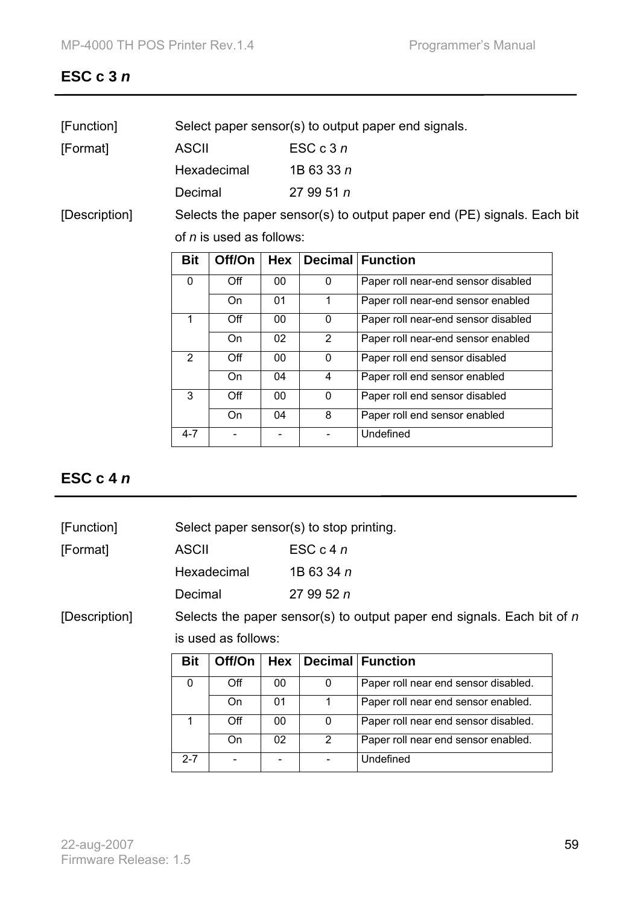## ESC c 3 *n*

[Function] Select paper sensor(s) to output paper end signals.

[Format]

| | |
|---|---|
| ASCII | ESC c 3 *n* |
| Hexadecimal | 1B 63 33 *n* |
| Decimal | 27 99 51 *n* |

[Description] Selects the paper sensor(s) to output paper end (PE) signals. Each bit of *n* is used as follows:

| Bit | Off/On | Hex | Decimal | Function |
|---|---|---|---|---|
| 0 | Off | 00 | 0 | Paper roll near-end sensor disabled |
| | On | 01 | 1 | Paper roll near-end sensor enabled |
| 1 | Off | 00 | 0 | Paper roll near-end sensor disabled |
| | On | 02 | 2 | Paper roll near-end sensor enabled |
| 2 | Off | 00 | 0 | Paper roll end sensor disabled |
| | On | 04 | 4 | Paper roll end sensor enabled |
| 3 | Off | 00 | 0 | Paper roll end sensor disabled |
| | On | 04 | 8 | Paper roll end sensor enabled |
| 4-7 | - | - | - | Undefined |

## ESC c 4 *n*

[Function] Select paper sensor(s) to stop printing.

[Format]

| | |
|---|---|
| ASCII | ESC c 4 *n* |
| Hexadecimal | 1B 63 34 *n* |
| Decimal | 27 99 52 *n* |

[Description] Selects the paper sensor(s) to output paper end signals. Each bit of *n* is used as follows:

| Bit | Off/On | Hex | Decimal | Function |
|---|---|---|---|---|
| 0 | Off | 00 | 0 | Paper roll near end sensor disabled. |
| | On | 01 | 1 | Paper roll near end sensor enabled. |
| 1 | Off | 00 | 0 | Paper roll near end sensor disabled. |
| | On | 02 | 2 | Paper roll near end sensor enabled. |
| 2-7 | - | - | - | Undefined |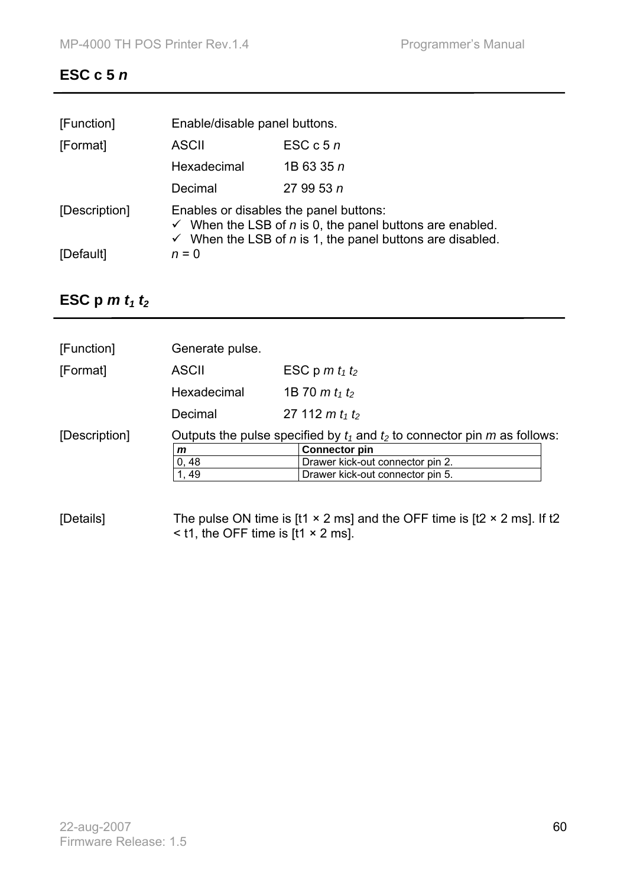## ESC c 5 *n*

| | | |
|---|---|---|
| [Function] | Enable/disable panel buttons. | |
| [Format] | ASCII | ESC c 5 *n* |
| | Hexadecimal | 1B 63 35 *n* |
| | Decimal | 27 99 53 *n* |

[Description] Enables or disables the panel buttons:

- ✓ When the LSB of *n* is 0, the panel buttons are enabled.
- ✓ When the LSB of *n* is 1, the panel buttons are disabled.

[Default] *n* = 0

## ESC p $m$ $t_1$ $t_2$

| | | |
|---|---|---|
| [Function] | Generate pulse. | |
| [Format] | ASCII | ESC p $m$ $t_1$ $t_2$ |
| | Hexadecimal | 1B 70 $m$ $t_1$ $t_2$ |
| | Decimal | 27 112 $m$ $t_1$ $t_2$ |

[Description] Outputs the pulse specified by $t_1$ and $t_2$ to connector pin $m$ as follows:

| *m* | Connector pin |
|---|---|
| 0, 48 | Drawer kick-out connector pin 2. |
| 1, 49 | Drawer kick-out connector pin 5. |

[Details] The pulse ON time is [t1 × 2 ms] and the OFF time is [t2 × 2 ms]. If t2 < t1, the OFF time is [t1 × 2 ms].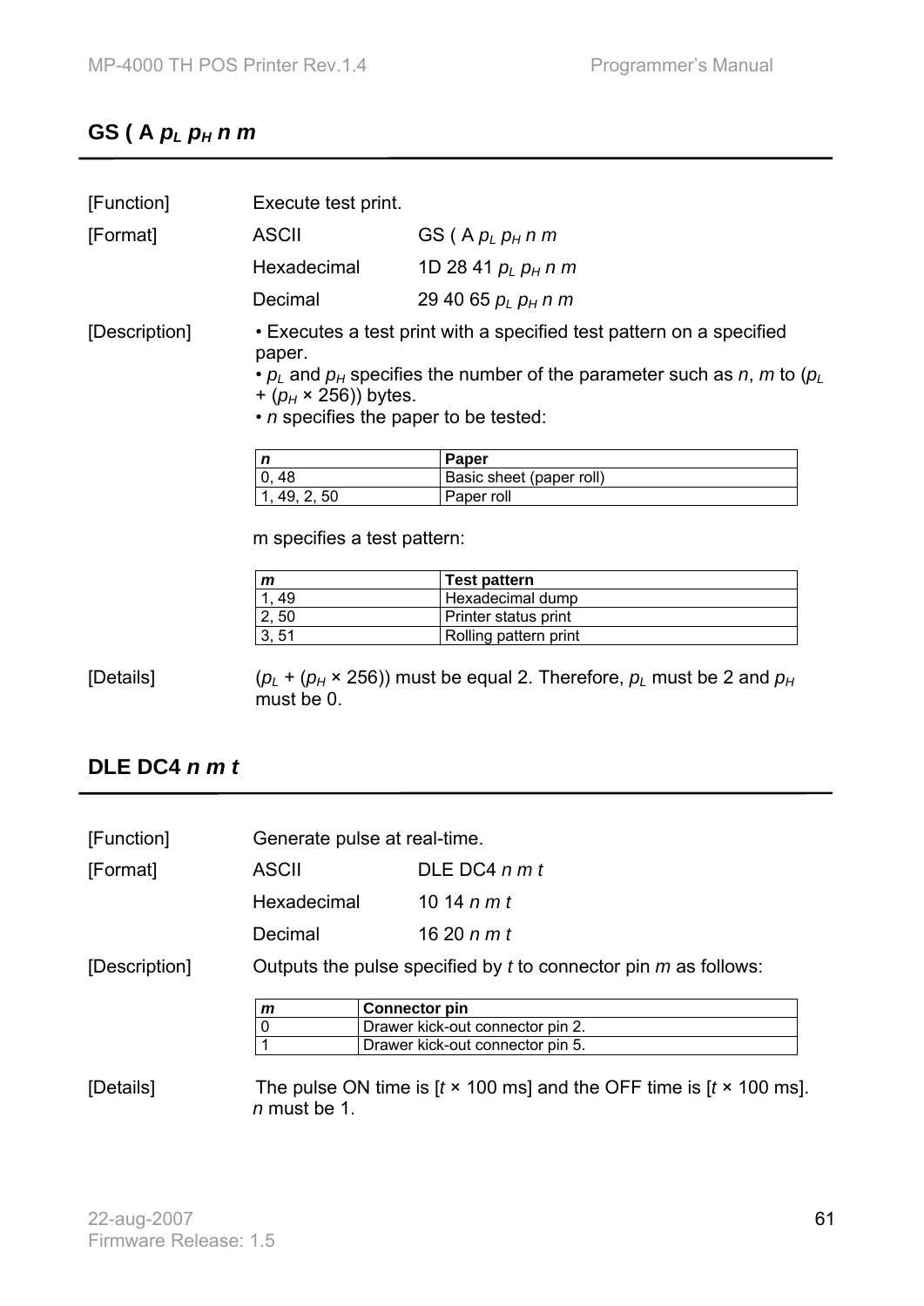## GS ( A $p_L$ $p_H$ *n m*

[Function] Execute test print.

[Format]

| | |
|---|---|
| ASCII | GS ( A $p_L$ $p_H$ *n m* |
| Hexadecimal | 1D 28 41 $p_L$ $p_H$ *n m* |
| Decimal | 29 40 65 $p_L$ $p_H$ *n m* |

[Description]

• Executes a test print with a specified test pattern on a specified paper.
• $p_L$ and $p_H$ specifies the number of the parameter such as *n*, *m* to ($p_L$ + ($p_H$ × 256)) bytes.
• *n* specifies the paper to be tested:

| *n* | Paper |
|---|---|
| 0, 48 | Basic sheet (paper roll) |
| 1, 49, 2, 50 | Paper roll |

m specifies a test pattern:

| *m* | Test pattern |
|---|---|
| 1, 49 | Hexadecimal dump |
| 2, 50 | Printer status print |
| 3, 51 | Rolling pattern print |

[Details] ($p_L$ + ($p_H$ × 256)) must be equal 2. Therefore, $p_L$ must be 2 and $p_H$ must be 0.

## DLE DC4 *n m t*

[Function] Generate pulse at real-time.

[Format]

| | |
|---|---|
| ASCII | DLE DC4 *n m t* |
| Hexadecimal | 10 14 *n m t* |
| Decimal | 16 20 *n m t* |

[Description] Outputs the pulse specified by *t* to connector pin *m* as follows:

| *m* | Connector pin |
|---|---|
| 0 | Drawer kick-out connector pin 2. |
| 1 | Drawer kick-out connector pin 5. |

[Details] The pulse ON time is [*t* × 100 ms] and the OFF time is [*t* × 100 ms]. *n* must be 1.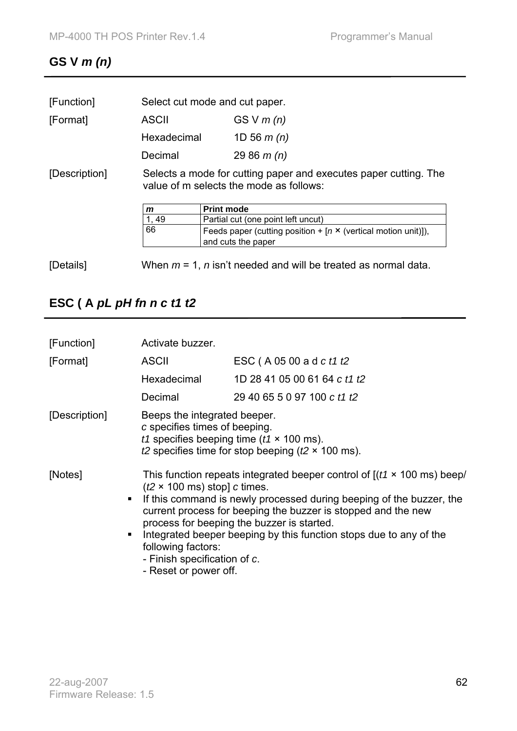## GS V *m (n)*

| | | |
|---|---|---|
| [Function] | Select cut mode and cut paper. | |
| [Format] | ASCII | GS V *m (n)* |
| | Hexadecimal | 1D 56 *m (n)* |
| | Decimal | 29 86 *m (n)* |

[Description] Selects a mode for cutting paper and executes paper cutting. The value of m selects the mode as follows:

| *m* | **Print mode** |
|---|---|
| 1, 49 | Partial cut (one point left uncut) |
| 66 | Feeds paper (cutting position + [*n* × (vertical motion unit)]), and cuts the paper |

[Details] When *m* = 1, *n* isn't needed and will be treated as normal data.

## ESC ( A *pL pH fn n c t1 t2*

| | | |
|---|---|---|
| [Function] | Activate buzzer. | |
| [Format] | ASCII | ESC ( A 05 00 a d *c t1 t2* |
| | Hexadecimal | 1D 28 41 05 00 61 64 *c t1 t2* |
| | Decimal | 29 40 65 5 0 97 100 *c t1 t2* |

[Description] Beeps the integrated beeper.
*c* specifies times of beeping.
*t1* specifies beeping time (*t1* × 100 ms).
*t2* specifies time for stop beeping (*t2* × 100 ms).

[Notes] This function repeats integrated beeper control of [(*t1* × 100 ms) beep/ (*t2* × 100 ms) stop] *c* times.

- If this command is newly processed during beeping of the buzzer, the current process for beeping the buzzer is stopped and the new process for beeping the buzzer is started.
- Integrated beeper beeping by this function stops due to any of the following factors:
  - Finish specification of *c*.
  - Reset or power off.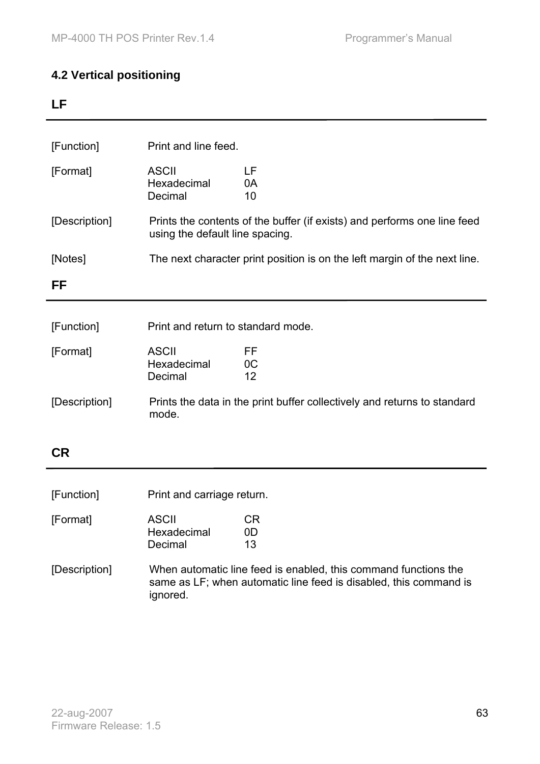## 4.2 Vertical positioning

### LF

---

[Function] Print and line feed.

[Format]

| | |
|---|---|
| ASCII | LF |
| Hexadecimal | 0A |
| Decimal | 10 |

[Description] Prints the contents of the buffer (if exists) and performs one line feed using the default line spacing.

[Notes] The next character print position is on the left margin of the next line.

### FF

---

[Function] Print and return to standard mode.

[Format]

| | |
|---|---|
| ASCII | FF |
| Hexadecimal | 0C |
| Decimal | 12 |

[Description] Prints the data in the print buffer collectively and returns to standard mode.

### CR

---

[Function] Print and carriage return.

[Format]

| | |
|---|---|
| ASCII | CR |
| Hexadecimal | 0D |
| Decimal | 13 |

[Description] When automatic line feed is enabled, this command functions the same as LF; when automatic line feed is disabled, this command is ignored.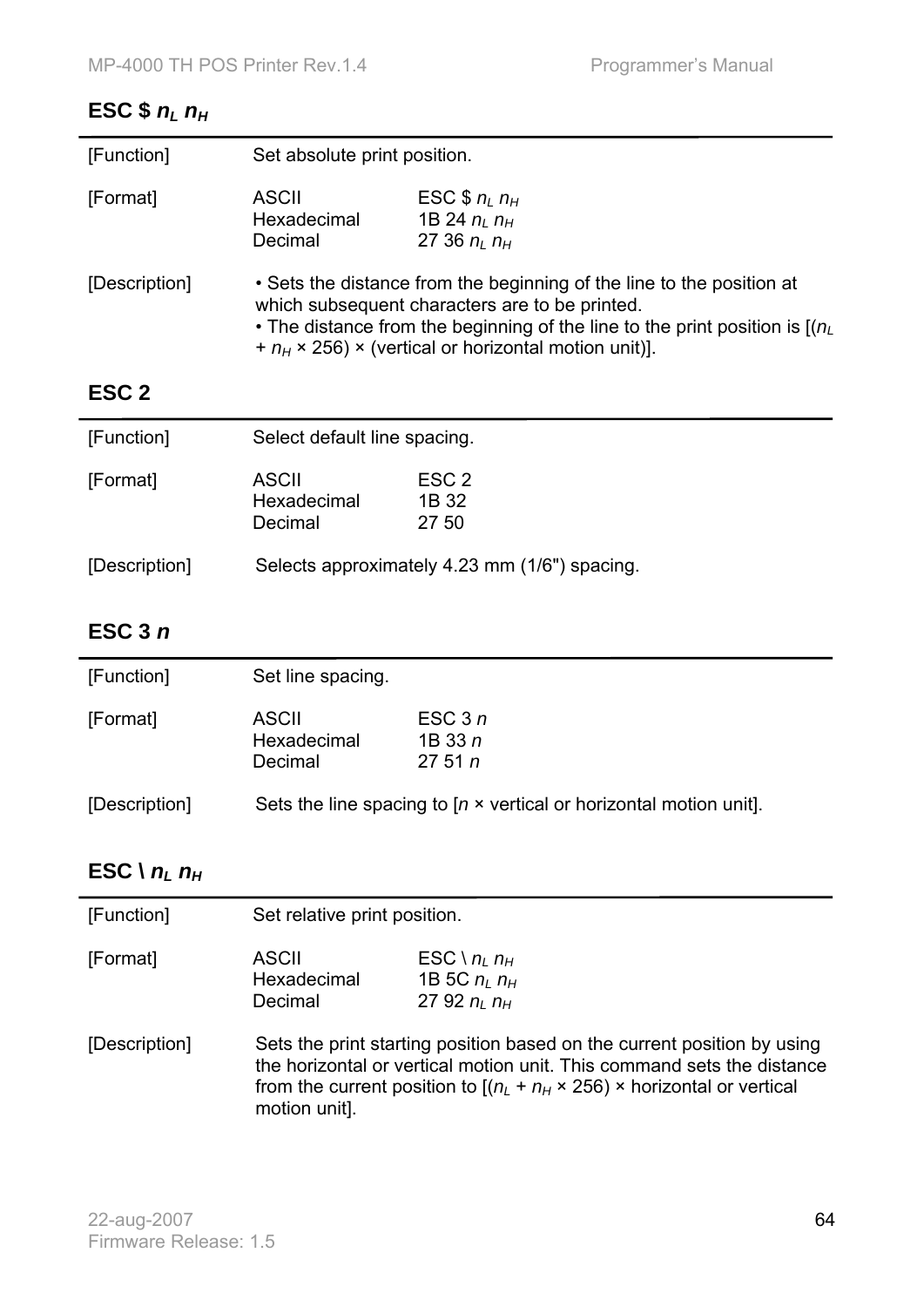## ESC \$ $n_L$ $n_H$

| | | |
|---|---|---|
| [Function] | Set absolute print position. | |
| [Format] | ASCII | ESC \$ $n_L$ $n_H$ |
| | Hexadecimal | 1B 24 $n_L$ $n_H$ |
| | Decimal | 27 36 $n_L$ $n_H$ |
| [Description] | • Sets the distance from the beginning of the line to the position at which subsequent characters are to be printed.<br>• The distance from the beginning of the line to the print position is [($n_L$ + $n_H$ × 256) × (vertical or horizontal motion unit)]. | |

## ESC 2

| | | |
|---|---|---|
| [Function] | Select default line spacing. | |
| [Format] | ASCII | ESC 2 |
| | Hexadecimal | 1B 32 |
| | Decimal | 27 50 |
| [Description] | Selects approximately 4.23 mm (1/6") spacing. | |

## ESC 3 *n*

| | | |
|---|---|---|
| [Function] | Set line spacing. | |
| [Format] | ASCII | ESC 3 *n* |
| | Hexadecimal | 1B 33 *n* |
| | Decimal | 27 51 *n* |
| [Description] | Sets the line spacing to [*n* × vertical or horizontal motion unit]. | |

## ESC \ $n_L$ $n_H$

| | | |
|---|---|---|
| [Function] | Set relative print position. | |
| [Format] | ASCII | ESC \ $n_L$ $n_H$ |
| | Hexadecimal | 1B 5C $n_L$ $n_H$ |
| | Decimal | 27 92 $n_L$ $n_H$ |
| [Description] | Sets the print starting position based on the current position by using the horizontal or vertical motion unit. This command sets the distance from the current position to [($n_L$ + $n_H$ × 256) × horizontal or vertical motion unit]. | |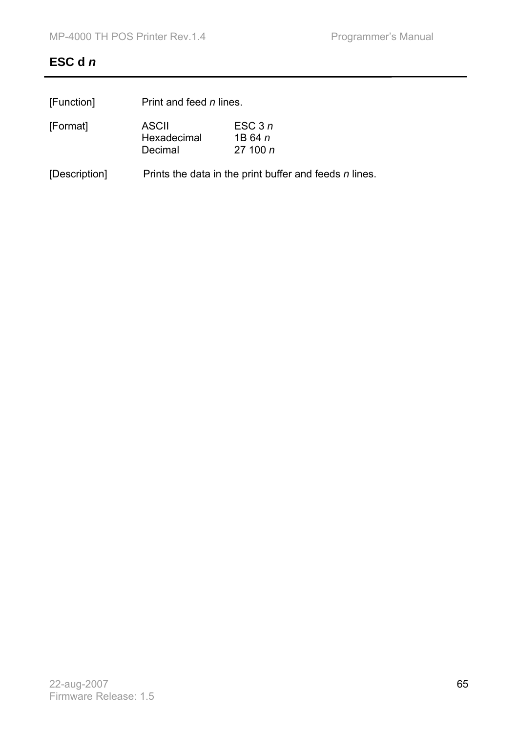## ESC d *n*

| | | |
|---|---|---|
| [Function] | Print and feed *n* lines. | |
| [Format] | ASCII | ESC 3 *n* |
| | Hexadecimal | 1B 64 *n* |
| | Decimal | 27 100 *n* |
| [Description] | Prints the data in the print buffer and feeds *n* lines. | |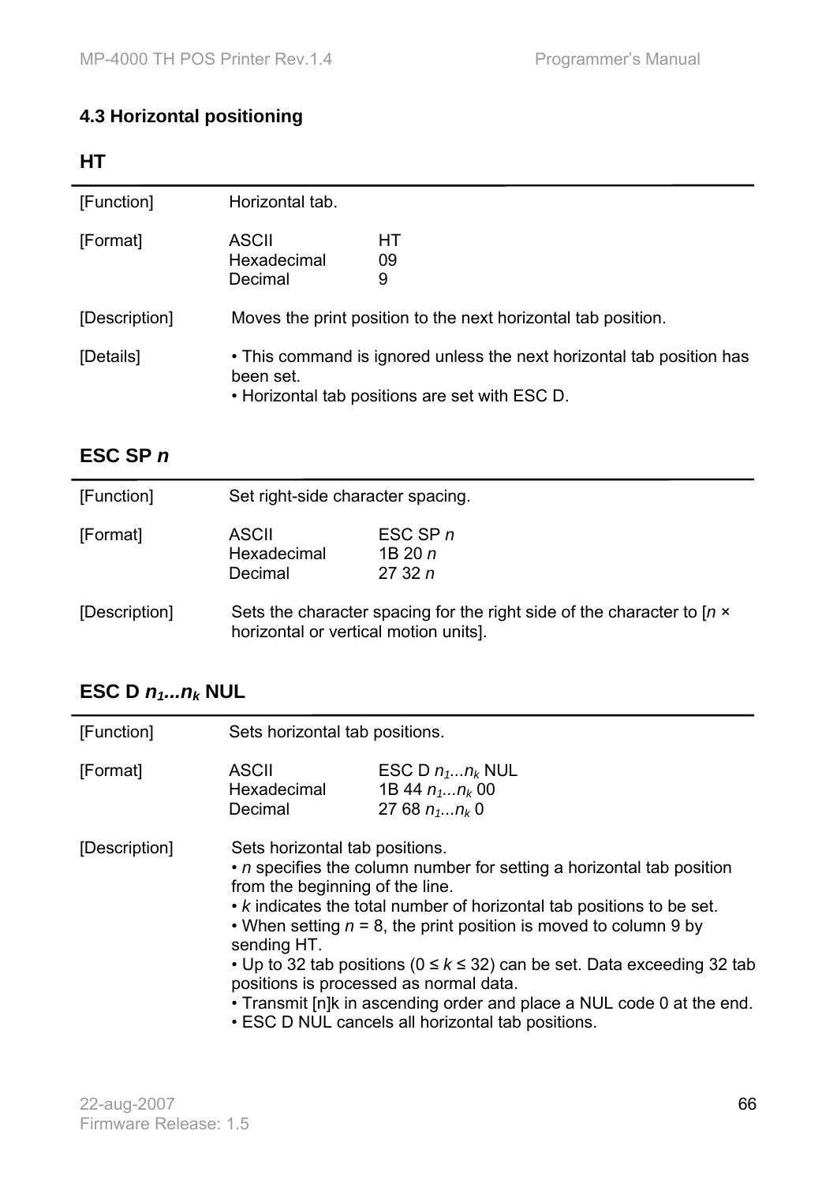## 4.3 Horizontal positioning

### HT

| | | |
|---|---|---|
| [Function] | Horizontal tab. | |
| [Format] | ASCII<br>Hexadecimal<br>Decimal | HT<br>09<br>9 |
| [Description] | Moves the print position to the next horizontal tab position. | |
| [Details] | • This command is ignored unless the next horizontal tab position has been set.<br>• Horizontal tab positions are set with ESC D. | |

### ESC SP *n*

| | | |
|---|---|---|
| [Function] | Set right-side character spacing. | |
| [Format] | ASCII<br>Hexadecimal<br>Decimal | ESC SP *n*<br>1B 20 *n*<br>27 32 *n* |
| [Description] | Sets the character spacing for the right side of the character to [*n* × horizontal or vertical motion units]. | |

### ESC D $n_1...n_k$ NUL

| | | |
|---|---|---|
| [Function] | Sets horizontal tab positions. | |
| [Format] | ASCII<br>Hexadecimal<br>Decimal | ESC D $n_1...n_k$ NUL<br>1B 44 $n_1...n_k$ 00<br>27 68 $n_1...n_k$ 0 |
| [Description] | Sets horizontal tab positions.<br>• *n* specifies the column number for setting a horizontal tab position from the beginning of the line.<br>• *k* indicates the total number of horizontal tab positions to be set.<br>• When setting $n = 8$, the print position is moved to column 9 by sending HT.<br>• Up to 32 tab positions ($0 \le k \le 32$) can be set. Data exceeding 32 tab positions is processed as normal data.<br>• Transmit [n]k in ascending order and place a NUL code 0 at the end.<br>• ESC D NUL cancels all horizontal tab positions. | |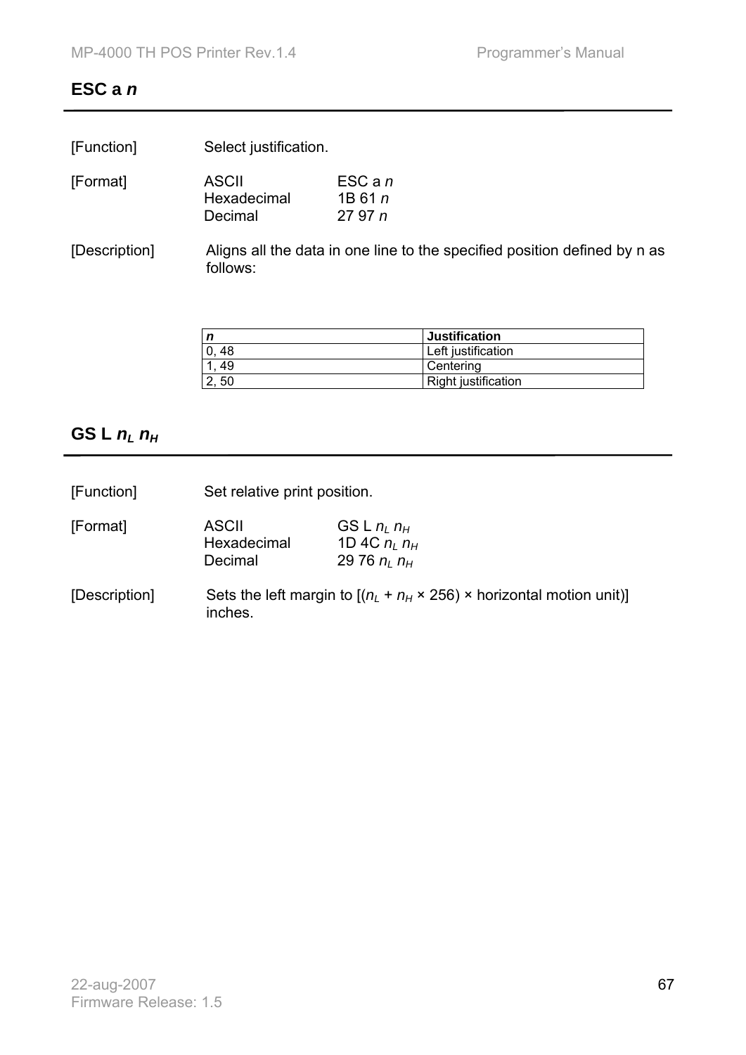## ESC a *n*

[Function] Select justification.

[Format]

| | |
|---|---|
| ASCII | ESC a *n* |
| Hexadecimal | 1B 61 *n* |
| Decimal | 27 97 *n* |

[Description] Aligns all the data in one line to the specified position defined by n as follows:

| *n* | Justification |
|---|---|
| 0, 48 | Left justification |
| 1, 49 | Centering |
| 2, 50 | Right justification |

## GS L $n_L$ $n_H$

[Function] Set relative print position.

[Format]

| | |
|---|---|
| ASCII | GS L $n_L$ $n_H$ |
| Hexadecimal | 1D 4C $n_L$ $n_H$ |
| Decimal | 29 76 $n_L$ $n_H$ |

[Description] Sets the left margin to [($n_L$ + $n_H$ × 256) × horizontal motion unit)] inches.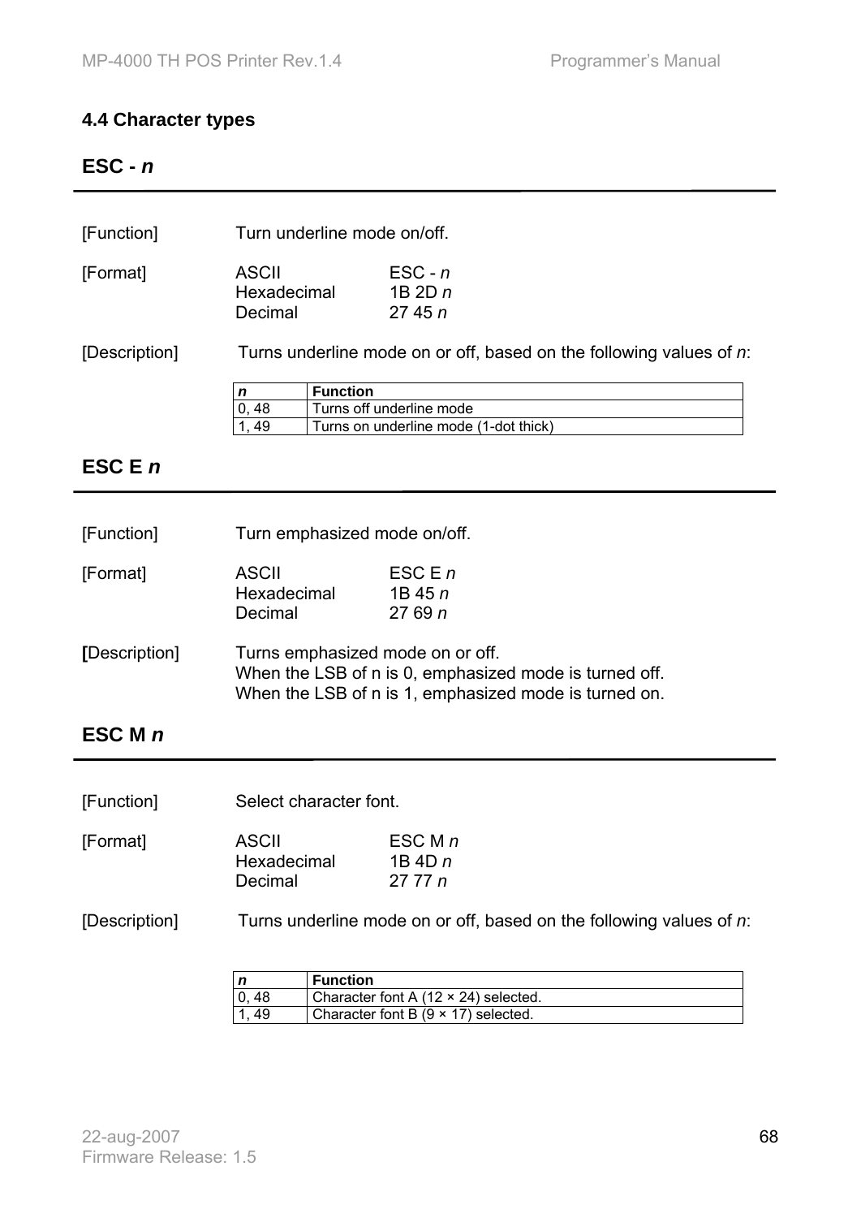## 4.4 Character types

### ESC - *n*

[Function] Turn underline mode on/off.

[Format]

| | |
|---|---|
| ASCII | ESC - *n* |
| Hexadecimal | 1B 2D *n* |
| Decimal | 27 45 *n* |

[Description] Turns underline mode on or off, based on the following values of *n*:

| *n* | Function |
|---|---|
| 0, 48 | Turns off underline mode |
| 1, 49 | Turns on underline mode (1-dot thick) |

### ESC E *n*

[Function] Turn emphasized mode on/off.

[Format]

| | |
|---|---|
| ASCII | ESC E *n* |
| Hexadecimal | 1B 45 *n* |
| Decimal | 27 69 *n* |

[Description] Turns emphasized mode on or off.
When the LSB of n is 0, emphasized mode is turned off.
When the LSB of n is 1, emphasized mode is turned on.

### ESC M *n*

[Function] Select character font.

[Format]

| | |
|---|---|
| ASCII | ESC M *n* |
| Hexadecimal | 1B 4D *n* |
| Decimal | 27 77 *n* |

[Description] Turns underline mode on or off, based on the following values of *n*:

| *n* | Function |
|---|---|
| 0, 48 | Character font A (12 × 24) selected. |
| 1, 49 | Character font B (9 × 17) selected. |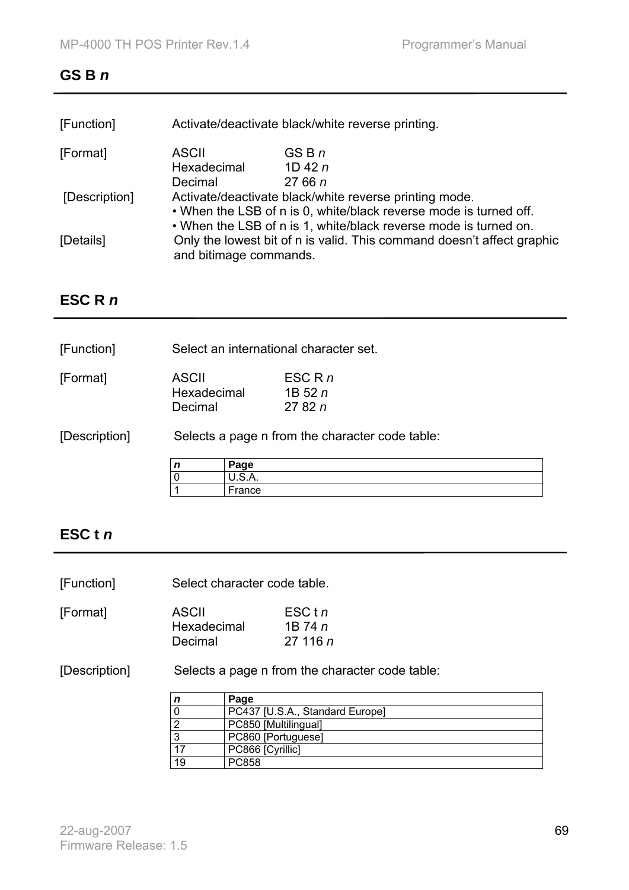## GS B *n*

[Function] Activate/deactivate black/white reverse printing.

[Format]

| | |
|---|---|
| ASCII | GS B *n* |
| Hexadecimal | 1D 42 *n* |
| Decimal | 27 66 *n* |

[Description] Activate/deactivate black/white reverse printing mode.

- When the LSB of n is 0, white/black reverse mode is turned off.
- When the LSB of n is 1, white/black reverse mode is turned on.

[Details] Only the lowest bit of n is valid. This command doesn't affect graphic and bitimage commands.

## ESC R *n*

[Function] Select an international character set.

[Format]

| | |
|---|---|
| ASCII | ESC R *n* |
| Hexadecimal | 1B 52 *n* |
| Decimal | 27 82 *n* |

[Description] Selects a page n from the character code table:

| *n* | Page |
|---|---|
| 0 | U.S.A. |
| 1 | France |

## ESC t *n*

[Function] Select character code table.

[Format]

| | |
|---|---|
| ASCII | ESC t *n* |
| Hexadecimal | 1B 74 *n* |
| Decimal | 27 116 *n* |

[Description] Selects a page n from the character code table:

| *n* | Page |
|---|---|
| 0 | PC437 [U.S.A., Standard Europe] |
| 2 | PC850 [Multilingual] |
| 3 | PC860 [Portuguese] |
| 17 | PC866 [Cyrillic] |
| 19 | PC858 |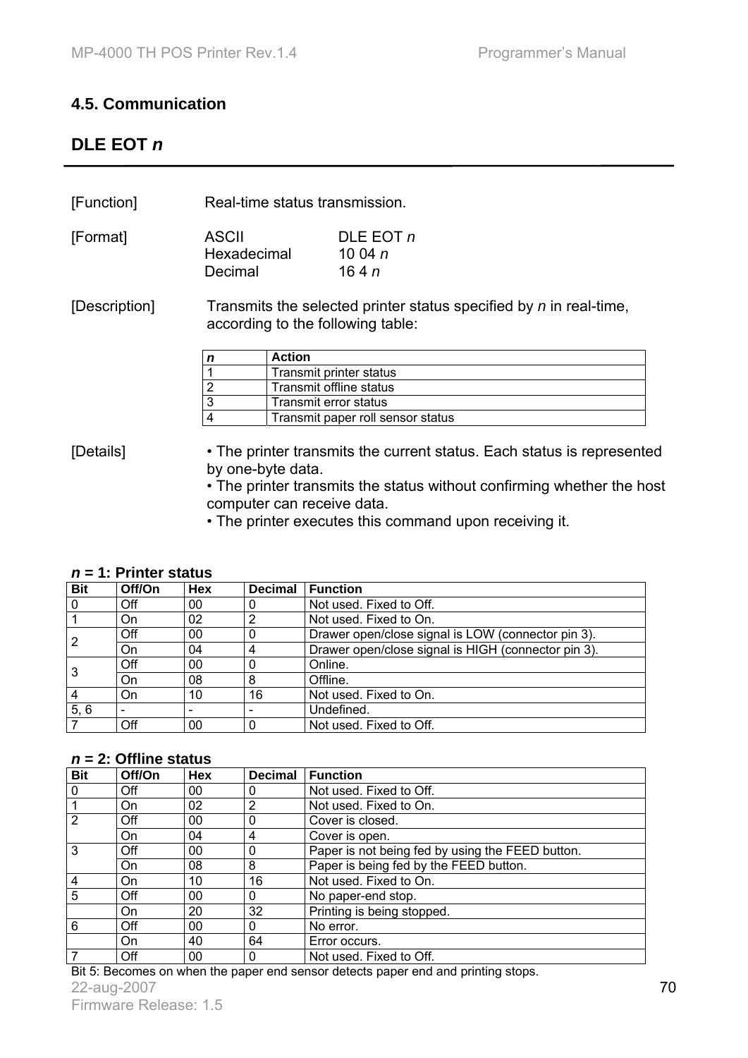## 4.5. Communication

## DLE EOT *n*

[Function] Real-time status transmission.

[Format]

| | |
|---|---|
| ASCII | DLE EOT *n* |
| Hexadecimal | 10 04 *n* |
| Decimal | 16 4 *n* |

[Description] Transmits the selected printer status specified by *n* in real-time, according to the following table:

| *n* | Action |
|---|---|
| 1 | Transmit printer status |
| 2 | Transmit offline status |
| 3 | Transmit error status |
| 4 | Transmit paper roll sensor status |

[Details]

- The printer transmits the current status. Each status is represented by one-byte data.
- The printer transmits the status without confirming whether the host computer can receive data.
- The printer executes this command upon receiving it.

***n* = 1: Printer status**

| Bit | Off/On | Hex | Decimal | Function |
|---|---|---|---|---|
| 0 | Off | 00 | 0 | Not used. Fixed to Off. |
| 1 | On | 02 | 2 | Not used. Fixed to On. |
| 2 | Off | 00 | 0 | Drawer open/close signal is LOW (connector pin 3). |
| | On | 04 | 4 | Drawer open/close signal is HIGH (connector pin 3). |
| 3 | Off | 00 | 0 | Online. |
| | On | 08 | 8 | Offline. |
| 4 | On | 10 | 16 | Not used. Fixed to On. |
| 5, 6 | - | - | - | Undefined. |
| 7 | Off | 00 | 0 | Not used. Fixed to Off. |

***n* = 2: Offline status**

| Bit | Off/On | Hex | Decimal | Function |
|---|---|---|---|---|
| 0 | Off | 00 | 0 | Not used. Fixed to Off. |
| 1 | On | 02 | 2 | Not used. Fixed to On. |
| 2 | Off | 00 | 0 | Cover is closed. |
| | On | 04 | 4 | Cover is open. |
| 3 | Off | 00 | 0 | Paper is not being fed by using the FEED button. |
| | On | 08 | 8 | Paper is being fed by the FEED button. |
| 4 | On | 10 | 16 | Not used. Fixed to On. |
| 5 | Off | 00 | 0 | No paper-end stop. |
| | On | 20 | 32 | Printing is being stopped. |
| 6 | Off | 00 | 0 | No error. |
| | On | 40 | 64 | Error occurs. |
| 7 | Off | 00 | 0 | Not used. Fixed to Off. |

Bit 5: Becomes on when the paper end sensor detects paper end and printing stops.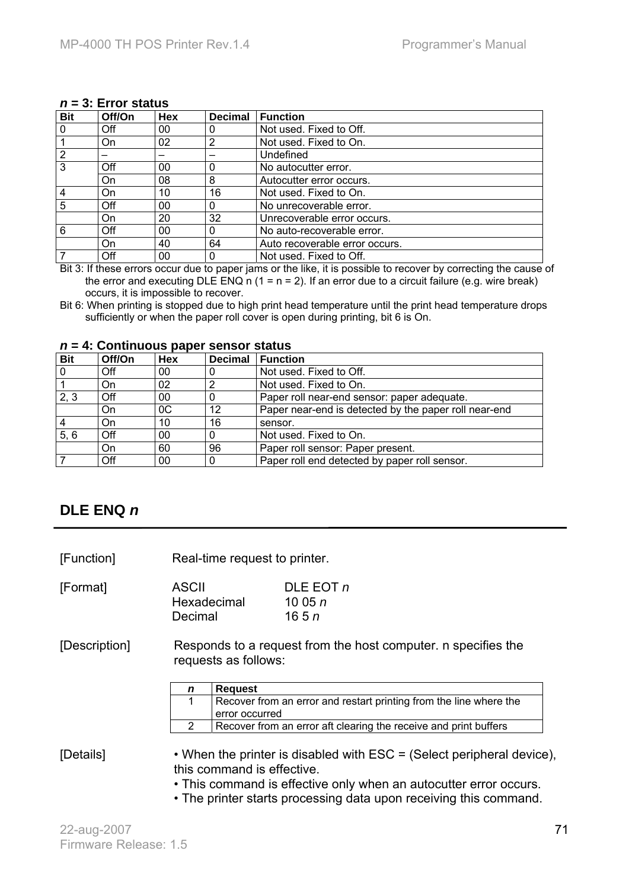***n* = 3: Error status**

| Bit | Off/On | Hex | Decimal | Function |
|---|---|---|---|---|
| 0 | Off | 00 | 0 | Not used. Fixed to Off. |
| 1 | On | 02 | 2 | Not used. Fixed to On. |
| 2 | – | – | – | Undefined |
| 3 | Off | 00 | 0 | No autocutter error. |
| | On | 08 | 8 | Autocutter error occurs. |
| 4 | On | 10 | 16 | Not used. Fixed to On. |
| 5 | Off | 00 | 0 | No unrecoverable error. |
| | On | 20 | 32 | Unrecoverable error occurs. |
| 6 | Off | 00 | 0 | No auto-recoverable error. |
| | On | 40 | 64 | Auto recoverable error occurs. |
| 7 | Off | 00 | 0 | Not used. Fixed to Off. |

Bit 3: If these errors occur due to paper jams or the like, it is possible to recover by correcting the cause of the error and executing DLE ENQ n (1 = n = 2). If an error due to a circuit failure (e.g. wire break) occurs, it is impossible to recover.

Bit 6: When printing is stopped due to high print head temperature until the print head temperature drops sufficiently or when the paper roll cover is open during printing, bit 6 is On.

***n* = 4: Continuous paper sensor status**

| Bit | Off/On | Hex | Decimal | Function |
|---|---|---|---|---|
| 0 | Off | 00 | 0 | Not used. Fixed to Off. |
| 1 | On | 02 | 2 | Not used. Fixed to On. |
| 2, 3 | Off | 00 | 0 | Paper roll near-end sensor: paper adequate. |
| | On | 0C | 12 | Paper near-end is detected by the paper roll near-end |
| 4 | On | 10 | 16 | sensor. |
| 5, 6 | Off | 00 | 0 | Not used. Fixed to On. |
| | On | 60 | 96 | Paper roll sensor: Paper present. |
| 7 | Off | 00 | 0 | Paper roll end detected by paper roll sensor. |

## DLE ENQ *n*

[Function] Real-time request to printer.

[Format]

| | |
|---|---|
| ASCII | DLE EOT *n* |
| Hexadecimal | 10 05 *n* |
| Decimal | 16 5 *n* |

[Description] Responds to a request from the host computer. n specifies the requests as follows:

| *n* | Request |
|---|---|
| 1 | Recover from an error and restart printing from the line where the error occurred |
| 2 | Recover from an error aft clearing the receive and print buffers |

[Details]

- When the printer is disabled with ESC = (Select peripheral device), this command is effective.
- This command is effective only when an autocutter error occurs.
- The printer starts processing data upon receiving this command.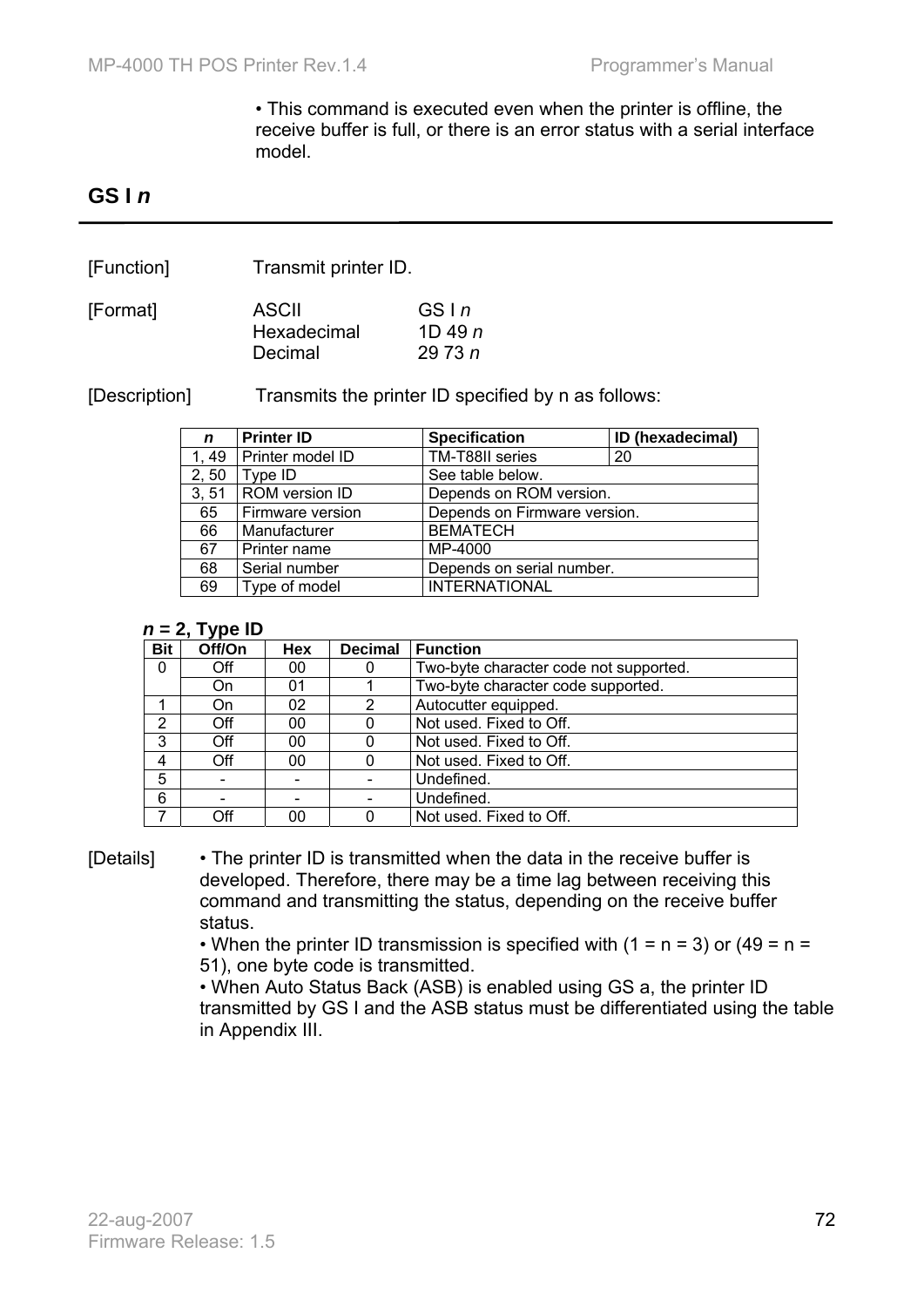• This command is executed even when the printer is offline, the receive buffer is full, or there is an error status with a serial interface model.

## GS I *n*

[Function] Transmit printer ID.

[Format]

| | |
|---|---|
| ASCII | GS I *n* |
| Hexadecimal | 1D 49 *n* |
| Decimal | 29 73 *n* |

[Description] Transmits the printer ID specified by n as follows:

| *n* | Printer ID | Specification | ID (hexadecimal) |
|---|---|---|---|
| 1, 49 | Printer model ID | TM-T88II series | 20 |
| 2, 50 | Type ID | See table below. | |
| 3, 51 | ROM version ID | Depends on ROM version. | |
| 65 | Firmware version | Depends on Firmware version. | |
| 66 | Manufacturer | BEMATECH | |
| 67 | Printer name | MP-4000 | |
| 68 | Serial number | Depends on serial number. | |
| 69 | Type of model | INTERNATIONAL | |

***n* = 2, Type ID**

| Bit | Off/On | Hex | Decimal | Function |
|---|---|---|---|---|
| 0 | Off | 00 | 0 | Two-byte character code not supported. |
| | On | 01 | 1 | Two-byte character code supported. |
| 1 | On | 02 | 2 | Autocutter equipped. |
| 2 | Off | 00 | 0 | Not used. Fixed to Off. |
| 3 | Off | 00 | 0 | Not used. Fixed to Off. |
| 4 | Off | 00 | 0 | Not used. Fixed to Off. |
| 5 | - | - | - | Undefined. |
| 6 | - | - | - | Undefined. |
| 7 | Off | 00 | 0 | Not used. Fixed to Off. |

[Details]

• The printer ID is transmitted when the data in the receive buffer is developed. Therefore, there may be a time lag between receiving this command and transmitting the status, depending on the receive buffer status.

• When the printer ID transmission is specified with (1 = n = 3) or (49 = n = 51), one byte code is transmitted.

• When Auto Status Back (ASB) is enabled using GS a, the printer ID transmitted by GS I and the ASB status must be differentiated using the table in Appendix III.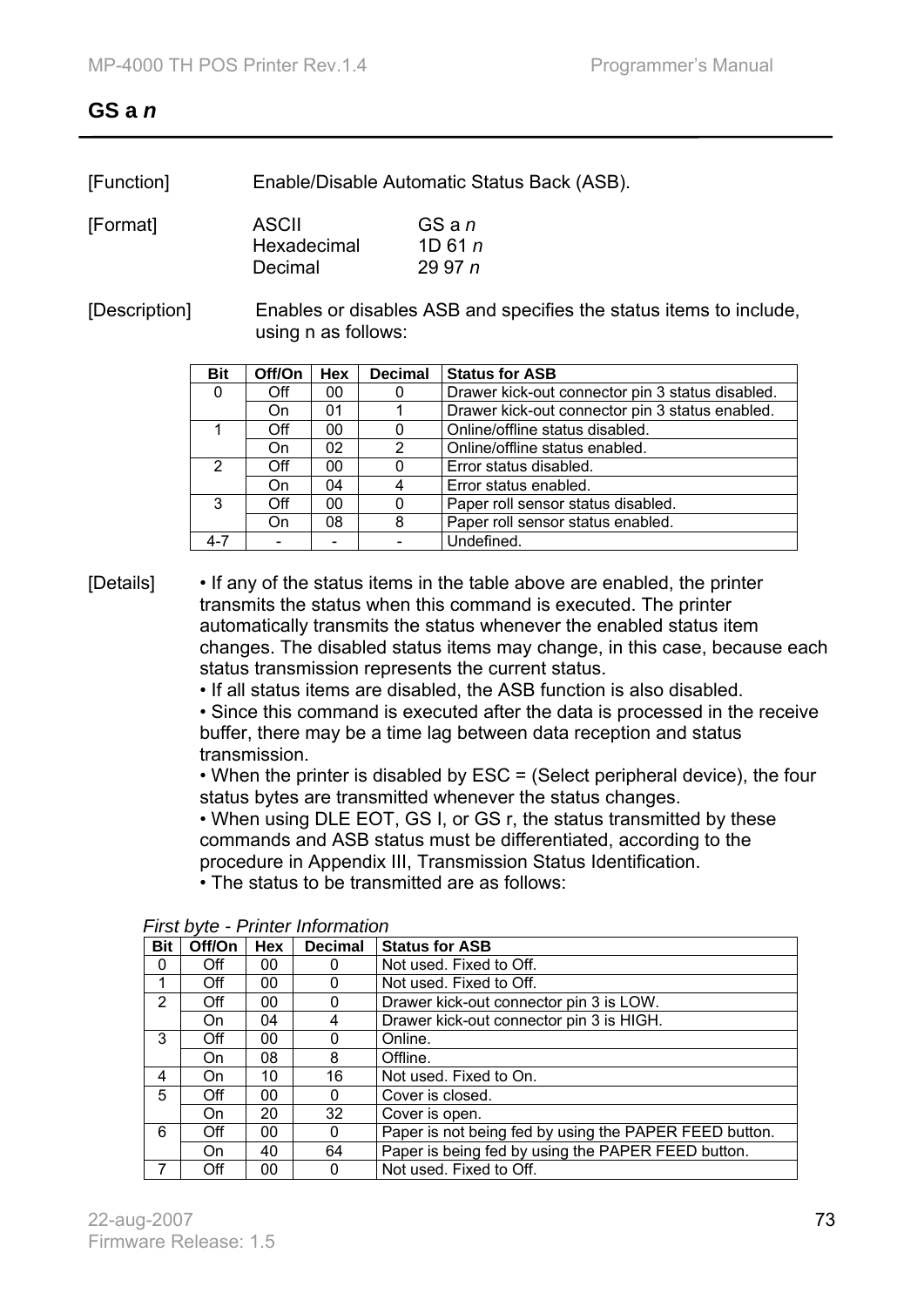## GS a *n*

[Function] Enable/Disable Automatic Status Back (ASB).

[Format]

| | |
|---|---|
| ASCII | GS a *n* |
| Hexadecimal | 1D 61 *n* |
| Decimal | 29 97 *n* |

[Description] Enables or disables ASB and specifies the status items to include, using n as follows:

| Bit | Off/On | Hex | Decimal | Status for ASB |
|---|---|---|---|---|
| 0 | Off | 00 | 0 | Drawer kick-out connector pin 3 status disabled. |
| | On | 01 | 1 | Drawer kick-out connector pin 3 status enabled. |
| 1 | Off | 00 | 0 | Online/offline status disabled. |
| | On | 02 | 2 | Online/offline status enabled. |
| 2 | Off | 00 | 0 | Error status disabled. |
| | On | 04 | 4 | Error status enabled. |
| 3 | Off | 00 | 0 | Paper roll sensor status disabled. |
| | On | 08 | 8 | Paper roll sensor status enabled. |
| 4-7 | - | - | - | Undefined. |

[Details]

- If any of the status items in the table above are enabled, the printer transmits the status when this command is executed. The printer automatically transmits the status whenever the enabled status item changes. The disabled status items may change, in this case, because each status transmission represents the current status.
- If all status items are disabled, the ASB function is also disabled.
- Since this command is executed after the data is processed in the receive buffer, there may be a time lag between data reception and status transmission.
- When the printer is disabled by ESC = (Select peripheral device), the four status bytes are transmitted whenever the status changes.
- When using DLE EOT, GS I, or GS r, the status transmitted by these commands and ASB status must be differentiated, according to the procedure in Appendix III, Transmission Status Identification.
- The status to be transmitted are as follows:

*First byte - Printer Information*

| Bit | Off/On | Hex | Decimal | Status for ASB |
|---|---|---|---|---|
| 0 | Off | 00 | 0 | Not used. Fixed to Off. |
| 1 | Off | 00 | 0 | Not used. Fixed to Off. |
| 2 | Off | 00 | 0 | Drawer kick-out connector pin 3 is LOW. |
| | On | 04 | 4 | Drawer kick-out connector pin 3 is HIGH. |
| 3 | Off | 00 | 0 | Online. |
| | On | 08 | 8 | Offline. |
| 4 | On | 10 | 16 | Not used. Fixed to On. |
| 5 | Off | 00 | 0 | Cover is closed. |
| | On | 20 | 32 | Cover is open. |
| 6 | Off | 00 | 0 | Paper is not being fed by using the PAPER FEED button. |
| | On | 40 | 64 | Paper is being fed by using the PAPER FEED button. |
| 7 | Off | 00 | 0 | Not used. Fixed to Off. |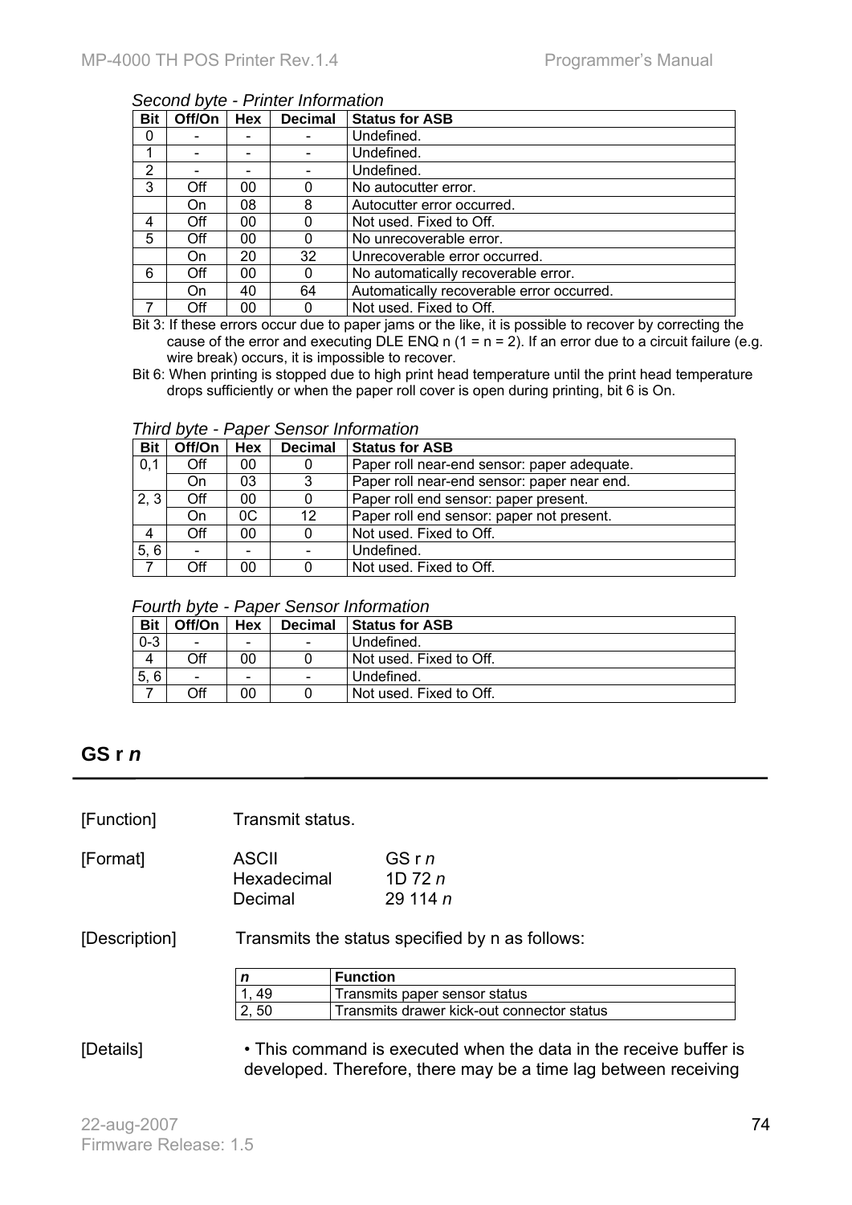*Second byte - Printer Information*

| Bit | Off/On | Hex | Decimal | Status for ASB |
|---|---|---|---|---|
| 0 | - | - | - | Undefined. |
| 1 | - | - | - | Undefined. |
| 2 | - | - | - | Undefined. |
| 3 | Off | 00 | 0 | No autocutter error. |
| | On | 08 | 8 | Autocutter error occurred. |
| 4 | Off | 00 | 0 | Not used. Fixed to Off. |
| 5 | Off | 00 | 0 | No unrecoverable error. |
| | On | 20 | 32 | Unrecoverable error occurred. |
| 6 | Off | 00 | 0 | No automatically recoverable error. |
| | On | 40 | 64 | Automatically recoverable error occurred. |
| 7 | Off | 00 | 0 | Not used. Fixed to Off. |

Bit 3: If these errors occur due to paper jams or the like, it is possible to recover by correcting the cause of the error and executing DLE ENQ n (1 = n = 2). If an error due to a circuit failure (e.g. wire break) occurs, it is impossible to recover.

Bit 6: When printing is stopped due to high print head temperature until the print head temperature drops sufficiently or when the paper roll cover is open during printing, bit 6 is On.

*Third byte - Paper Sensor Information*

| Bit | Off/On | Hex | Decimal | Status for ASB |
|---|---|---|---|---|
| 0,1 | Off | 00 | 0 | Paper roll near-end sensor: paper adequate. |
| | On | 03 | 3 | Paper roll near-end sensor: paper near end. |
| 2, 3 | Off | 00 | 0 | Paper roll end sensor: paper present. |
| | On | 0C | 12 | Paper roll end sensor: paper not present. |
| 4 | Off | 00 | 0 | Not used. Fixed to Off. |
| 5, 6 | - | - | - | Undefined. |
| 7 | Off | 00 | 0 | Not used. Fixed to Off. |

*Fourth byte - Paper Sensor Information*

| Bit | Off/On | Hex | Decimal | Status for ASB |
|---|---|---|---|---|
| 0-3 | - | - | - | Undefined. |
| 4 | Off | 00 | 0 | Not used. Fixed to Off. |
| 5, 6 | - | - | - | Undefined. |
| 7 | Off | 00 | 0 | Not used. Fixed to Off. |

## GS r *n*

[Function] Transmit status.

[Format]

| | |
|---|---|
| ASCII | GS r *n* |
| Hexadecimal | 1D 72 *n* |
| Decimal | 29 114 *n* |

[Description] Transmits the status specified by n as follows:

| *n* | Function |
|---|---|
| 1, 49 | Transmits paper sensor status |
| 2, 50 | Transmits drawer kick-out connector status |

[Details] • This command is executed when the data in the receive buffer is developed. Therefore, there may be a time lag between receiving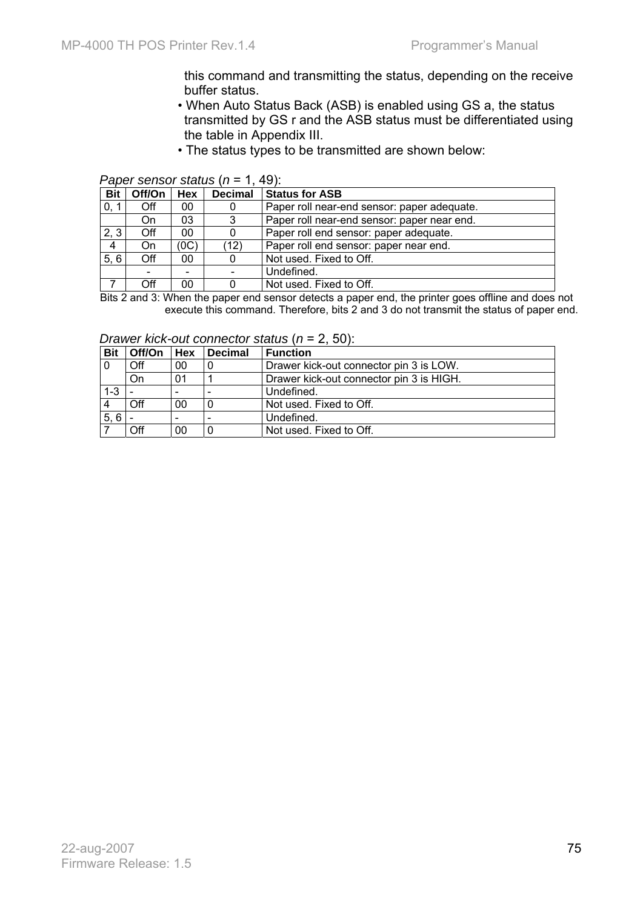this command and transmitting the status, depending on the receive buffer status.

- When Auto Status Back (ASB) is enabled using GS a, the status transmitted by GS r and the ASB status must be differentiated using the table in Appendix III.
- The status types to be transmitted are shown below:

*Paper sensor status* (*n* = 1, 49):

| Bit | Off/On | Hex | Decimal | Status for ASB |
|---|---|---|---|---|
| 0, 1 | Off | 00 | 0 | Paper roll near-end sensor: paper adequate. |
| | On | 03 | 3 | Paper roll near-end sensor: paper near end. |
| 2, 3 | Off | 00 | 0 | Paper roll end sensor: paper adequate. |
| 4 | On | (0C) | (12) | Paper roll end sensor: paper near end. |
| 5, 6 | Off | 00 | 0 | Not used. Fixed to Off. |
| | - | - | - | Undefined. |
| 7 | Off | 00 | 0 | Not used. Fixed to Off. |

Bits 2 and 3: When the paper end sensor detects a paper end, the printer goes offline and does not execute this command. Therefore, bits 2 and 3 do not transmit the status of paper end.

*Drawer kick-out connector status* (*n* = 2, 50):

| Bit | Off/On | Hex | Decimal | Function |
|---|---|---|---|---|
| 0 | Off | 00 | 0 | Drawer kick-out connector pin 3 is LOW. |
| | On | 01 | 1 | Drawer kick-out connector pin 3 is HIGH. |
| 1-3 | - | - | - | Undefined. |
| 4 | Off | 00 | 0 | Not used. Fixed to Off. |
| 5, 6 | - | - | - | Undefined. |
| 7 | Off | 00 | 0 | Not used. Fixed to Off. |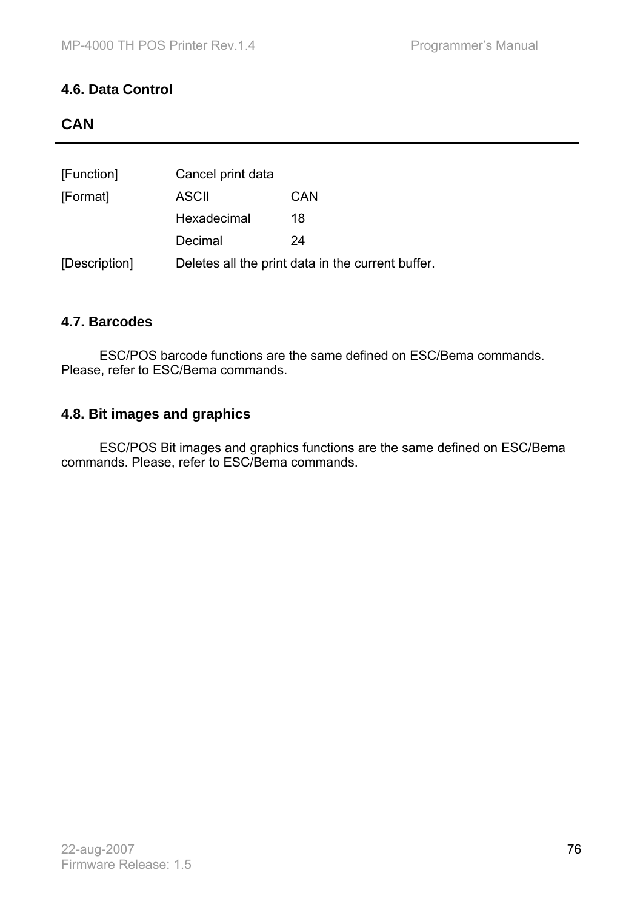## 4.6. Data Control

### CAN

| | | |
|---|---|---|
| [Function] | Cancel print data | |
| [Format] | ASCII | CAN |
| | Hexadecimal | 18 |
| | Decimal | 24 |
| [Description] | Deletes all the print data in the current buffer. | |

## 4.7. Barcodes

ESC/POS barcode functions are the same defined on ESC/Bema commands. Please, refer to ESC/Bema commands.

## 4.8. Bit images and graphics

ESC/POS Bit images and graphics functions are the same defined on ESC/Bema commands. Please, refer to ESC/Bema commands.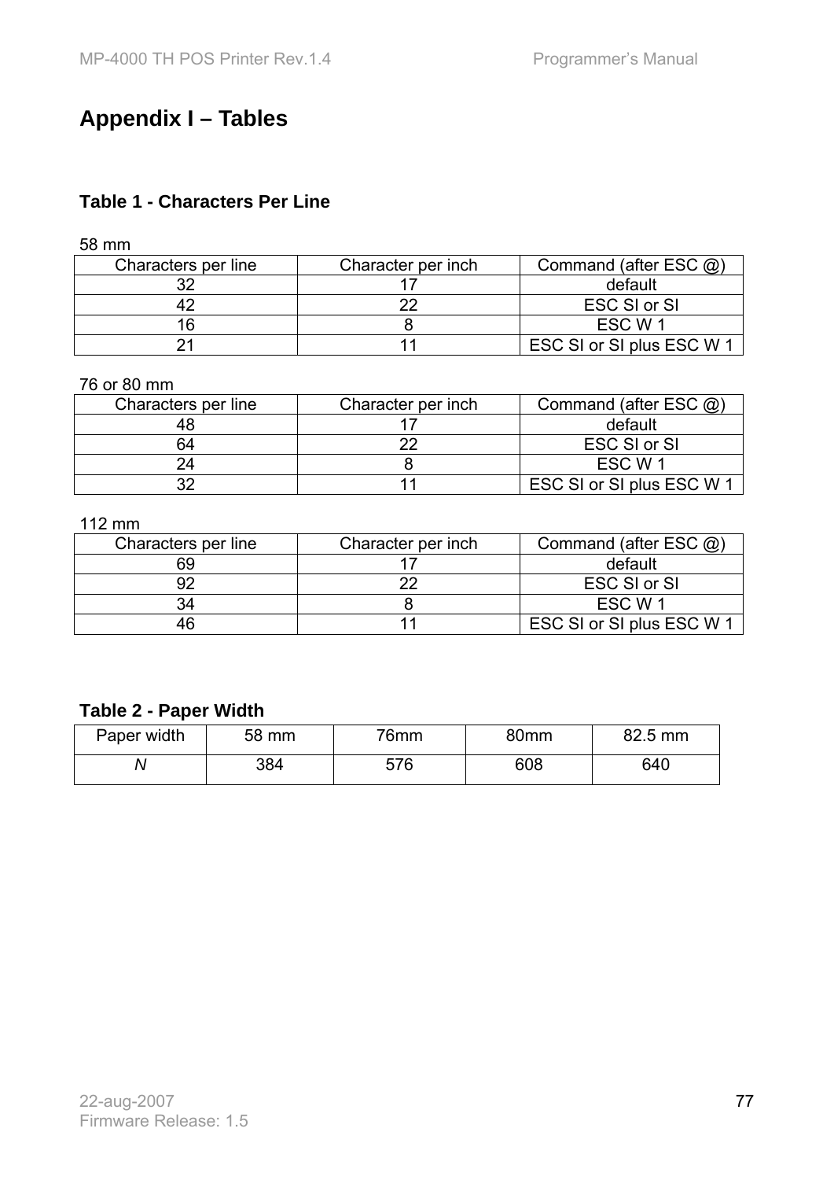# Appendix I – Tables

## Table 1 - Characters Per Line

58 mm

| Characters per line | Character per inch | Command (after ESC @) |
|---|---|---|
| 32 | 17 | default |
| 42 | 22 | ESC SI or SI |
| 16 | 8 | ESC W 1 |
| 21 | 11 | ESC SI or SI plus ESC W 1 |

76 or 80 mm

| Characters per line | Character per inch | Command (after ESC @) |
|---|---|---|
| 48 | 17 | default |
| 64 | 22 | ESC SI or SI |
| 24 | 8 | ESC W 1 |
| 32 | 11 | ESC SI or SI plus ESC W 1 |

112 mm

| Characters per line | Character per inch | Command (after ESC @) |
|---|---|---|
| 69 | 17 | default |
| 92 | 22 | ESC SI or SI |
| 34 | 8 | ESC W 1 |
| 46 | 11 | ESC SI or SI plus ESC W 1 |

## Table 2 - Paper Width

| Paper width | 58 mm | 76mm | 80mm | 82.5 mm |
|---|---|---|---|---|
| *N* | 384 | 576 | 608 | 640 |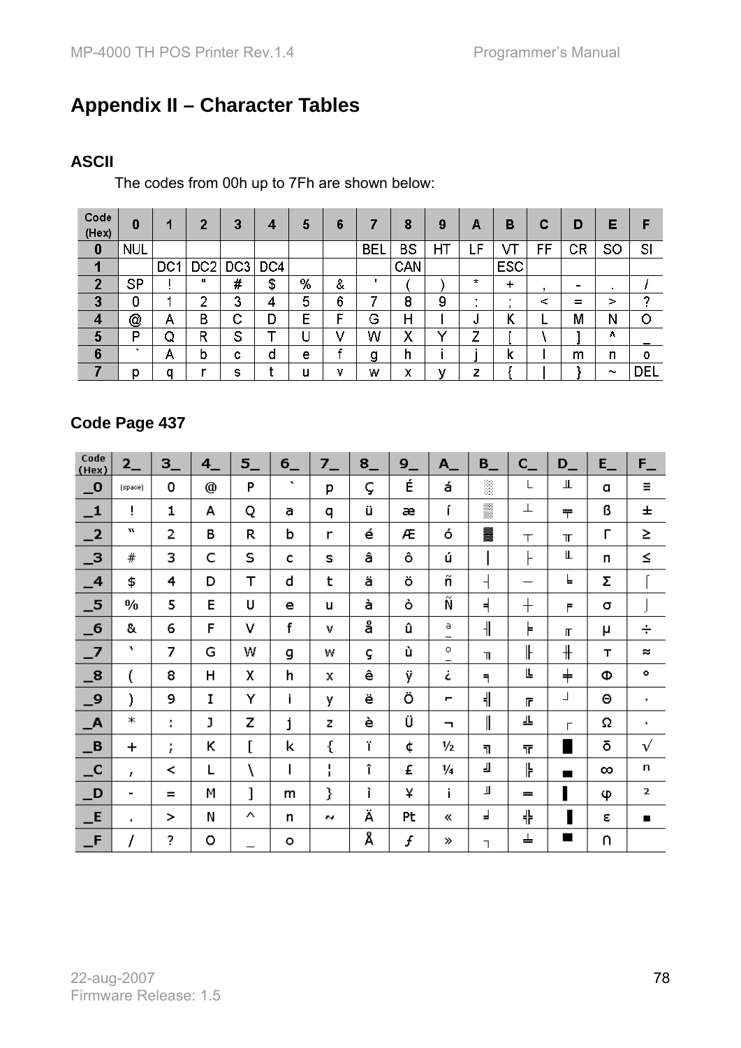## Appendix II – Character Tables

### ASCII

The codes from 00h up to 7Fh are shown below:

| Code (Hex) | 0 | 1 | 2 | 3 | 4 | 5 | 6 | 7 | 8 | 9 | A | B | C | D | E | F |
|---|---|---|---|---|---|---|---|---|---|---|---|---|---|---|---|---|
| 0 | NUL | | | | | | | BEL | BS | HT | LF | VT | FF | CR | SO | SI |
| 1 | | DC1 | DC2 | DC3 | DC4 | | | | CAN | | | ESC | | | | |
| 2 | SP | ! | " | # | $ | % | & | ' | ( | ) | * | + | , | - | . | / |
| 3 | 0 | 1 | 2 | 3 | 4 | 5 | 6 | 7 | 8 | 9 | : | ; | < | = | > | ? |
| 4 | @ | A | B | C | D | E | F | G | H | I | J | K | L | M | N | O |
| 5 | P | Q | R | S | T | U | V | W | X | Y | Z | [ | \ | ] | ^ | _ |
| 6 | ` | A | b | c | d | e | f | g | h | i | j | k | l | m | n | o |
| 7 | p | q | r | s | t | u | v | w | x | y | z | { | \| | } | ~ | DEL |

### Code Page 437

| Code (Hex) | 2_ | 3_ | 4_ | 5_ | 6_ | 7_ | 8_ | 9_ | A_ | B_ | C_ | D_ | E_ | F_ |
|---|---|---|---|---|---|---|---|---|---|---|---|---|---|---|
| _0 | (space) | 0 | @ | P | ` | p | Ç | É | á | ░ | └ | ╨ | α | ≡ |
| _1 | ! | 1 | A | Q | a | q | ü | æ | í | ▒ | ┴ | ╤ | ß | ± |
| _2 | " | 2 | B | R | b | r | é | Æ | ó | ▓ | ┬ | ╥ | Γ | ≥ |
| _3 | # | 3 | C | S | c | s | â | ô | ú | │ | ├ | ╙ | π | ≤ |
| _4 | $ | 4 | D | T | d | t | ä | ö | ñ | ┤ | ─ | ╘ | Σ | ⌠ |
| _5 | % | 5 | E | U | e | u | à | ò | Ñ | ╡ | ┼ | ╒ | σ | ⌡ |
| _6 | & | 6 | F | V | f | v | å | û | ª | ╢ | ╞ | ╓ | µ | ÷ |
| _7 | ' | 7 | G | W | g | w | ç | ù | º | ╖ | ╟ | ╫ | τ | ≈ |
| _8 | ( | 8 | H | X | h | x | ê | ÿ | ¿ | ╕ | ╚ | ╪ | Φ | ° |
| _9 | ) | 9 | I | Y | i | y | ë | Ö | ⌐ | ╣ | ╔ | ┘ | Θ | · |
| _A | * | : | J | Z | j | z | è | Ü | ¬ | ║ | ╩ | ┌ | Ω | · |
| _B | + | ; | K | [ | k | { | ï | ¢ | ½ | ╗ | ╦ | █ | δ | √ |
| _C | , | < | L | \ | l | ¦ | î | £ | ¼ | ╝ | ╠ | ▄ | ∞ | ⁿ |
| _D | - | = | M | ] | m | } | ì | ¥ | ¡ | ╜ | ═ | ▌ | φ | ² |
| _E | . | > | N | ^ | n | ~ | Ä | Pt | « | ╛ | ╬ | ▐ | ε | ■ |
| _F | / | ? | O | _ | o | | Å | ƒ | » | ┐ | ╧ | ▀ | ∩ | |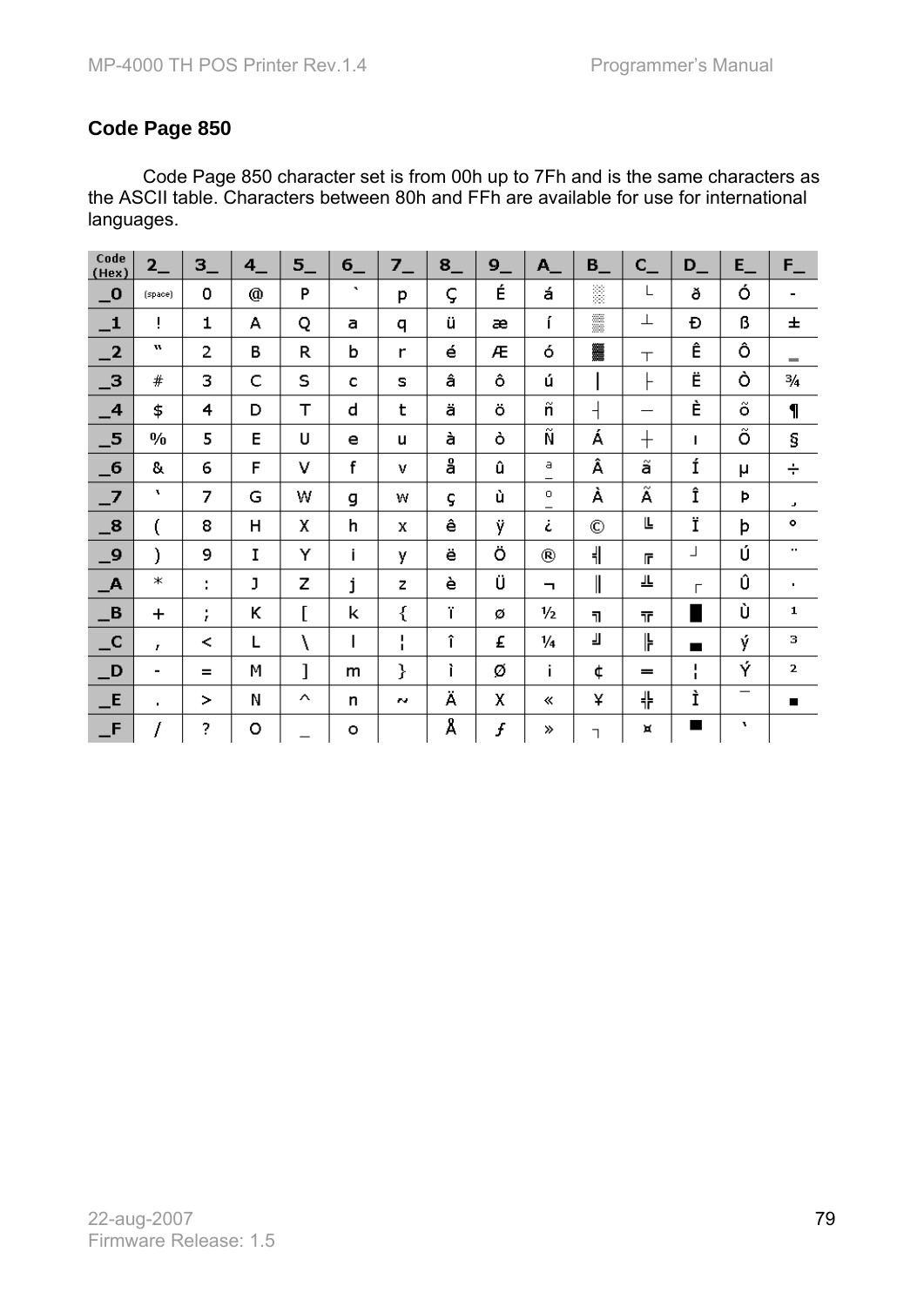## Code Page 850

Code Page 850 character set is from 00h up to 7Fh and is the same characters as the ASCII table. Characters between 80h and FFh are available for use for international languages.

| Code (Hex) | 2_ | 3_ | 4_ | 5_ | 6_ | 7_ | 8_ | 9_ | A_ | B_ | C_ | D_ | E_ | F_ |
|---|---|---|---|---|---|---|---|---|---|---|---|---|---|---|
| _0 | (space) | 0 | @ | P | ` | p | Ç | É | á | ░ | └ | ð | Ó | - |
| _1 | ! | 1 | A | Q | a | q | ü | æ | í | ▒ | ┴ | Đ | ß | ± |
| _2 | " | 2 | B | R | b | r | é | Æ | ó | ▓ | ┬ | Ê | Ô | ‗ |
| _3 | # | 3 | C | S | c | s | â | ô | ú | │ | ├ | Ë | Ò | ¾ |
| _4 | $ | 4 | D | T | d | t | ä | ö | ñ | ┤ | ─ | È | õ | ¶ |
| _5 | % | 5 | E | U | e | u | à | ò | Ñ | Á | ┼ | ı | Õ | § |
| _6 | & | 6 | F | V | f | v | å | û | ª | Â | ã | Í | µ | ÷ |
| _7 | ' | 7 | G | W | g | w | ç | ù | º | À | Ã | Î | þ | ¸ |
| _8 | ( | 8 | H | X | h | x | ê | ÿ | ¿ | © | ╚ | Ï | Þ | ° |
| _9 | ) | 9 | I | Y | i | y | ë | Ö | ® | ╣ | ╔ | ┘ | Ú | ¨ |
| _A | * | : | J | Z | j | z | è | Ü | ¬ | ║ | ╩ | ┌ | Û | · |
| _B | + | ; | K | [ | k | { | ï | ø | ½ | ╗ | ╦ | █ | Ù | ¹ |
| _C | , | < | L | \ | l | ¦ | î | £ | ¼ | ╝ | ╠ | ▄ | ý | ³ |
| _D | - | = | M | ] | m | } | ì | Ø | ¡ | ¢ | ═ | ¦ | Ý | ² |
| _E | . | > | N | ^ | n | ~ | Ä | × | « | ¥ | ╬ | Ì | ¯ | ■ |
| _F | / | ? | O | _ | o | | Å | ƒ | » | ┐ | ¤ | ▀ | ´ | |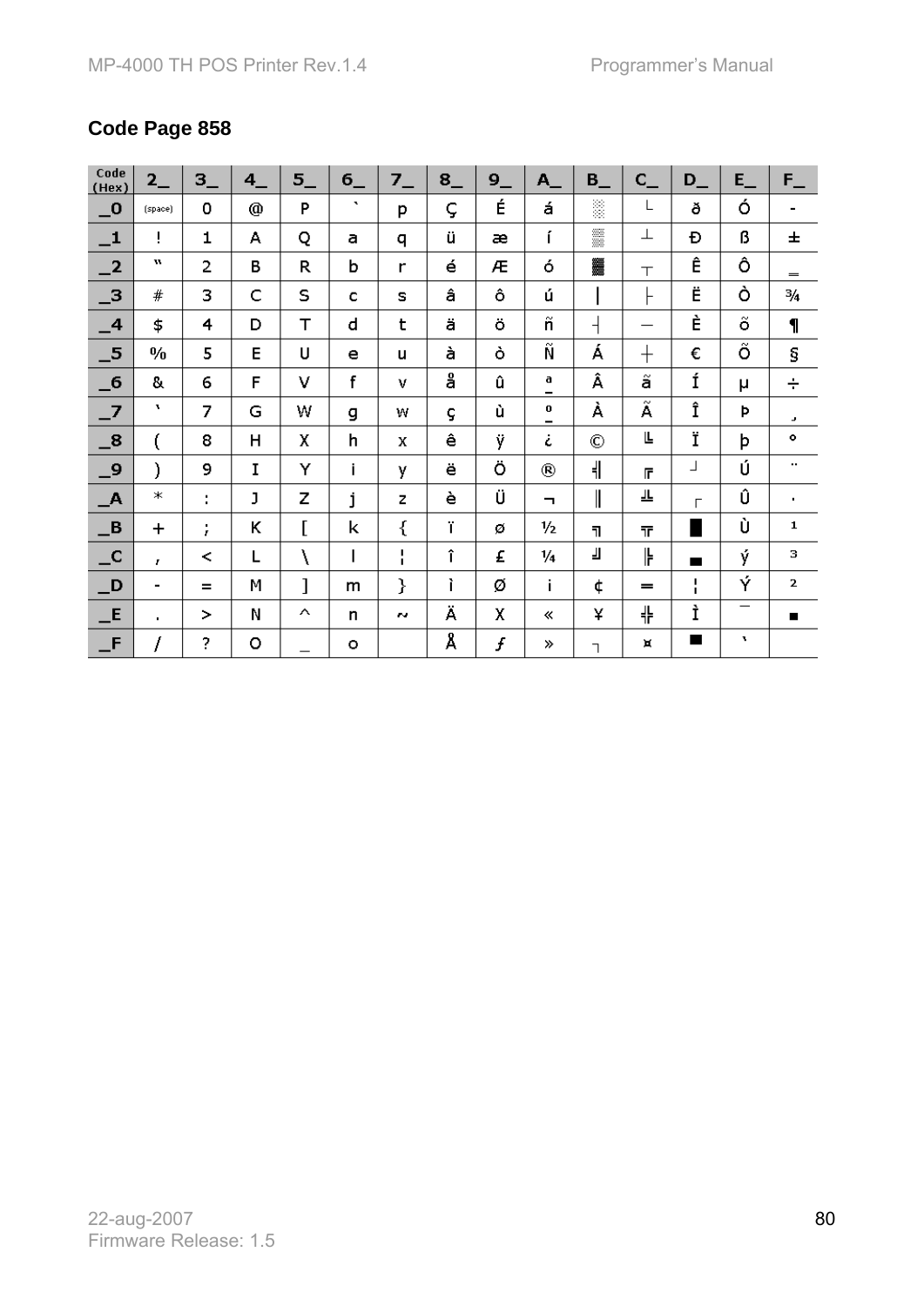## Code Page 858

| Code (Hex) | 2_ | 3_ | 4_ | 5_ | 6_ | 7_ | 8_ | 9_ | A_ | B_ | C_ | D_ | E_ | F_ |
|---|---|---|---|---|---|---|---|---|---|---|---|---|---|---|
| _0 | (space) | 0 | @ | P | ` | p | Ç | É | á | ░ | └ | ð | Ó | - |
| _1 | ! | 1 | A | Q | a | q | ü | æ | í | ▒ | ┴ | Ð | ß | ± |
| _2 | " | 2 | B | R | b | r | é | Æ | ó | ▓ | ┬ | Ê | Ô | ‗ |
| _3 | # | 3 | C | S | c | s | â | ô | ú | │ | ├ | Ë | Ò | ¾ |
| _4 | $ | 4 | D | T | d | t | ä | ö | ñ | ┤ | ─ | È | õ | ¶ |
| _5 | % | 5 | E | U | e | u | à | ò | Ñ | Á | ┼ | € | Õ | § |
| _6 | & | 6 | F | V | f | v | å | û | ª | Â | ã | Í | µ | ÷ |
| _7 | ' | 7 | G | W | g | w | ç | ù | º | À | Ã | Î | Þ | ¸ |
| _8 | ( | 8 | H | X | h | x | ê | ÿ | ¿ | © | ╚ | Ï | þ | ° |
| _9 | ) | 9 | I | Y | i | y | ë | Ö | ® | ╣ | ╔ | ┘ | Ú | ¨ |
| _A | * | : | J | Z | j | z | è | Ü | ¬ | ║ | ╩ | ┌ | Û | · |
| _B | + | ; | K | [ | k | { | ï | ø | ½ | ╗ | ╦ | █ | Ù | ¹ |
| _C | , | < | L | \ | l | ¦ | î | £ | ¼ | ╝ | ╠ | ▄ | ý | ³ |
| _D | - | = | M | ] | m | } | ì | Ø | ¡ | ¢ | ═ | ¦ | Ý | ² |
| _E | . | > | N | ^ | n | ~ | Ä | × | « | ¥ | ╬ | Ì | ¯ | ■ |
| _F | / | ? | O | _ | o | | Å | ƒ | » | ┐ | ¤ | ▀ | ´ | |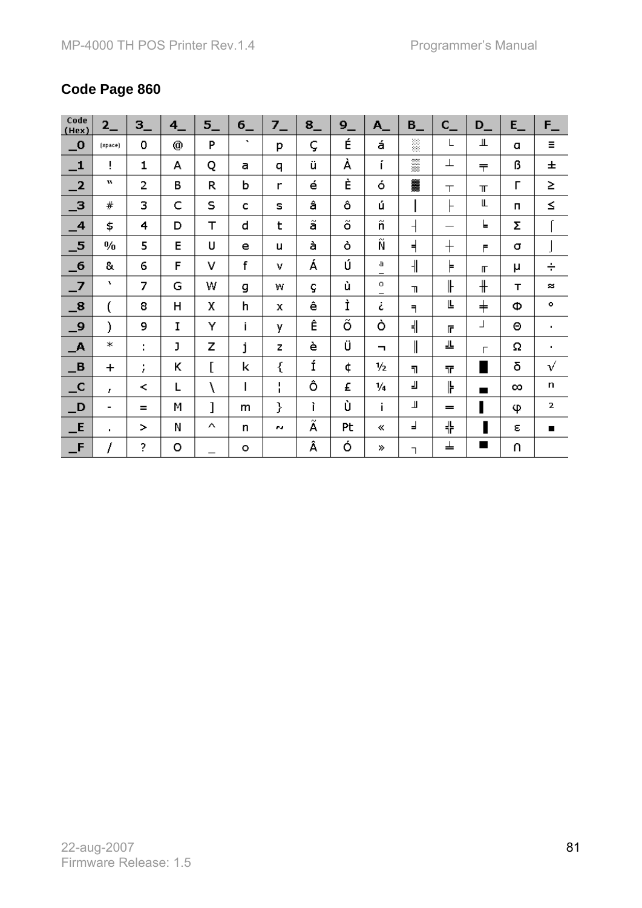## Code Page 860

| Code (Hex) | 2_ | 3_ | 4_ | 5_ | 6_ | 7_ | 8_ | 9_ | A_ | B_ | C_ | D_ | E_ | F_ |
|---|---|---|---|---|---|---|---|---|---|---|---|---|---|---|
| _0 | (space) | 0 | @ | P | ` | p | Ç | É | á | ░ | └ | ╨ | α | ≡ |
| _1 | ! | 1 | A | Q | a | q | ü | À | í | ▒ | ┴ | ╤ | ß | ± |
| _2 | " | 2 | B | R | b | r | é | È | ó | ▓ | ┬ | ╥ | Γ | ≥ |
| _3 | # | 3 | C | S | c | s | â | ô | ú | │ | ├ | ╙ | π | ≤ |
| _4 | $ | 4 | D | T | d | t | ã | õ | ñ | ┤ | ─ | ╘ | Σ | ⌠ |
| _5 | % | 5 | E | U | e | u | à | ò | Ñ | ╡ | ┼ | ╒ | σ | ⌡ |
| _6 | & | 6 | F | V | f | v | Á | Ú | ª | ╢ | ╞ | ╓ | µ | ÷ |
| _7 | ' | 7 | G | W | g | w | ç | ù | º | ╖ | ╟ | ╫ | τ | ≈ |
| _8 | ( | 8 | H | X | h | x | ê | Ì | ¿ | ╕ | ╚ | ╪ | Φ | ° |
| _9 | ) | 9 | I | Y | i | y | Ê | Õ | Ò | ╣ | ╔ | ┘ | Θ | · |
| _A | * | : | J | Z | j | z | è | Ü | ¬ | ║ | ╩ | ┌ | Ω | · |
| _B | + | ; | K | [ | k | { | Í | ¢ | ½ | ╗ | ╦ | █ | δ | √ |
| _C | , | < | L | \ | l | ¦ | Ô | £ | ¼ | ╝ | ╠ | ▄ | ∞ | ⁿ |
| _D | - | = | M | ] | m | } | ì | Ù | ¡ | ╜ | ═ | ▌ | φ | ² |
| _E | . | > | N | ^ | n | ~ | Ã | Pt | « | ╛ | ╬ | ▐ | ε | ■ |
| _F | / | ? | O | _ | o | | Â | Ó | » | ┐ | ╧ | ▀ | ∩ | |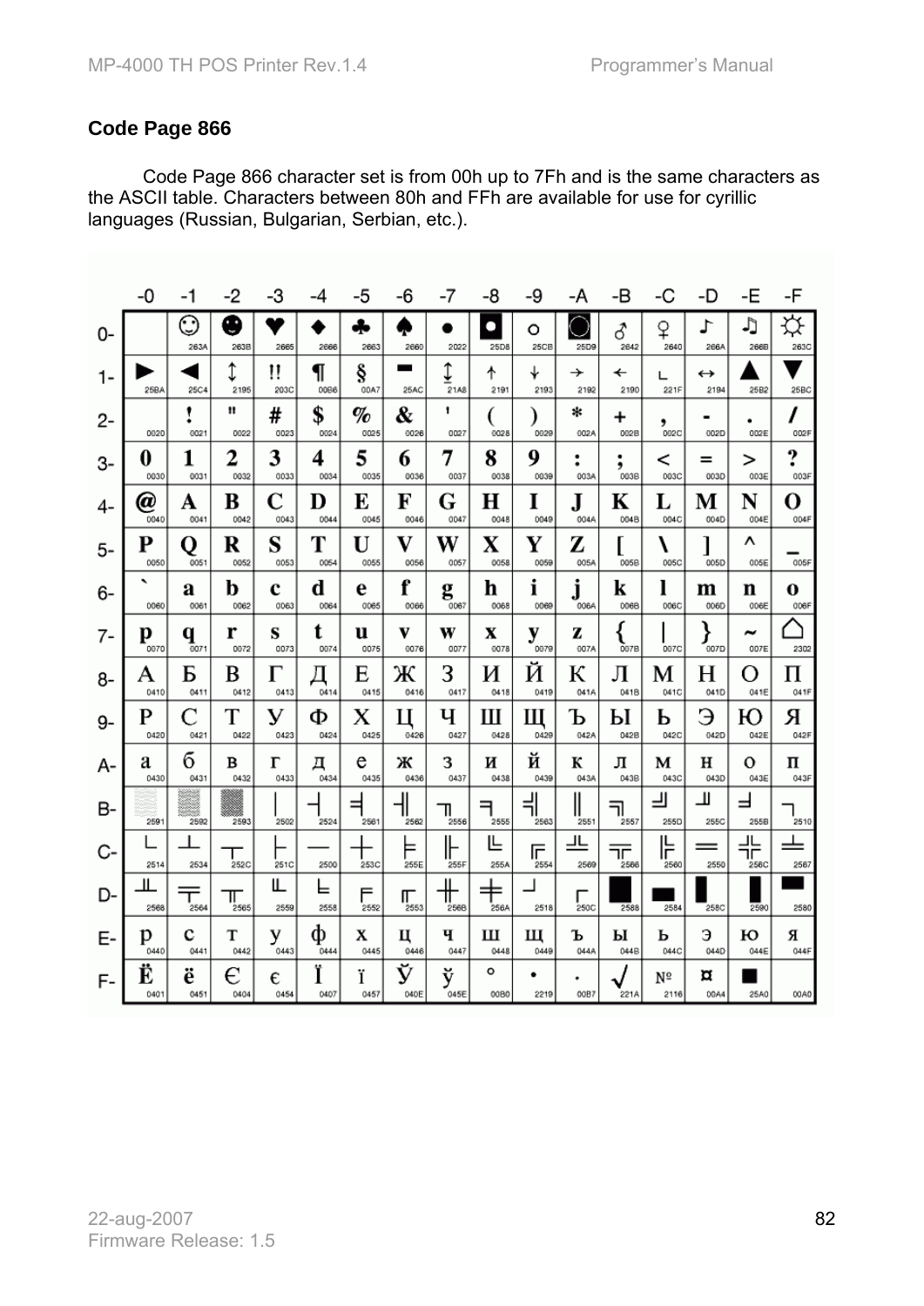## Code Page 866

Code Page 866 character set is from 00h up to 7Fh and is the same characters as the ASCII table. Characters between 80h and FFh are available for use for cyrillic languages (Russian, Bulgarian, Serbian, etc.).

| | -0 | -1 | -2 | -3 | -4 | -5 | -6 | -7 | -8 | -9 | -A | -B | -C | -D | -E | -F |
|---|---|---|---|---|---|---|---|---|---|---|---|---|---|---|---|---|
| 0- | | ☺ 263A | ☻ 263B | ♥ 2665 | ♦ 2666 | ♣ 2663 | ♠ 2660 | • 2022 | ◘ 25D8 | ○ 25CB | ◙ 25D9 | ♂ 2642 | ♀ 2640 | ♪ 266A | ♫ 266B | ☼ 263C |
| 1- | ► 25BA | ◄ 25C4 | ↕ 2195 | ‼ 203C | ¶ 00B6 | § 00A7 | ▬ 25AC | ↨ 21A8 | ↑ 2191 | ↓ 2193 | → 2192 | ← 2190 | ∟ 221F | ↔ 2194 | ▲ 25B2 | ▼ 25BC |
| 2- | 0020 | ! 0021 | " 0022 | # 0023 | $ 0024 | % 0025 | & 0026 | ' 0027 | ( 0028 | ) 0029 | * 002A | + 002B | , 002C | - 002D | . 002E | / 002F |
| 3- | 0 0030 | 1 0031 | 2 0032 | 3 0033 | 4 0034 | 5 0035 | 6 0036 | 7 0037 | 8 0038 | 9 0039 | : 003A | ; 003B | < 003C | = 003D | > 003E | ? 003F |
| 4- | @ 0040 | A 0041 | B 0042 | C 0043 | D 0044 | E 0045 | F 0046 | G 0047 | H 0048 | I 0049 | J 004A | K 004B | L 004C | M 004D | N 004E | O 004F |
| 5- | P 0050 | Q 0051 | R 0052 | S 0053 | T 0054 | U 0055 | V 0056 | W 0057 | X 0058 | Y 0059 | Z 005A | [ 005B | \ 005C | ] 005D | ^ 005E | _ 005F |
| 6- | ` 0060 | a 0061 | b 0062 | c 0063 | d 0064 | e 0065 | f 0066 | g 0067 | h 0068 | i 0069 | j 006A | k 006B | l 006C | m 006D | n 006E | o 006F |
| 7- | p 0070 | q 0071 | r 0072 | s 0073 | t 0074 | u 0075 | v 0076 | w 0077 | x 0078 | y 0079 | z 007A | { 007B | \| 007C | } 007D | ~ 007E | ⌂ 2302 |
| 8- | А 0410 | Б 0411 | В 0412 | Г 0413 | Д 0414 | Е 0415 | Ж 0416 | З 0417 | И 0418 | Й 0419 | К 041A | Л 041B | М 041C | Н 041D | О 041E | П 041F |
| 9- | Р 0420 | С 0421 | Т 0422 | У 0423 | Ф 0424 | Х 0425 | Ц 0426 | Ч 0427 | Ш 0428 | Щ 0429 | Ъ 042A | Ы 042B | Ь 042C | Э 042D | Ю 042E | Я 042F |
| A- | а 0430 | б 0431 | в 0432 | г 0433 | д 0434 | е 0435 | ж 0436 | з 0437 | и 0438 | й 0439 | к 043A | л 043B | м 043C | н 043D | о 043E | п 043F |
| B- | ░ 2591 | ▒ 2592 | ▓ 2593 | │ 2502 | ┤ 2524 | ╡ 2561 | ╢ 2562 | ╖ 2556 | ╕ 2555 | ╣ 2563 | ║ 2551 | ╗ 2557 | ╝ 255D | ╜ 255C | ╛ 255B | ┐ 2510 |
| C- | └ 2514 | ┴ 2534 | ┬ 252C | ├ 251C | ─ 2500 | ┼ 253C | ╞ 255E | ╟ 255F | ╚ 255A | ╔ 2554 | ╩ 2569 | ╦ 2566 | ╠ 2560 | ═ 2550 | ╬ 256C | ╧ 2567 |
| D- | ╨ 2568 | ╤ 2564 | ╥ 2565 | ╙ 2559 | ╘ 2558 | ╒ 2552 | ╓ 2553 | ╫ 256B | ╪ 256A | ┘ 2518 | ┌ 250C | █ 2588 | ▄ 2584 | ▌ 258C | ▐ 2590 | ▀ 2580 |
| E- | р 0440 | с 0441 | т 0442 | у 0443 | ф 0444 | х 0445 | ц 0446 | ч 0447 | ш 0448 | щ 0449 | ъ 044A | ы 044B | ь 044C | э 044D | ю 044E | я 044F |
| F- | Ё 0401 | ё 0451 | Є 0404 | є 0454 | Ї 0407 | ї 0457 | Ў 040E | ў 045E | ° 00B0 | ∙ 2219 | · 00B7 | √ 221A | № 2116 | ¤ 00A4 | ■ 25A0 | 00A0 |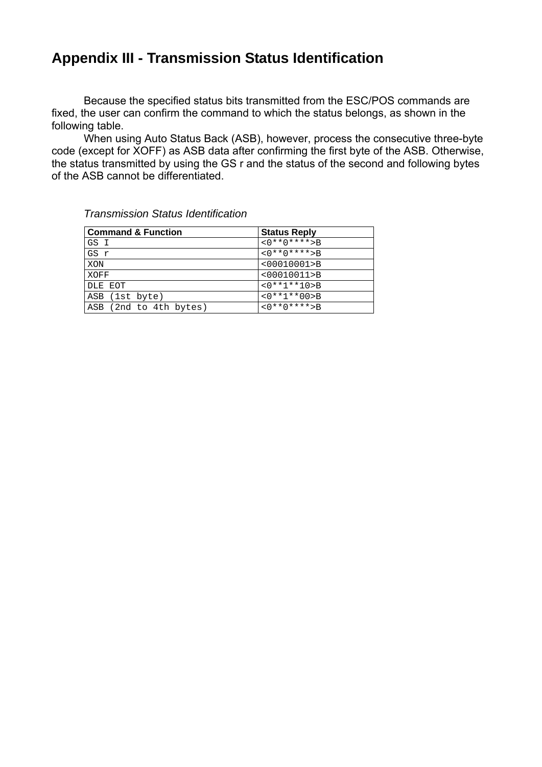## Appendix III - Transmission Status Identification

Because the specified status bits transmitted from the ESC/POS commands are fixed, the user can confirm the command to which the status belongs, as shown in the following table.

When using Auto Status Back (ASB), however, process the consecutive three-byte code (except for XOFF) as ASB data after confirming the first byte of the ASB. Otherwise, the status transmitted by using the GS r and the status of the second and following bytes of the ASB cannot be differentiated.

*Transmission Status Identification*

| Command & Function | Status Reply |
|---|---|
| GS I | <0**0****>B |
| GS r | <0**0****>B |
| XON | <00010001>B |
| XOFF | <00010011>B |
| DLE EOT | <0**1**10>B |
| ASB (1st byte) | <0**1**00>B |
| ASB (2nd to 4th bytes) | <0**0****>B |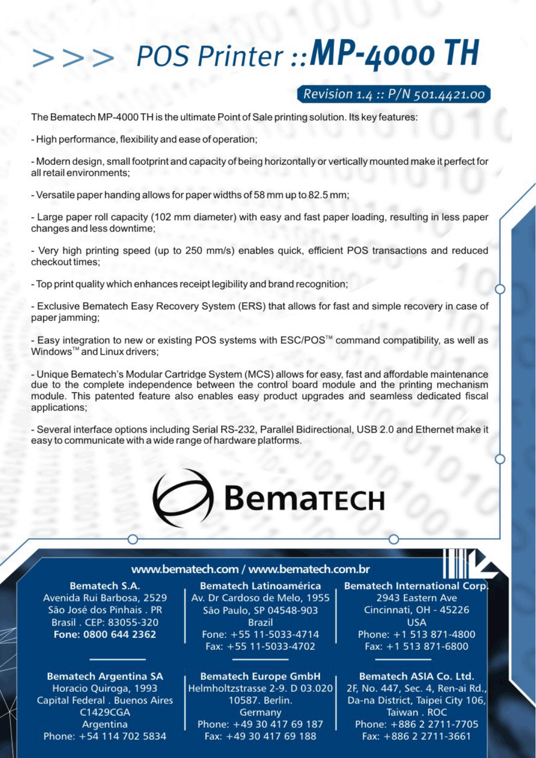# >>> POS Printer :: MP-4000 TH

*Revision 1.4 :: P/N 501.4421.00*

The Bematech MP-4000 TH is the ultimate Point of Sale printing solution. Its key features:

- High performance, flexibility and ease of operation;

- Modern design, small footprint and capacity of being horizontally or vertically mounted make it perfect for all retail environments;

- Versatile paper handing allows for paper widths of 58 mm up to 82.5 mm;

- Large paper roll capacity (102 mm diameter) with easy and fast paper loading, resulting in less paper changes and less downtime;

- Very high printing speed (up to 250 mm/s) enables quick, efficient POS transactions and reduced checkout times;

- Top print quality which enhances receipt legibility and brand recognition;

- Exclusive Bematech Easy Recovery System (ERS) that allows for fast and simple recovery in case of paper jamming;

- Easy integration to new or existing POS systems with ESC/POS™ command compatibility, as well as Windows™ and Linux drivers;

- Unique Bematech's Modular Cartridge System (MCS) allows for easy, fast and affordable maintenance due to the complete independence between the control board module and the printing mechanism module. This patented feature also enables easy product upgrades and seamless dedicated fiscal applications;

- Several interface options including Serial RS-232, Parallel Bidirectional, USB 2.0 and Ethernet make it easy to communicate with a wide range of hardware platforms.

Bematech

www.bematech.com / www.bematech.com.br

**Bematech S.A.**
Avenida Rui Barbosa, 2529
São José dos Pinhais . PR
Brasil . CEP: 83055-320
**Fone: 0800 644 2362**

**Bematech Latinoamérica**
Av. Dr Cardoso de Melo, 1955
São Paulo, SP 04548-903
Brazil
Fone: +55 11-5033-4714
Fax: +55 11-5033-4702

**Bematech International Corp.**
2943 Eastern Ave
Cincinnati, OH - 45226
USA
Phone: +1 513 871-4800
Fax: +1 513 871-6800

**Bematech Argentina SA**
Horacio Quiroga, 1993
Capital Federal . Buenos Aires
C1429CGA
Argentina
Phone: +54 114 702 5834

**Bematech Europe GmbH**
Helmholtzstrasse 2-9. D 03.020
10587. Berlin.
Germany
Phone: +49 30 417 69 187
Fax: +49 30 417 69 188

**Bematech ASIA Co. Ltd.**
2F, No. 447, Sec. 4, Ren-ai Rd.,
Da-na District, Taipei City 106,
Taiwan . ROC
Phone: +886 2 2711-7705
Fax: +886 2 2711-3661